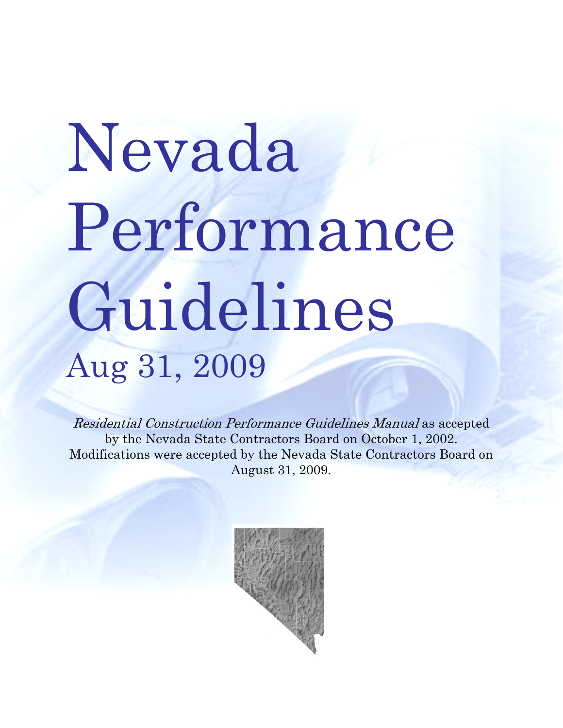# Nevada Performance Guidelines

## Aug 31, 2009

*Residential Construction Performance Guidelines Manual* as accepted by the Nevada State Contractors Board on October 1, 2002. Modifications were accepted by the Nevada State Contractors Board on August 31, 2009.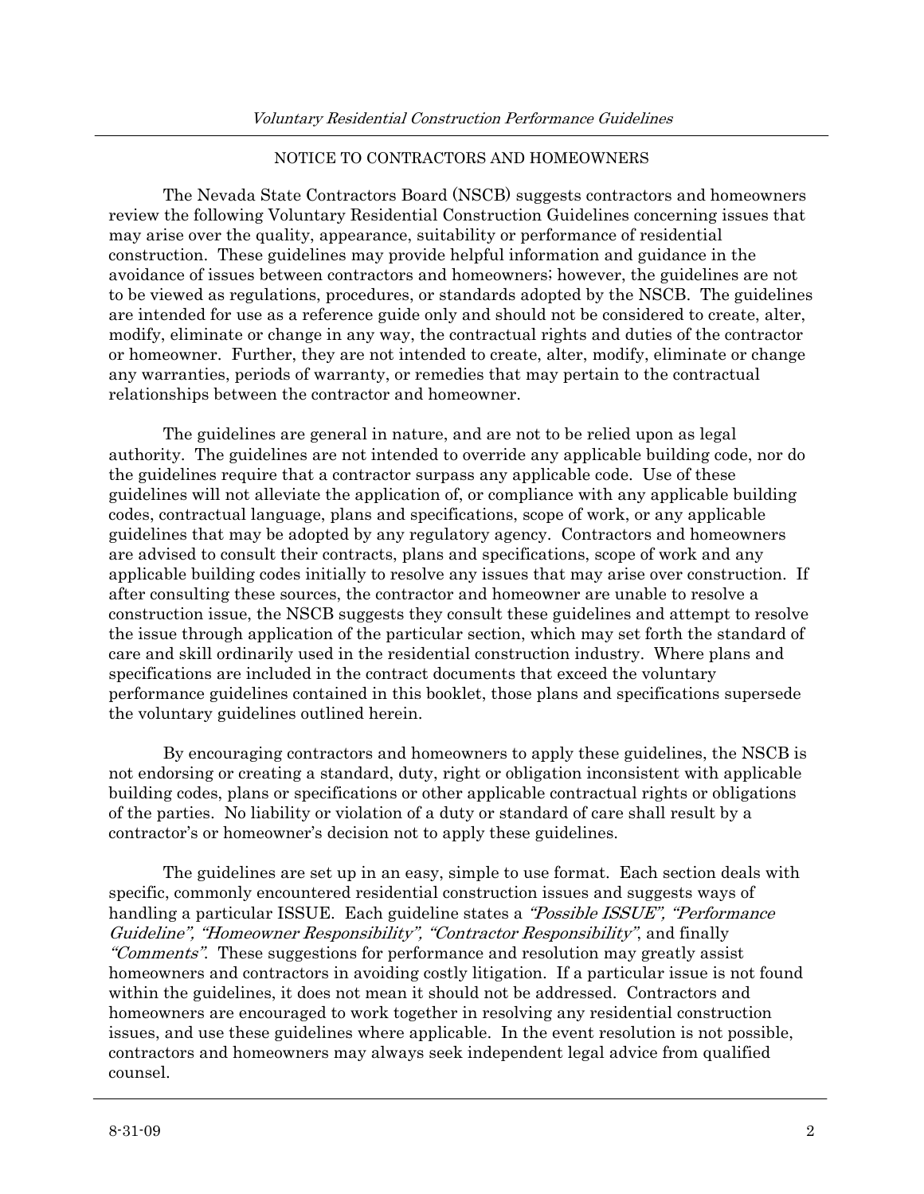## NOTICE TO CONTRACTORS AND HOMEOWNERS

The Nevada State Contractors Board (NSCB) suggests contractors and homeowners review the following Voluntary Residential Construction Guidelines concerning issues that may arise over the quality, appearance, suitability or performance of residential construction. These guidelines may provide helpful information and guidance in the avoidance of issues between contractors and homeowners; however, the guidelines are not to be viewed as regulations, procedures, or standards adopted by the NSCB. The guidelines are intended for use as a reference guide only and should not be considered to create, alter, modify, eliminate or change in any way, the contractual rights and duties of the contractor or homeowner. Further, they are not intended to create, alter, modify, eliminate or change any warranties, periods of warranty, or remedies that may pertain to the contractual relationships between the contractor and homeowner.

The guidelines are general in nature, and are not to be relied upon as legal authority. The guidelines are not intended to override any applicable building code, nor do the guidelines require that a contractor surpass any applicable code. Use of these guidelines will not alleviate the application of, or compliance with any applicable building codes, contractual language, plans and specifications, scope of work, or any applicable guidelines that may be adopted by any regulatory agency. Contractors and homeowners are advised to consult their contracts, plans and specifications, scope of work and any applicable building codes initially to resolve any issues that may arise over construction. If after consulting these sources, the contractor and homeowner are unable to resolve a construction issue, the NSCB suggests they consult these guidelines and attempt to resolve the issue through application of the particular section, which may set forth the standard of care and skill ordinarily used in the residential construction industry. Where plans and specifications are included in the contract documents that exceed the voluntary performance guidelines contained in this booklet, those plans and specifications supersede the voluntary guidelines outlined herein.

By encouraging contractors and homeowners to apply these guidelines, the NSCB is not endorsing or creating a standard, duty, right or obligation inconsistent with applicable building codes, plans or specifications or other applicable contractual rights or obligations of the parties. No liability or violation of a duty or standard of care shall result by a contractor's or homeowner's decision not to apply these guidelines.

The guidelines are set up in an easy, simple to use format. Each section deals with specific, commonly encountered residential construction issues and suggests ways of handling a particular ISSUE. Each guideline states a *"Possible ISSUE", "Performance Guideline", "Homeowner Responsibility", "Contractor Responsibility"*, and finally *"Comments"*. These suggestions for performance and resolution may greatly assist homeowners and contractors in avoiding costly litigation. If a particular issue is not found within the guidelines, it does not mean it should not be addressed. Contractors and homeowners are encouraged to work together in resolving any residential construction issues, and use these guidelines where applicable. In the event resolution is not possible, contractors and homeowners may always seek independent legal advice from qualified counsel.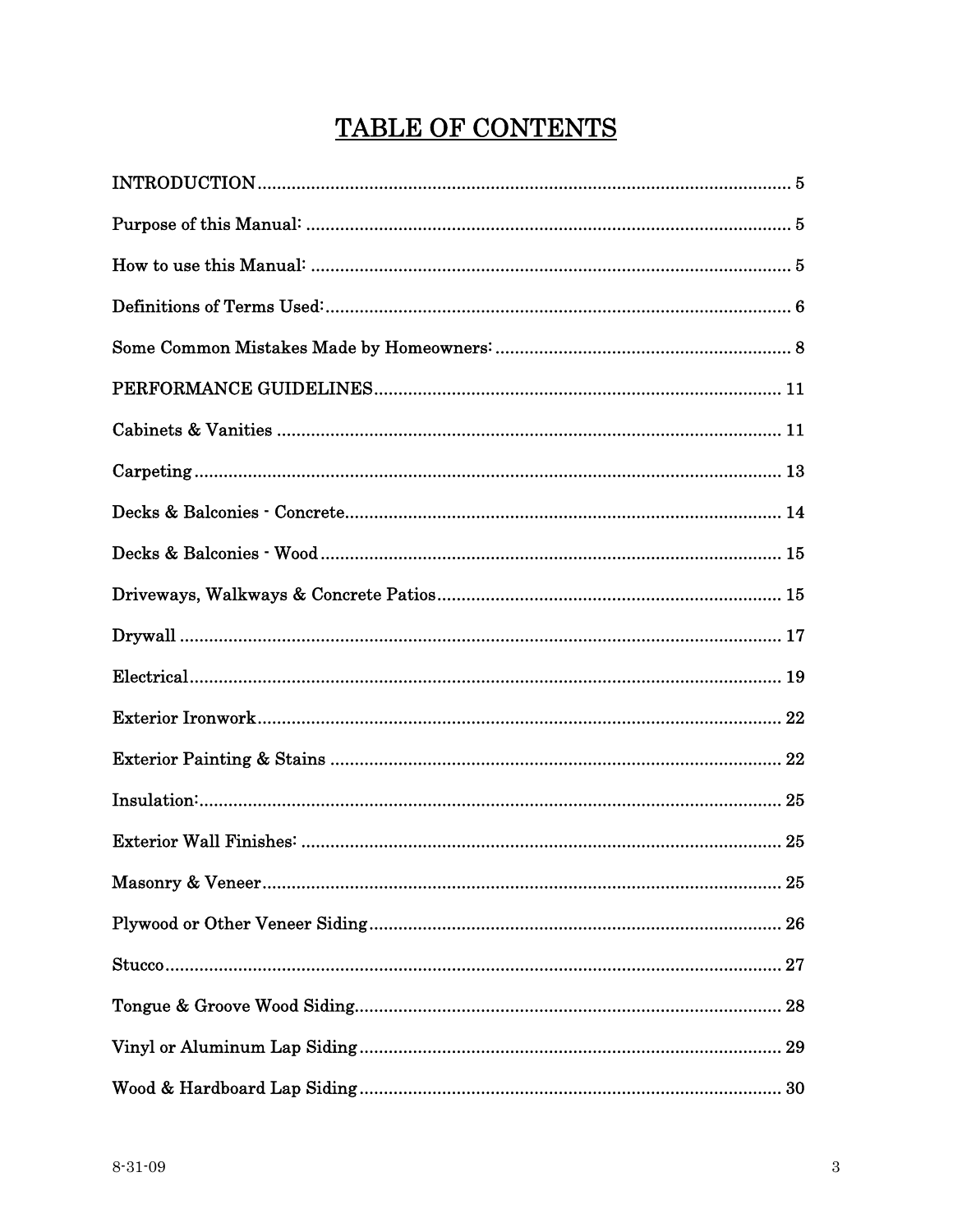# TABLE OF CONTENTS

INTRODUCTION ........................................................................................................ 5

Purpose of this Manual: .......................................................................................... 5

How to use this Manual: ......................................................................................... 5

Definitions of Terms Used: ...................................................................................... 6

Some Common Mistakes Made by Homeowners: ................................................... 8

PERFORMANCE GUIDELINES ............................................................................ 11

Cabinets & Vanities ............................................................................................... 11

Carpeting ............................................................................................................... 13

Decks & Balconies - Concrete ................................................................................ 14

Decks & Balconies - Wood ..................................................................................... 15

Driveways, Walkways & Concrete Patios ............................................................. 15

Drywall .................................................................................................................. 17

Electrical ................................................................................................................ 19

Exterior Ironwork .................................................................................................. 22

Exterior Painting & Stains ................................................................................... 22

Insulation: .............................................................................................................. 25

Exterior Wall Finishes: ......................................................................................... 25

Masonry & Veneer ................................................................................................. 25

Plywood or Other Veneer Siding ........................................................................... 26

Stucco ..................................................................................................................... 27

Tongue & Groove Wood Siding .............................................................................. 28

Vinyl or Aluminum Lap Siding ............................................................................. 29

Wood & Hardboard Lap Siding ............................................................................. 30

8-31-09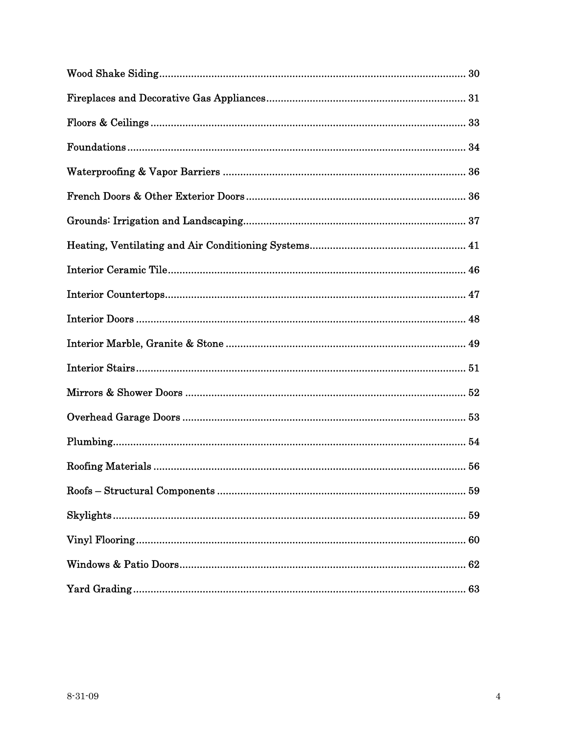Wood Shake Siding........................................................................................................ 30

Fireplaces and Decorative Gas Appliances.................................................................... 31

Floors & Ceilings ............................................................................................................ 33

Foundations .................................................................................................................... 34

Waterproofing & Vapor Barriers .................................................................................. 36

French Doors & Other Exterior Doors ........................................................................... 36

Grounds: Irrigation and Landscaping............................................................................ 37

Heating, Ventilating and Air Conditioning Systems..................................................... 41

Interior Ceramic Tile...................................................................................................... 46

Interior Countertops....................................................................................................... 47

Interior Doors .................................................................................................................. 48

Interior Marble, Granite & Stone ................................................................................. 49

Interior Stairs.................................................................................................................. 51

Mirrors & Shower Doors ................................................................................................ 52

Overhead Garage Doors ................................................................................................. 53

Plumbing.......................................................................................................................... 54

Roofing Materials ............................................................................................................ 56

Roofs – Structural Components ..................................................................................... 59

Skylights.......................................................................................................................... 59

Vinyl Flooring.................................................................................................................. 60

Windows & Patio Doors................................................................................................... 62

Yard Grading................................................................................................................... 63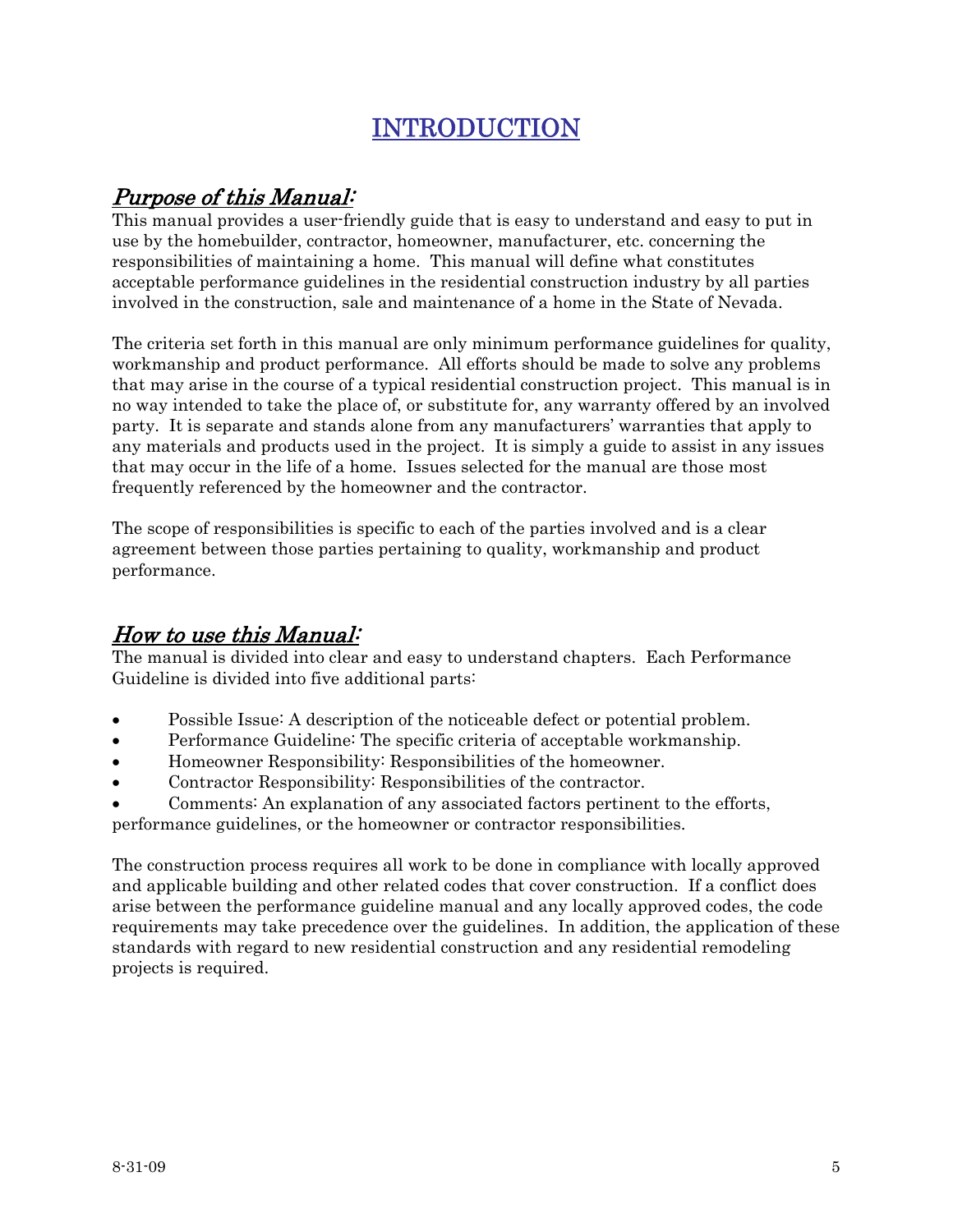# INTRODUCTION

## *Purpose of this Manual:*

This manual provides a user-friendly guide that is easy to understand and easy to put in use by the homebuilder, contractor, homeowner, manufacturer, etc. concerning the responsibilities of maintaining a home. This manual will define what constitutes acceptable performance guidelines in the residential construction industry by all parties involved in the construction, sale and maintenance of a home in the State of Nevada.

The criteria set forth in this manual are only minimum performance guidelines for quality, workmanship and product performance. All efforts should be made to solve any problems that may arise in the course of a typical residential construction project. This manual is in no way intended to take the place of, or substitute for, any warranty offered by an involved party. It is separate and stands alone from any manufacturers' warranties that apply to any materials and products used in the project. It is simply a guide to assist in any issues that may occur in the life of a home. Issues selected for the manual are those most frequently referenced by the homeowner and the contractor.

The scope of responsibilities is specific to each of the parties involved and is a clear agreement between those parties pertaining to quality, workmanship and product performance.

## *How to use this Manual:*

The manual is divided into clear and easy to understand chapters. Each Performance Guideline is divided into five additional parts:

- Possible Issue: A description of the noticeable defect or potential problem.
- Performance Guideline: The specific criteria of acceptable workmanship.
- Homeowner Responsibility: Responsibilities of the homeowner.
- Contractor Responsibility: Responsibilities of the contractor.
- Comments: An explanation of any associated factors pertinent to the efforts, performance guidelines, or the homeowner or contractor responsibilities.

The construction process requires all work to be done in compliance with locally approved and applicable building and other related codes that cover construction. If a conflict does arise between the performance guideline manual and any locally approved codes, the code requirements may take precedence over the guidelines. In addition, the application of these standards with regard to new residential construction and any residential remodeling projects is required.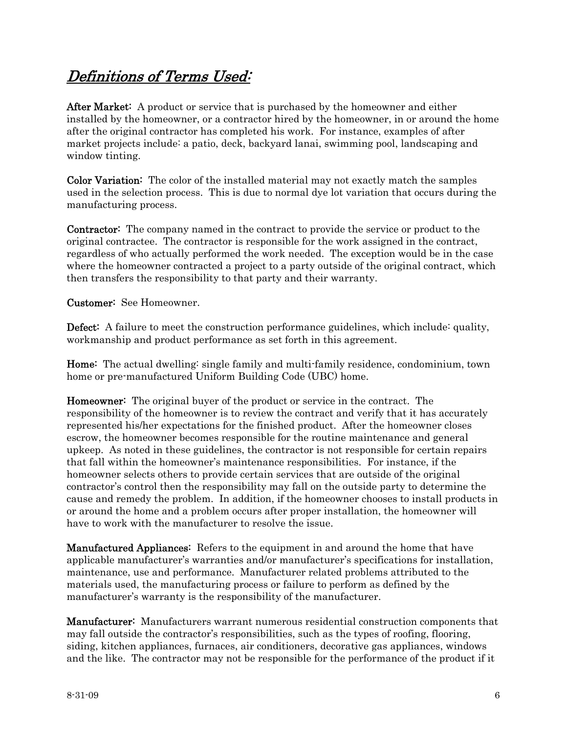## *Definitions of Terms Used:*

**After Market:** A product or service that is purchased by the homeowner and either installed by the homeowner, or a contractor hired by the homeowner, in or around the home after the original contractor has completed his work. For instance, examples of after market projects include: a patio, deck, backyard lanai, swimming pool, landscaping and window tinting.

**Color Variation:** The color of the installed material may not exactly match the samples used in the selection process. This is due to normal dye lot variation that occurs during the manufacturing process.

**Contractor:** The company named in the contract to provide the service or product to the original contractee. The contractor is responsible for the work assigned in the contract, regardless of who actually performed the work needed. The exception would be in the case where the homeowner contracted a project to a party outside of the original contract, which then transfers the responsibility to that party and their warranty.

**Customer:** See Homeowner.

**Defect:** A failure to meet the construction performance guidelines, which include: quality, workmanship and product performance as set forth in this agreement.

**Home:** The actual dwelling: single family and multi-family residence, condominium, town home or pre-manufactured Uniform Building Code (UBC) home.

**Homeowner:** The original buyer of the product or service in the contract. The responsibility of the homeowner is to review the contract and verify that it has accurately represented his/her expectations for the finished product. After the homeowner closes escrow, the homeowner becomes responsible for the routine maintenance and general upkeep. As noted in these guidelines, the contractor is not responsible for certain repairs that fall within the homeowner's maintenance responsibilities. For instance, if the homeowner selects others to provide certain services that are outside of the original contractor's control then the responsibility may fall on the outside party to determine the cause and remedy the problem. In addition, if the homeowner chooses to install products in or around the home and a problem occurs after proper installation, the homeowner will have to work with the manufacturer to resolve the issue.

**Manufactured Appliances:** Refers to the equipment in and around the home that have applicable manufacturer's warranties and/or manufacturer's specifications for installation, maintenance, use and performance. Manufacturer related problems attributed to the materials used, the manufacturing process or failure to perform as defined by the manufacturer's warranty is the responsibility of the manufacturer.

**Manufacturer:** Manufacturers warrant numerous residential construction components that may fall outside the contractor's responsibilities, such as the types of roofing, flooring, siding, kitchen appliances, furnaces, air conditioners, decorative gas appliances, windows and the like. The contractor may not be responsible for the performance of the product if it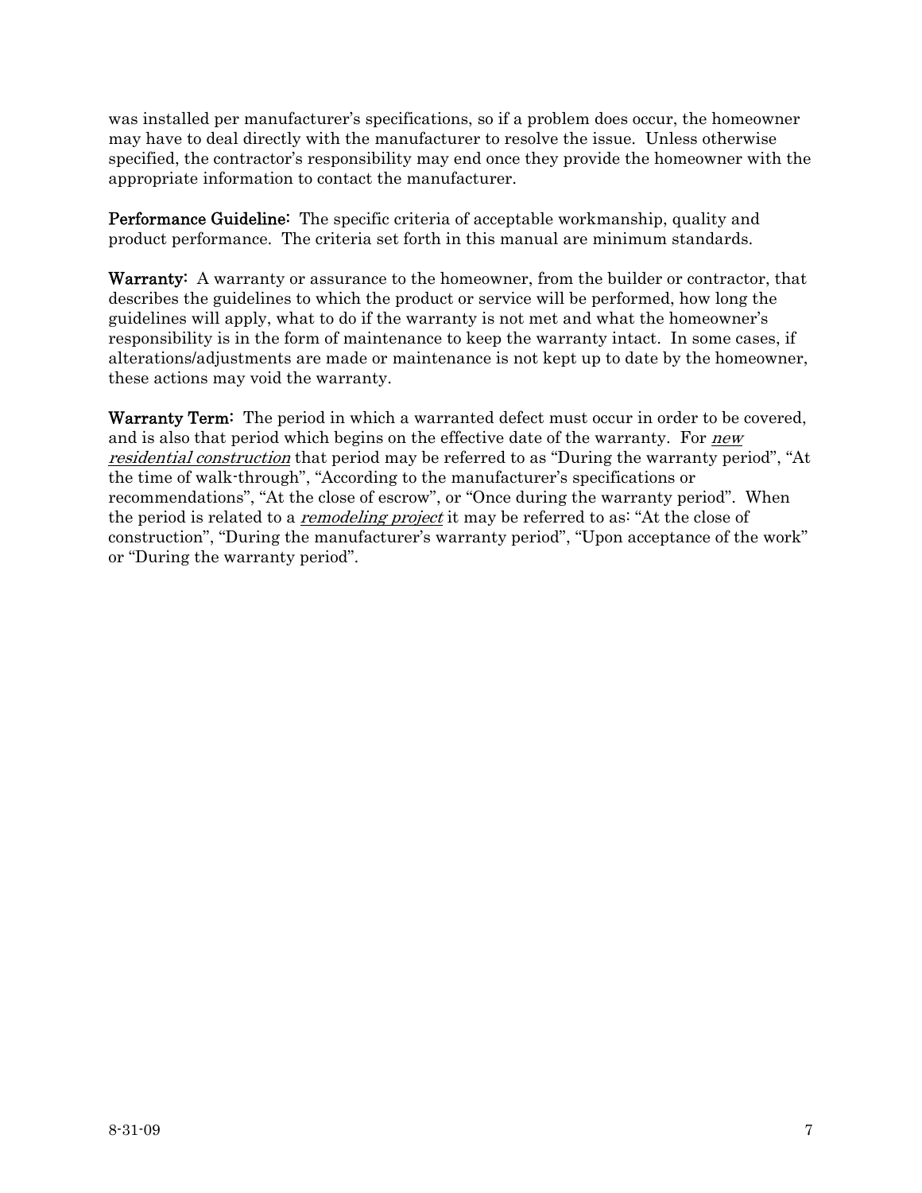was installed per manufacturer's specifications, so if a problem does occur, the homeowner may have to deal directly with the manufacturer to resolve the issue. Unless otherwise specified, the contractor's responsibility may end once they provide the homeowner with the appropriate information to contact the manufacturer.

**Performance Guideline:** The specific criteria of acceptable workmanship, quality and product performance. The criteria set forth in this manual are minimum standards.

**Warranty:** A warranty or assurance to the homeowner, from the builder or contractor, that describes the guidelines to which the product or service will be performed, how long the guidelines will apply, what to do if the warranty is not met and what the homeowner's responsibility is in the form of maintenance to keep the warranty intact. In some cases, if alterations/adjustments are made or maintenance is not kept up to date by the homeowner, these actions may void the warranty.

**Warranty Term:** The period in which a warranted defect must occur in order to be covered, and is also that period which begins on the effective date of the warranty. For *new residential construction* that period may be referred to as "During the warranty period", "At the time of walk-through", "According to the manufacturer's specifications or recommendations", "At the close of escrow", or "Once during the warranty period". When the period is related to a *remodeling project* it may be referred to as: "At the close of construction", "During the manufacturer's warranty period", "Upon acceptance of the work" or "During the warranty period".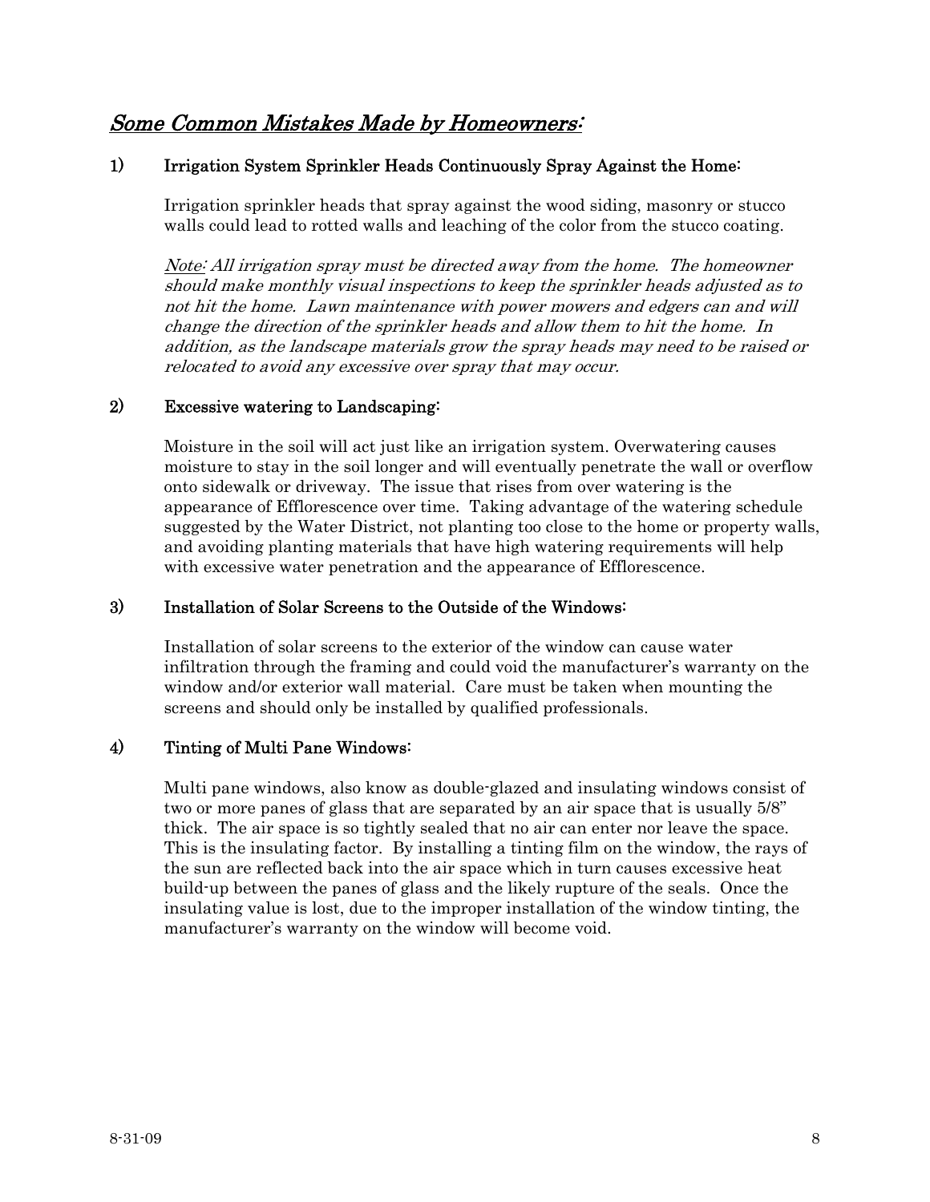## *Some Common Mistakes Made by Homeowners:*

### 1) Irrigation System Sprinkler Heads Continuously Spray Against the Home:

Irrigation sprinkler heads that spray against the wood siding, masonry or stucco walls could lead to rotted walls and leaching of the color from the stucco coating.

*Note: All irrigation spray must be directed away from the home. The homeowner should make monthly visual inspections to keep the sprinkler heads adjusted as to not hit the home. Lawn maintenance with power mowers and edgers can and will change the direction of the sprinkler heads and allow them to hit the home. In addition, as the landscape materials grow the spray heads may need to be raised or relocated to avoid any excessive over spray that may occur.*

### 2) Excessive watering to Landscaping:

Moisture in the soil will act just like an irrigation system. Overwatering causes moisture to stay in the soil longer and will eventually penetrate the wall or overflow onto sidewalk or driveway. The issue that rises from over watering is the appearance of Efflorescence over time. Taking advantage of the watering schedule suggested by the Water District, not planting too close to the home or property walls, and avoiding planting materials that have high watering requirements will help with excessive water penetration and the appearance of Efflorescence.

### 3) Installation of Solar Screens to the Outside of the Windows:

Installation of solar screens to the exterior of the window can cause water infiltration through the framing and could void the manufacturer's warranty on the window and/or exterior wall material. Care must be taken when mounting the screens and should only be installed by qualified professionals.

### 4) Tinting of Multi Pane Windows:

Multi pane windows, also know as double-glazed and insulating windows consist of two or more panes of glass that are separated by an air space that is usually 5/8" thick. The air space is so tightly sealed that no air can enter nor leave the space. This is the insulating factor. By installing a tinting film on the window, the rays of the sun are reflected back into the air space which in turn causes excessive heat build-up between the panes of glass and the likely rupture of the seals. Once the insulating value is lost, due to the improper installation of the window tinting, the manufacturer's warranty on the window will become void.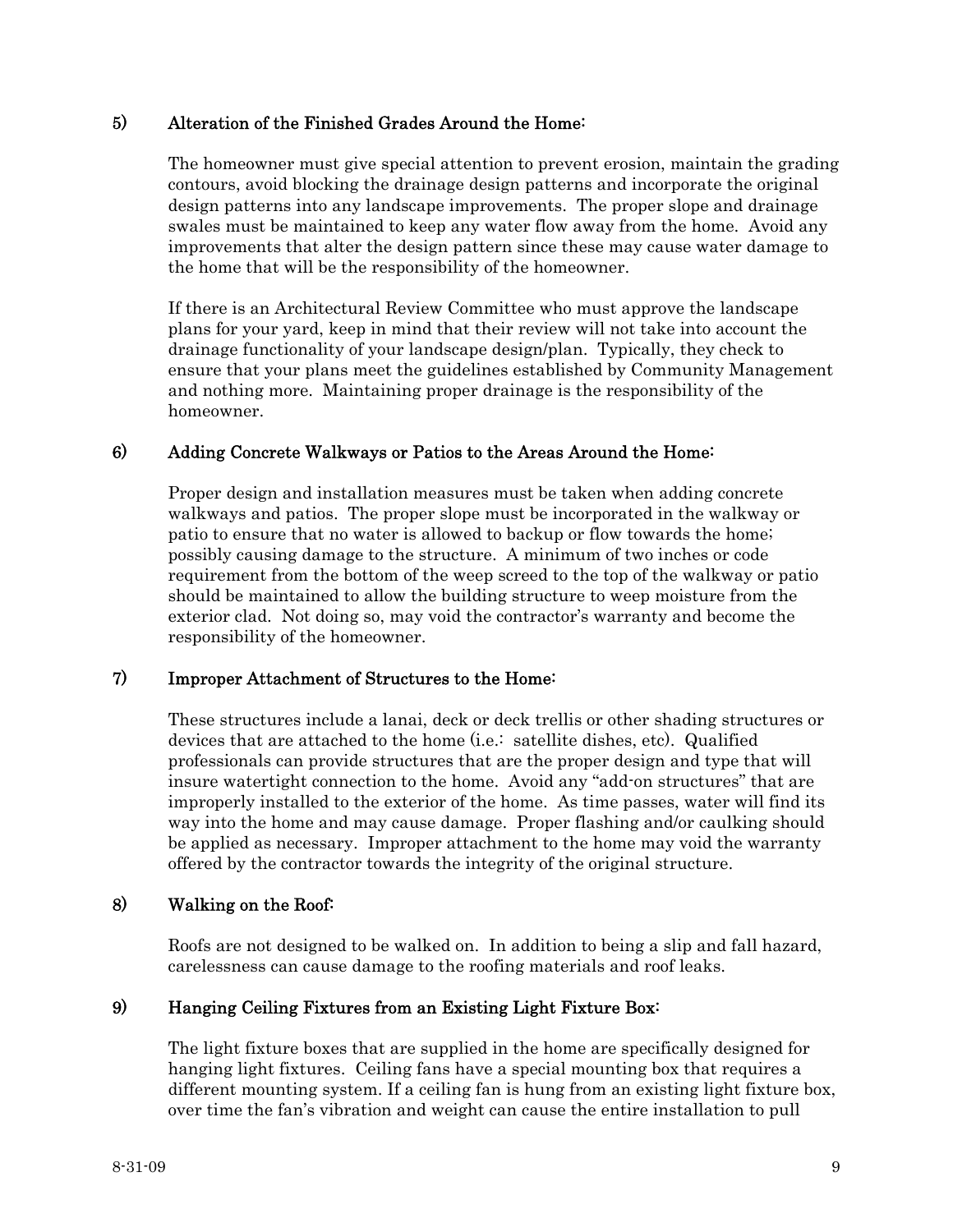### 5) Alteration of the Finished Grades Around the Home:

The homeowner must give special attention to prevent erosion, maintain the grading contours, avoid blocking the drainage design patterns and incorporate the original design patterns into any landscape improvements. The proper slope and drainage swales must be maintained to keep any water flow away from the home. Avoid any improvements that alter the design pattern since these may cause water damage to the home that will be the responsibility of the homeowner.

If there is an Architectural Review Committee who must approve the landscape plans for your yard, keep in mind that their review will not take into account the drainage functionality of your landscape design/plan. Typically, they check to ensure that your plans meet the guidelines established by Community Management and nothing more. Maintaining proper drainage is the responsibility of the homeowner.

### 6) Adding Concrete Walkways or Patios to the Areas Around the Home:

Proper design and installation measures must be taken when adding concrete walkways and patios. The proper slope must be incorporated in the walkway or patio to ensure that no water is allowed to backup or flow towards the home; possibly causing damage to the structure. A minimum of two inches or code requirement from the bottom of the weep screed to the top of the walkway or patio should be maintained to allow the building structure to weep moisture from the exterior clad. Not doing so, may void the contractor's warranty and become the responsibility of the homeowner.

### 7) Improper Attachment of Structures to the Home:

These structures include a lanai, deck or deck trellis or other shading structures or devices that are attached to the home (i.e.: satellite dishes, etc). Qualified professionals can provide structures that are the proper design and type that will insure watertight connection to the home. Avoid any "add-on structures" that are improperly installed to the exterior of the home. As time passes, water will find its way into the home and may cause damage. Proper flashing and/or caulking should be applied as necessary. Improper attachment to the home may void the warranty offered by the contractor towards the integrity of the original structure.

### 8) Walking on the Roof:

Roofs are not designed to be walked on. In addition to being a slip and fall hazard, carelessness can cause damage to the roofing materials and roof leaks.

### 9) Hanging Ceiling Fixtures from an Existing Light Fixture Box:

The light fixture boxes that are supplied in the home are specifically designed for hanging light fixtures. Ceiling fans have a special mounting box that requires a different mounting system. If a ceiling fan is hung from an existing light fixture box, over time the fan's vibration and weight can cause the entire installation to pull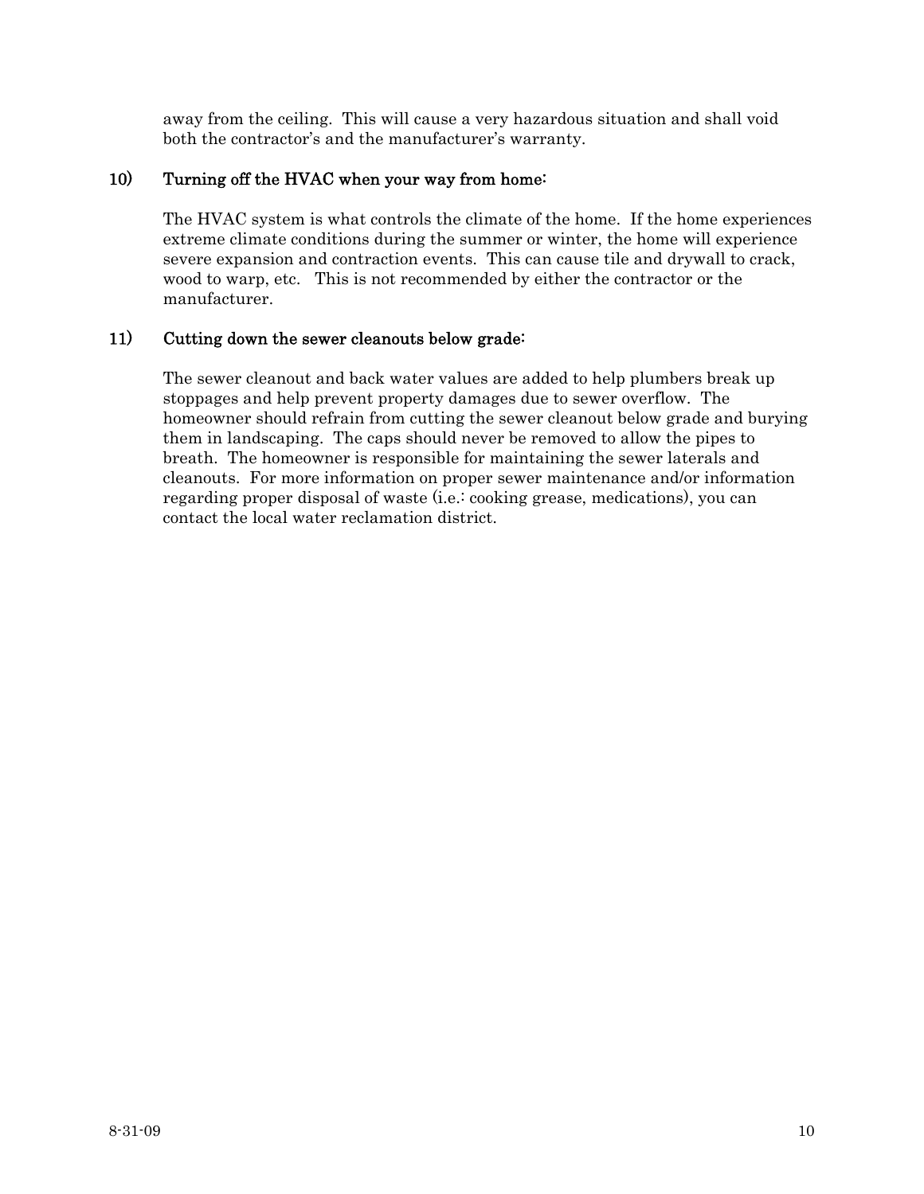away from the ceiling. This will cause a very hazardous situation and shall void both the contractor's and the manufacturer's warranty.

**10) Turning off the HVAC when your way from home:**

The HVAC system is what controls the climate of the home. If the home experiences extreme climate conditions during the summer or winter, the home will experience severe expansion and contraction events. This can cause tile and drywall to crack, wood to warp, etc. This is not recommended by either the contractor or the manufacturer.

**11) Cutting down the sewer cleanouts below grade:**

The sewer cleanout and back water values are added to help plumbers break up stoppages and help prevent property damages due to sewer overflow. The homeowner should refrain from cutting the sewer cleanout below grade and burying them in landscaping. The caps should never be removed to allow the pipes to breath. The homeowner is responsible for maintaining the sewer laterals and cleanouts. For more information on proper sewer maintenance and/or information regarding proper disposal of waste (i.e.: cooking grease, medications), you can contact the local water reclamation district.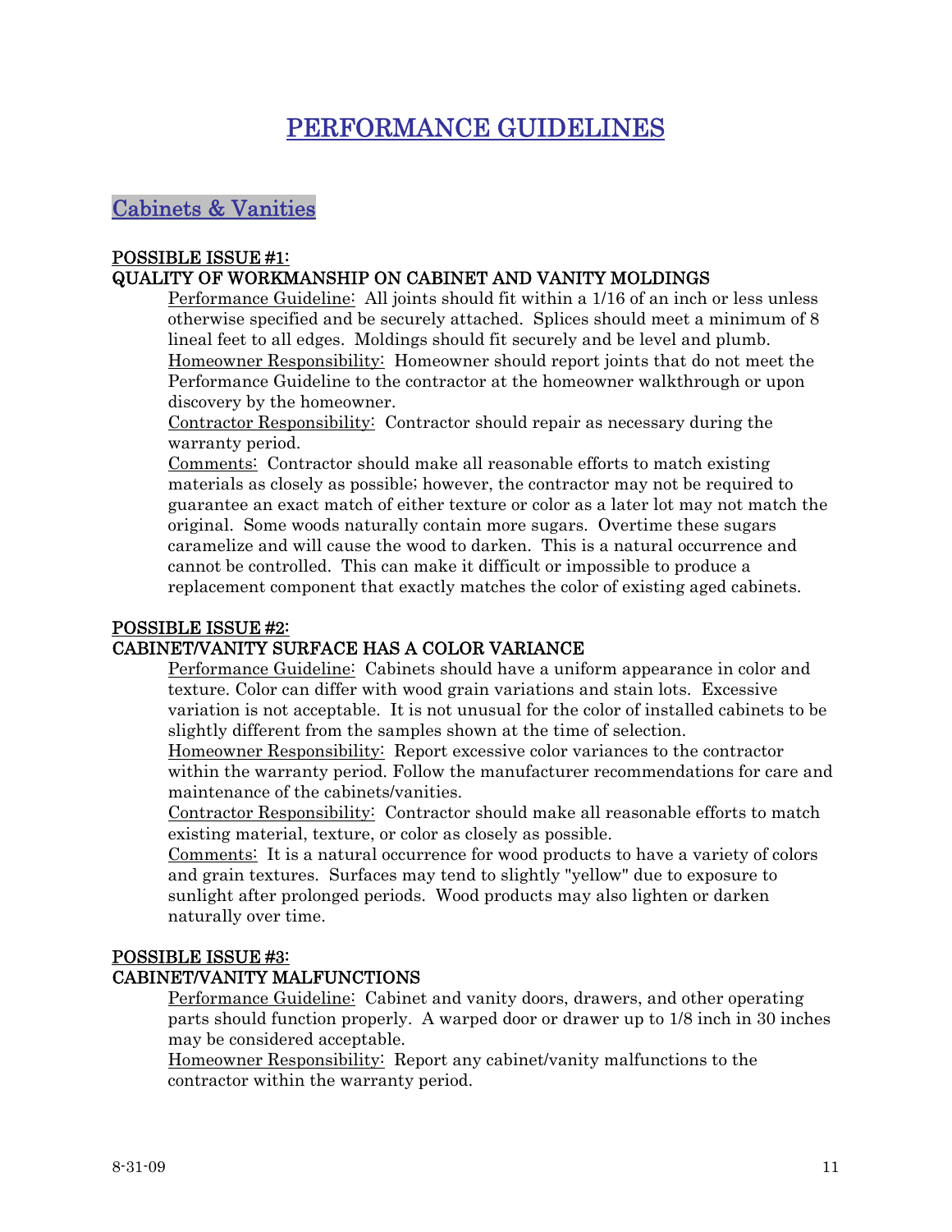# PERFORMANCE GUIDELINES

## Cabinets & Vanities

### POSSIBLE ISSUE #1:
### QUALITY OF WORKMANSHIP ON CABINET AND VANITY MOLDINGS

Performance Guideline: All joints should fit within a 1/16 of an inch or less unless otherwise specified and be securely attached. Splices should meet a minimum of 8 lineal feet to all edges. Moldings should fit securely and be level and plumb.

Homeowner Responsibility: Homeowner should report joints that do not meet the Performance Guideline to the contractor at the homeowner walkthrough or upon discovery by the homeowner.

Contractor Responsibility: Contractor should repair as necessary during the warranty period.

Comments: Contractor should make all reasonable efforts to match existing materials as closely as possible; however, the contractor may not be required to guarantee an exact match of either texture or color as a later lot may not match the original. Some woods naturally contain more sugars. Overtime these sugars caramelize and will cause the wood to darken. This is a natural occurrence and cannot be controlled. This can make it difficult or impossible to produce a replacement component that exactly matches the color of existing aged cabinets.

### POSSIBLE ISSUE #2:
### CABINET/VANITY SURFACE HAS A COLOR VARIANCE

Performance Guideline: Cabinets should have a uniform appearance in color and texture. Color can differ with wood grain variations and stain lots. Excessive variation is not acceptable. It is not unusual for the color of installed cabinets to be slightly different from the samples shown at the time of selection.

Homeowner Responsibility: Report excessive color variances to the contractor within the warranty period. Follow the manufacturer recommendations for care and maintenance of the cabinets/vanities.

Contractor Responsibility: Contractor should make all reasonable efforts to match existing material, texture, or color as closely as possible.

Comments: It is a natural occurrence for wood products to have a variety of colors and grain textures. Surfaces may tend to slightly "yellow" due to exposure to sunlight after prolonged periods. Wood products may also lighten or darken naturally over time.

### POSSIBLE ISSUE #3:
### CABINET/VANITY MALFUNCTIONS

Performance Guideline: Cabinet and vanity doors, drawers, and other operating parts should function properly. A warped door or drawer up to 1/8 inch in 30 inches may be considered acceptable.

Homeowner Responsibility: Report any cabinet/vanity malfunctions to the contractor within the warranty period.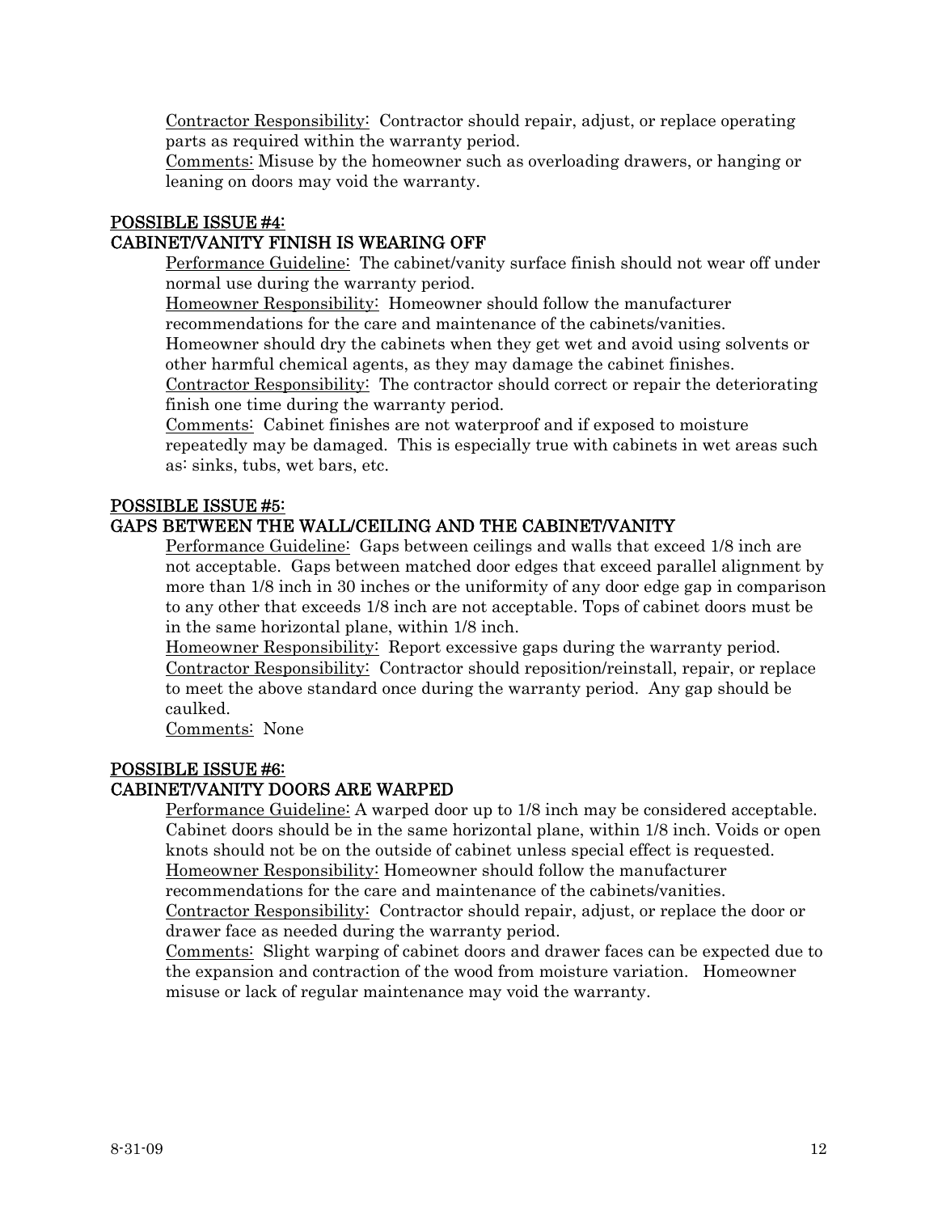Contractor Responsibility: Contractor should repair, adjust, or replace operating parts as required within the warranty period.
Comments: Misuse by the homeowner such as overloading drawers, or hanging or leaning on doors may void the warranty.

### POSSIBLE ISSUE #4:
### CABINET/VANITY FINISH IS WEARING OFF

Performance Guideline: The cabinet/vanity surface finish should not wear off under normal use during the warranty period.
Homeowner Responsibility: Homeowner should follow the manufacturer recommendations for the care and maintenance of the cabinets/vanities. Homeowner should dry the cabinets when they get wet and avoid using solvents or other harmful chemical agents, as they may damage the cabinet finishes.
Contractor Responsibility: The contractor should correct or repair the deteriorating finish one time during the warranty period.
Comments: Cabinet finishes are not waterproof and if exposed to moisture repeatedly may be damaged. This is especially true with cabinets in wet areas such as: sinks, tubs, wet bars, etc.

### POSSIBLE ISSUE #5:
### GAPS BETWEEN THE WALL/CEILING AND THE CABINET/VANITY

Performance Guideline: Gaps between ceilings and walls that exceed 1/8 inch are not acceptable. Gaps between matched door edges that exceed parallel alignment by more than 1/8 inch in 30 inches or the uniformity of any door edge gap in comparison to any other that exceeds 1/8 inch are not acceptable. Tops of cabinet doors must be in the same horizontal plane, within 1/8 inch.
Homeowner Responsibility: Report excessive gaps during the warranty period.
Contractor Responsibility: Contractor should reposition/reinstall, repair, or replace to meet the above standard once during the warranty period. Any gap should be caulked.
Comments: None

### POSSIBLE ISSUE #6:
### CABINET/VANITY DOORS ARE WARPED

Performance Guideline: A warped door up to 1/8 inch may be considered acceptable. Cabinet doors should be in the same horizontal plane, within 1/8 inch. Voids or open knots should not be on the outside of cabinet unless special effect is requested.
Homeowner Responsibility: Homeowner should follow the manufacturer recommendations for the care and maintenance of the cabinets/vanities.
Contractor Responsibility: Contractor should repair, adjust, or replace the door or drawer face as needed during the warranty period.
Comments: Slight warping of cabinet doors and drawer faces can be expected due to the expansion and contraction of the wood from moisture variation. Homeowner misuse or lack of regular maintenance may void the warranty.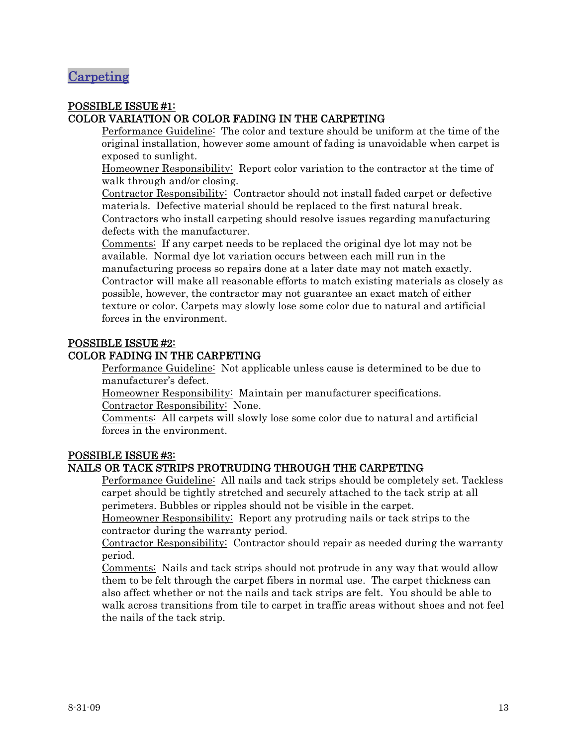## Carpeting

### POSSIBLE ISSUE #1:
### COLOR VARIATION OR COLOR FADING IN THE CARPETING

Performance Guideline: The color and texture should be uniform at the time of the original installation, however some amount of fading is unavoidable when carpet is exposed to sunlight.

Homeowner Responsibility: Report color variation to the contractor at the time of walk through and/or closing.

Contractor Responsibility: Contractor should not install faded carpet or defective materials. Defective material should be replaced to the first natural break. Contractors who install carpeting should resolve issues regarding manufacturing defects with the manufacturer.

Comments: If any carpet needs to be replaced the original dye lot may not be available. Normal dye lot variation occurs between each mill run in the manufacturing process so repairs done at a later date may not match exactly. Contractor will make all reasonable efforts to match existing materials as closely as possible, however, the contractor may not guarantee an exact match of either texture or color. Carpets may slowly lose some color due to natural and artificial forces in the environment.

### POSSIBLE ISSUE #2:
### COLOR FADING IN THE CARPETING

Performance Guideline: Not applicable unless cause is determined to be due to manufacturer's defect.

Homeowner Responsibility: Maintain per manufacturer specifications.

Contractor Responsibility: None.

Comments: All carpets will slowly lose some color due to natural and artificial forces in the environment.

### POSSIBLE ISSUE #3:
### NAILS OR TACK STRIPS PROTRUDING THROUGH THE CARPETING

Performance Guideline: All nails and tack strips should be completely set. Tackless carpet should be tightly stretched and securely attached to the tack strip at all perimeters. Bubbles or ripples should not be visible in the carpet.

Homeowner Responsibility: Report any protruding nails or tack strips to the contractor during the warranty period.

Contractor Responsibility: Contractor should repair as needed during the warranty period.

Comments: Nails and tack strips should not protrude in any way that would allow them to be felt through the carpet fibers in normal use. The carpet thickness can also affect whether or not the nails and tack strips are felt. You should be able to walk across transitions from tile to carpet in traffic areas without shoes and not feel the nails of the tack strip.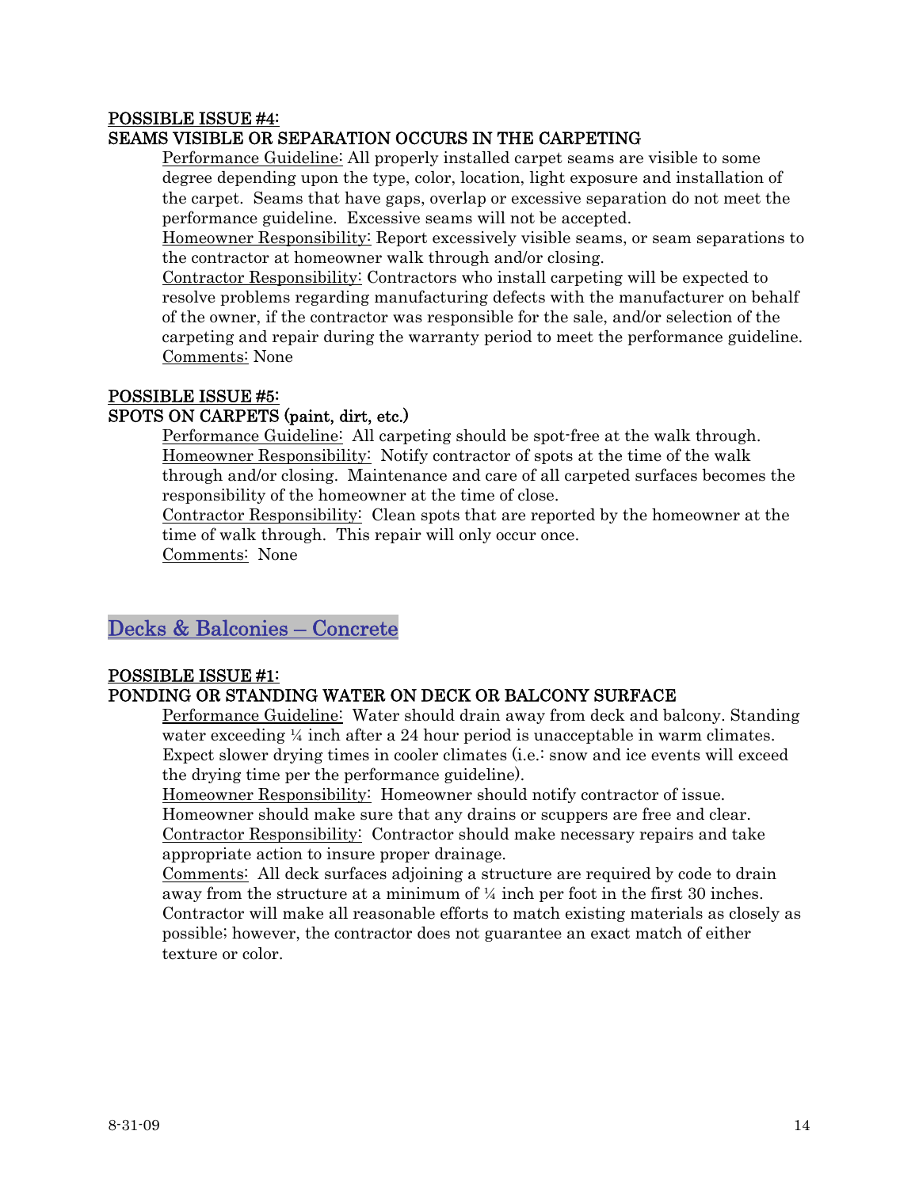**POSSIBLE ISSUE #4:**
**SEAMS VISIBLE OR SEPARATION OCCURS IN THE CARPETING**

Performance Guideline: All properly installed carpet seams are visible to some degree depending upon the type, color, location, light exposure and installation of the carpet. Seams that have gaps, overlap or excessive separation do not meet the performance guideline. Excessive seams will not be accepted.
Homeowner Responsibility: Report excessively visible seams, or seam separations to the contractor at homeowner walk through and/or closing.
Contractor Responsibility: Contractors who install carpeting will be expected to resolve problems regarding manufacturing defects with the manufacturer on behalf of the owner, if the contractor was responsible for the sale, and/or selection of the carpeting and repair during the warranty period to meet the performance guideline.
Comments: None

**POSSIBLE ISSUE #5:**
**SPOTS ON CARPETS (paint, dirt, etc.)**

Performance Guideline: All carpeting should be spot-free at the walk through.
Homeowner Responsibility: Notify contractor of spots at the time of the walk through and/or closing. Maintenance and care of all carpeted surfaces becomes the responsibility of the homeowner at the time of close.
Contractor Responsibility: Clean spots that are reported by the homeowner at the time of walk through. This repair will only occur once.
Comments: None

## Decks & Balconies – Concrete

**POSSIBLE ISSUE #1:**
**PONDING OR STANDING WATER ON DECK OR BALCONY SURFACE**

Performance Guideline: Water should drain away from deck and balcony. Standing water exceeding ¼ inch after a 24 hour period is unacceptable in warm climates. Expect slower drying times in cooler climates (i.e.: snow and ice events will exceed the drying time per the performance guideline).
Homeowner Responsibility: Homeowner should notify contractor of issue. Homeowner should make sure that any drains or scuppers are free and clear.
Contractor Responsibility: Contractor should make necessary repairs and take appropriate action to insure proper drainage.
Comments: All deck surfaces adjoining a structure are required by code to drain away from the structure at a minimum of ¼ inch per foot in the first 30 inches. Contractor will make all reasonable efforts to match existing materials as closely as possible; however, the contractor does not guarantee an exact match of either texture or color.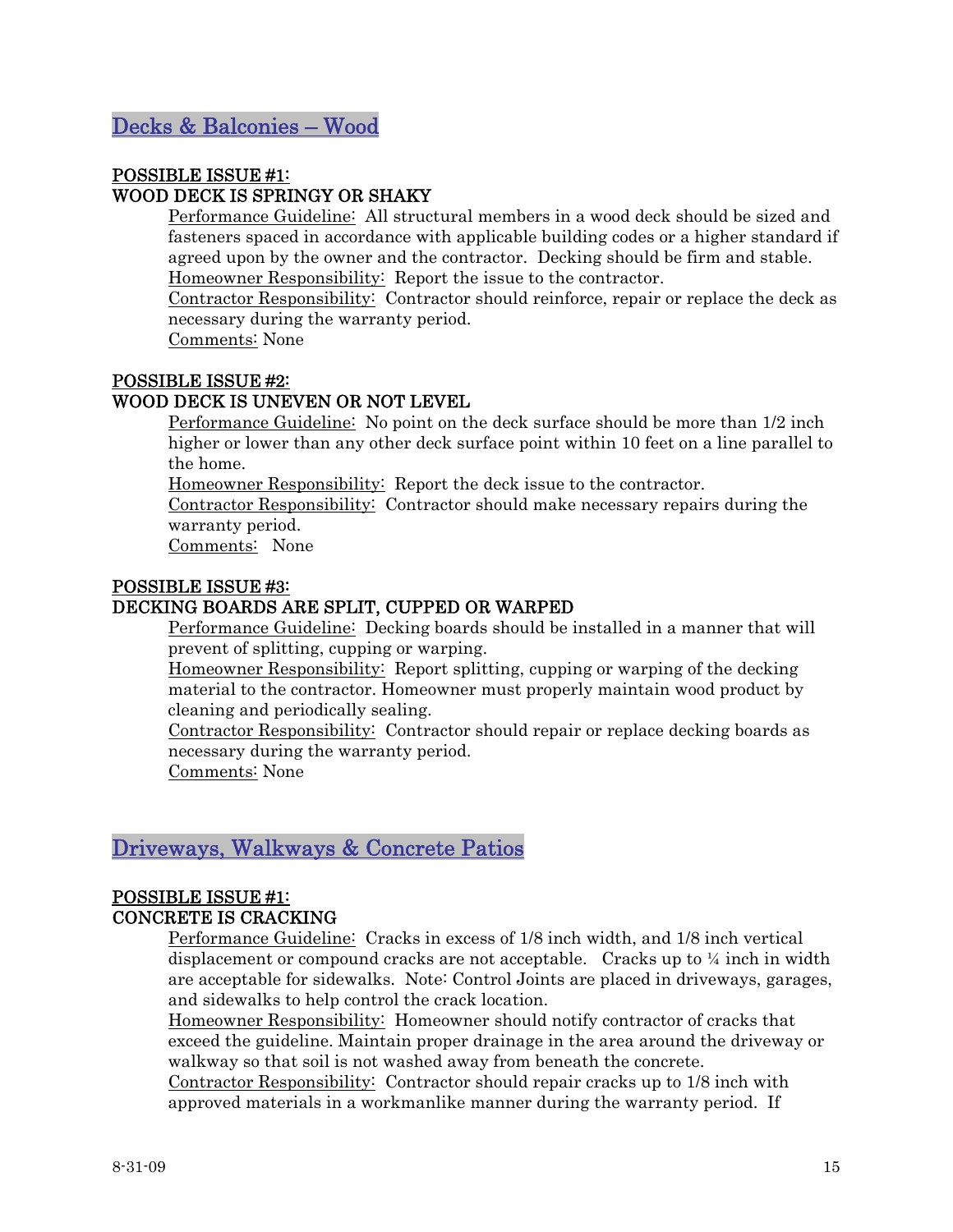## Decks & Balconies – Wood

**POSSIBLE ISSUE #1:**
**WOOD DECK IS SPRINGY OR SHAKY**

Performance Guideline: All structural members in a wood deck should be sized and fasteners spaced in accordance with applicable building codes or a higher standard if agreed upon by the owner and the contractor. Decking should be firm and stable.
Homeowner Responsibility: Report the issue to the contractor.
Contractor Responsibility: Contractor should reinforce, repair or replace the deck as necessary during the warranty period.
Comments: None

**POSSIBLE ISSUE #2:**
**WOOD DECK IS UNEVEN OR NOT LEVEL**

Performance Guideline: No point on the deck surface should be more than 1/2 inch higher or lower than any other deck surface point within 10 feet on a line parallel to the home.
Homeowner Responsibility: Report the deck issue to the contractor.
Contractor Responsibility: Contractor should make necessary repairs during the warranty period.
Comments: None

**POSSIBLE ISSUE #3:**
**DECKING BOARDS ARE SPLIT, CUPPED OR WARPED**

Performance Guideline: Decking boards should be installed in a manner that will prevent of splitting, cupping or warping.
Homeowner Responsibility: Report splitting, cupping or warping of the decking material to the contractor. Homeowner must properly maintain wood product by cleaning and periodically sealing.
Contractor Responsibility: Contractor should repair or replace decking boards as necessary during the warranty period.
Comments: None

## Driveways, Walkways & Concrete Patios

**POSSIBLE ISSUE #1:**
**CONCRETE IS CRACKING**

Performance Guideline: Cracks in excess of 1/8 inch width, and 1/8 inch vertical displacement or compound cracks are not acceptable. Cracks up to ¼ inch in width are acceptable for sidewalks. Note: Control Joints are placed in driveways, garages, and sidewalks to help control the crack location.
Homeowner Responsibility: Homeowner should notify contractor of cracks that exceed the guideline. Maintain proper drainage in the area around the driveway or walkway so that soil is not washed away from beneath the concrete.
Contractor Responsibility: Contractor should repair cracks up to 1/8 inch with approved materials in a workmanlike manner during the warranty period. If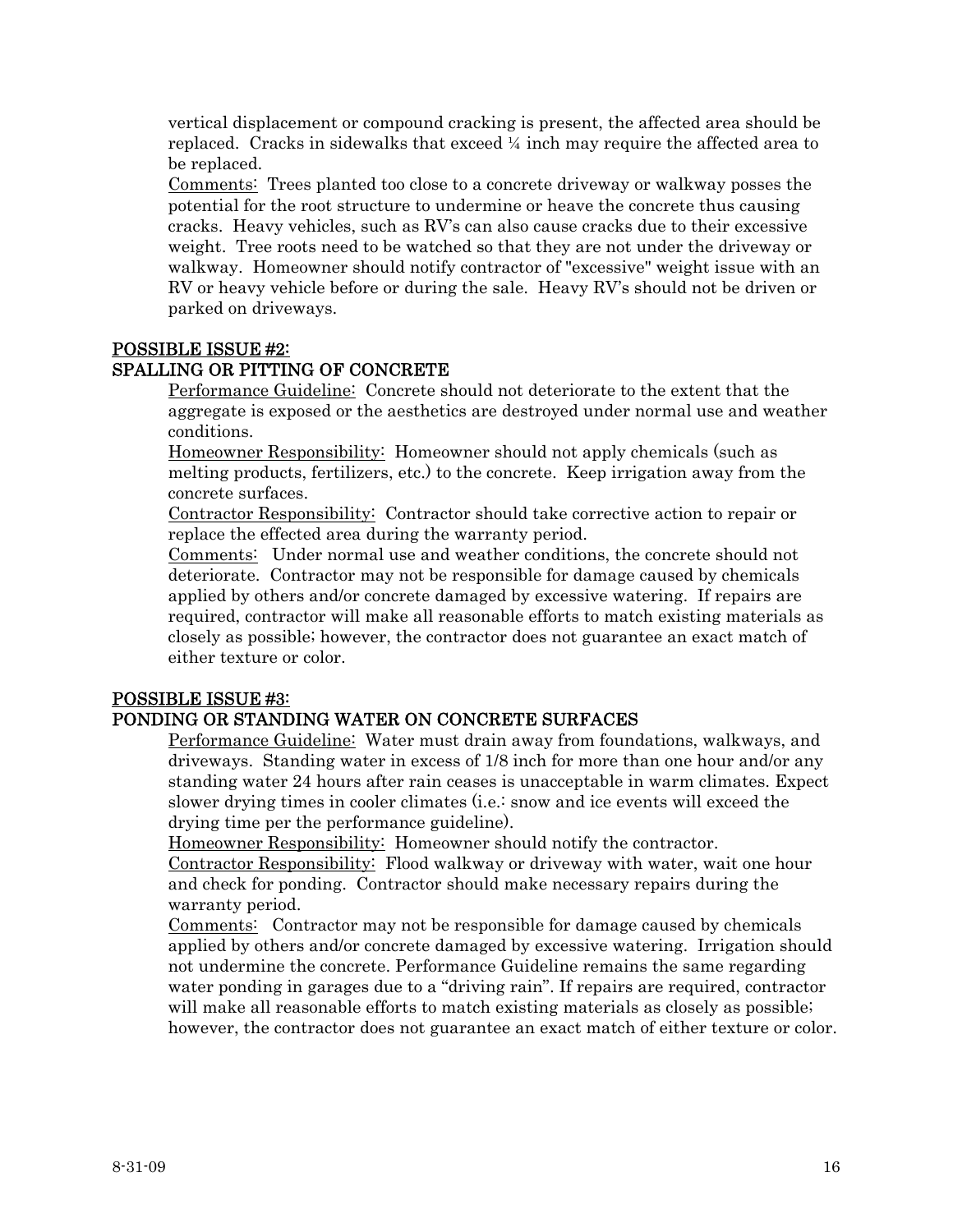vertical displacement or compound cracking is present, the affected area should be replaced. Cracks in sidewalks that exceed ¼ inch may require the affected area to be replaced.

Comments: Trees planted too close to a concrete driveway or walkway posses the potential for the root structure to undermine or heave the concrete thus causing cracks. Heavy vehicles, such as RV's can also cause cracks due to their excessive weight. Tree roots need to be watched so that they are not under the driveway or walkway. Homeowner should notify contractor of "excessive" weight issue with an RV or heavy vehicle before or during the sale. Heavy RV's should not be driven or parked on driveways.

## POSSIBLE ISSUE #2:
## SPALLING OR PITTING OF CONCRETE

Performance Guideline: Concrete should not deteriorate to the extent that the aggregate is exposed or the aesthetics are destroyed under normal use and weather conditions.

Homeowner Responsibility: Homeowner should not apply chemicals (such as melting products, fertilizers, etc.) to the concrete. Keep irrigation away from the concrete surfaces.

Contractor Responsibility: Contractor should take corrective action to repair or replace the effected area during the warranty period.

Comments: Under normal use and weather conditions, the concrete should not deteriorate. Contractor may not be responsible for damage caused by chemicals applied by others and/or concrete damaged by excessive watering. If repairs are required, contractor will make all reasonable efforts to match existing materials as closely as possible; however, the contractor does not guarantee an exact match of either texture or color.

## POSSIBLE ISSUE #3:
## PONDING OR STANDING WATER ON CONCRETE SURFACES

Performance Guideline: Water must drain away from foundations, walkways, and driveways. Standing water in excess of 1/8 inch for more than one hour and/or any standing water 24 hours after rain ceases is unacceptable in warm climates. Expect slower drying times in cooler climates (i.e.: snow and ice events will exceed the drying time per the performance guideline).

Homeowner Responsibility: Homeowner should notify the contractor.

Contractor Responsibility: Flood walkway or driveway with water, wait one hour and check for ponding. Contractor should make necessary repairs during the warranty period.

Comments: Contractor may not be responsible for damage caused by chemicals applied by others and/or concrete damaged by excessive watering. Irrigation should not undermine the concrete. Performance Guideline remains the same regarding water ponding in garages due to a "driving rain". If repairs are required, contractor will make all reasonable efforts to match existing materials as closely as possible; however, the contractor does not guarantee an exact match of either texture or color.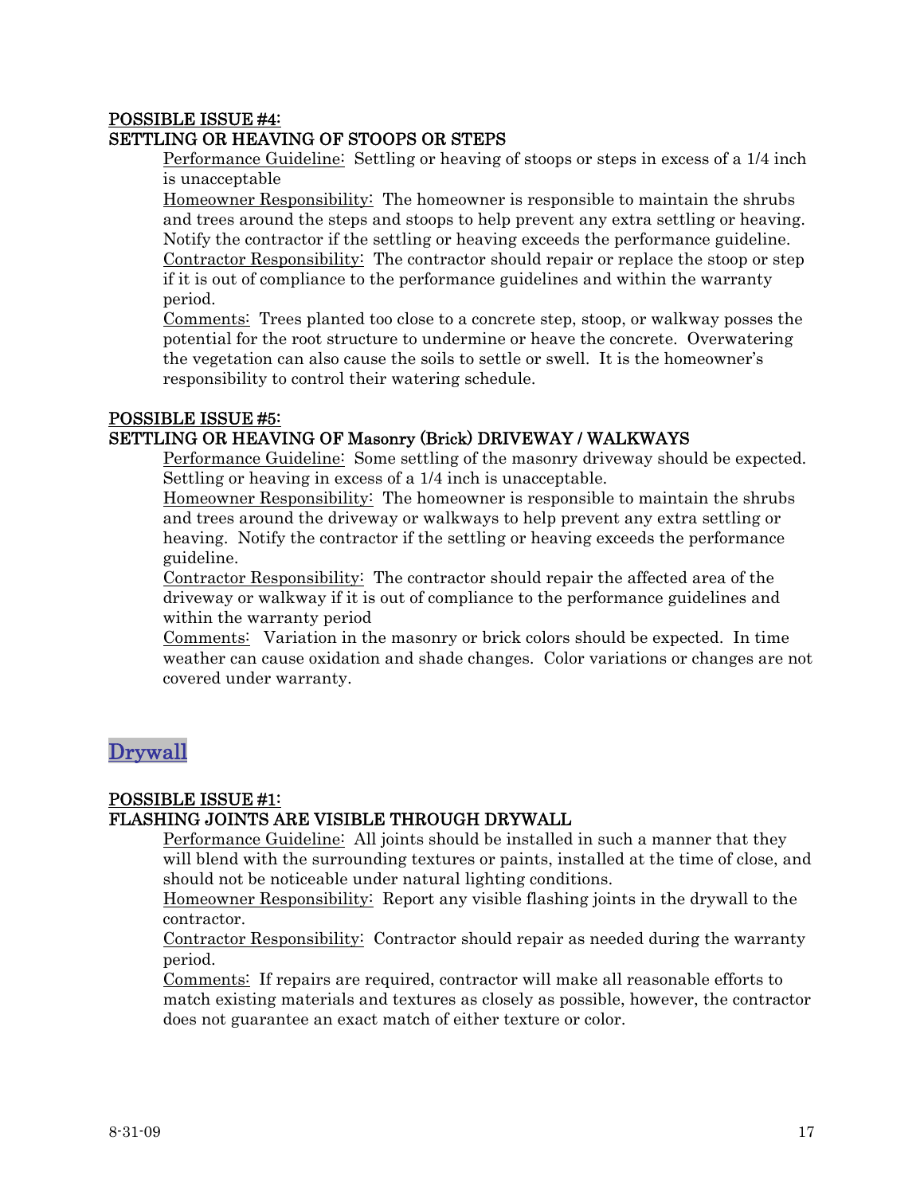**POSSIBLE ISSUE #4:**
**SETTLING OR HEAVING OF STOOPS OR STEPS**

Performance Guideline: Settling or heaving of stoops or steps in excess of a 1/4 inch is unacceptable

Homeowner Responsibility: The homeowner is responsible to maintain the shrubs and trees around the steps and stoops to help prevent any extra settling or heaving. Notify the contractor if the settling or heaving exceeds the performance guideline.

Contractor Responsibility: The contractor should repair or replace the stoop or step if it is out of compliance to the performance guidelines and within the warranty period.

Comments: Trees planted too close to a concrete step, stoop, or walkway posses the potential for the root structure to undermine or heave the concrete. Overwatering the vegetation can also cause the soils to settle or swell. It is the homeowner's responsibility to control their watering schedule.

**POSSIBLE ISSUE #5:**
**SETTLING OR HEAVING OF Masonry (Brick) DRIVEWAY / WALKWAYS**

Performance Guideline: Some settling of the masonry driveway should be expected. Settling or heaving in excess of a 1/4 inch is unacceptable.

Homeowner Responsibility: The homeowner is responsible to maintain the shrubs and trees around the driveway or walkways to help prevent any extra settling or heaving. Notify the contractor if the settling or heaving exceeds the performance guideline.

Contractor Responsibility: The contractor should repair the affected area of the driveway or walkway if it is out of compliance to the performance guidelines and within the warranty period

Comments: Variation in the masonry or brick colors should be expected. In time weather can cause oxidation and shade changes. Color variations or changes are not covered under warranty.

## Drywall

**POSSIBLE ISSUE #1:**
**FLASHING JOINTS ARE VISIBLE THROUGH DRYWALL**

Performance Guideline: All joints should be installed in such a manner that they will blend with the surrounding textures or paints, installed at the time of close, and should not be noticeable under natural lighting conditions.

Homeowner Responsibility: Report any visible flashing joints in the drywall to the contractor.

Contractor Responsibility: Contractor should repair as needed during the warranty period.

Comments: If repairs are required, contractor will make all reasonable efforts to match existing materials and textures as closely as possible, however, the contractor does not guarantee an exact match of either texture or color.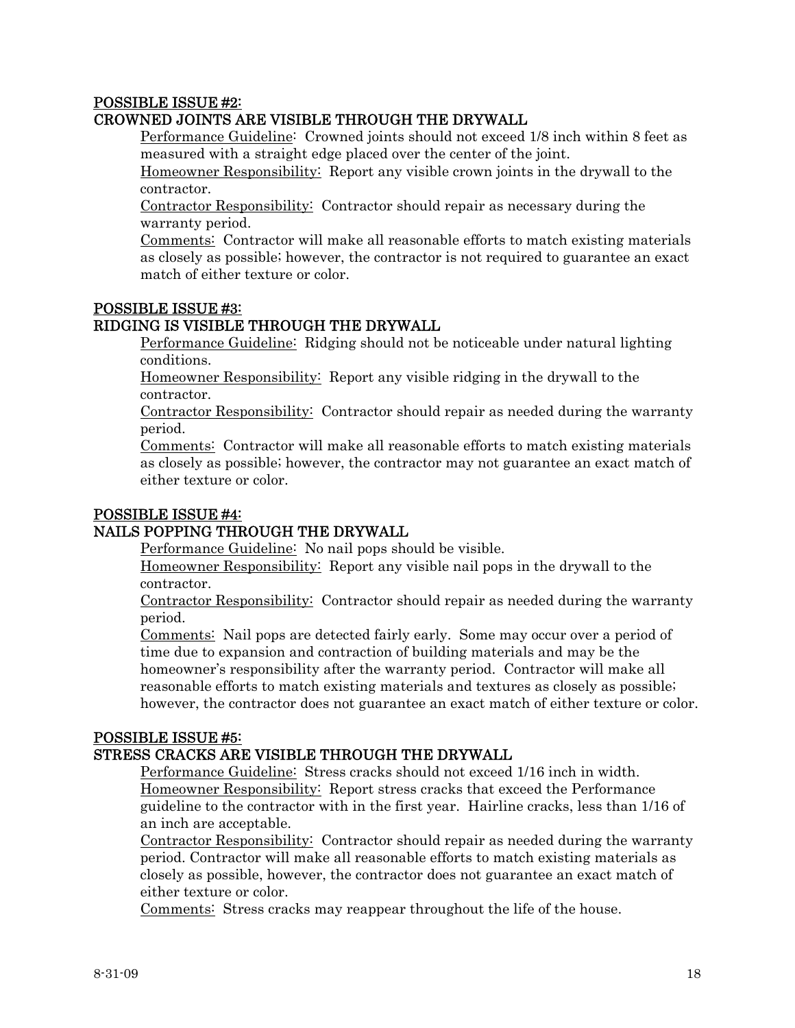## POSSIBLE ISSUE #2:
## CROWNED JOINTS ARE VISIBLE THROUGH THE DRYWALL

Performance Guideline: Crowned joints should not exceed 1/8 inch within 8 feet as measured with a straight edge placed over the center of the joint.

Homeowner Responsibility: Report any visible crown joints in the drywall to the contractor.

Contractor Responsibility: Contractor should repair as necessary during the warranty period.

Comments: Contractor will make all reasonable efforts to match existing materials as closely as possible; however, the contractor is not required to guarantee an exact match of either texture or color.

## POSSIBLE ISSUE #3:
## RIDGING IS VISIBLE THROUGH THE DRYWALL

Performance Guideline: Ridging should not be noticeable under natural lighting conditions.

Homeowner Responsibility: Report any visible ridging in the drywall to the contractor.

Contractor Responsibility: Contractor should repair as needed during the warranty period.

Comments: Contractor will make all reasonable efforts to match existing materials as closely as possible; however, the contractor may not guarantee an exact match of either texture or color.

## POSSIBLE ISSUE #4:
## NAILS POPPING THROUGH THE DRYWALL

Performance Guideline: No nail pops should be visible.

Homeowner Responsibility: Report any visible nail pops in the drywall to the contractor.

Contractor Responsibility: Contractor should repair as needed during the warranty period.

Comments: Nail pops are detected fairly early. Some may occur over a period of time due to expansion and contraction of building materials and may be the homeowner's responsibility after the warranty period. Contractor will make all reasonable efforts to match existing materials and textures as closely as possible; however, the contractor does not guarantee an exact match of either texture or color.

## POSSIBLE ISSUE #5:
## STRESS CRACKS ARE VISIBLE THROUGH THE DRYWALL

Performance Guideline: Stress cracks should not exceed 1/16 inch in width.

Homeowner Responsibility: Report stress cracks that exceed the Performance guideline to the contractor with in the first year. Hairline cracks, less than 1/16 of an inch are acceptable.

Contractor Responsibility: Contractor should repair as needed during the warranty period. Contractor will make all reasonable efforts to match existing materials as closely as possible, however, the contractor does not guarantee an exact match of either texture or color.

Comments: Stress cracks may reappear throughout the life of the house.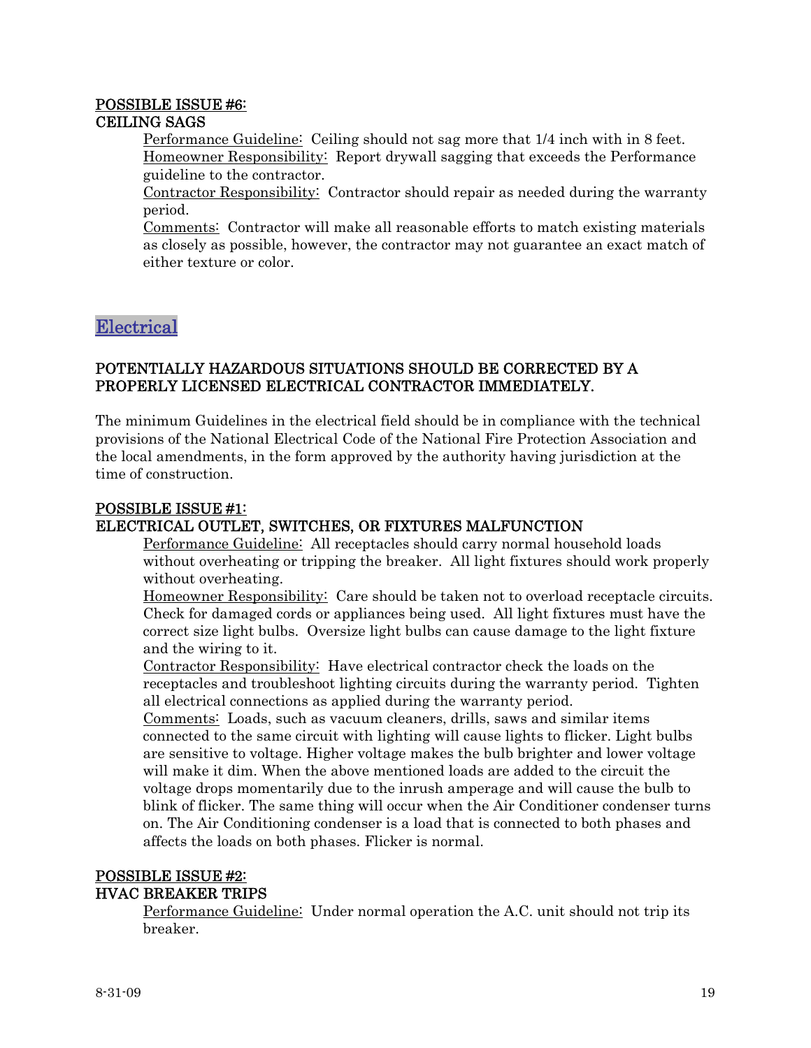**POSSIBLE ISSUE #6:**
**CEILING SAGS**

Performance Guideline: Ceiling should not sag more that 1/4 inch with in 8 feet.
Homeowner Responsibility: Report drywall sagging that exceeds the Performance guideline to the contractor.
Contractor Responsibility: Contractor should repair as needed during the warranty period.
Comments: Contractor will make all reasonable efforts to match existing materials as closely as possible, however, the contractor may not guarantee an exact match of either texture or color.

## Electrical

**POTENTIALLY HAZARDOUS SITUATIONS SHOULD BE CORRECTED BY A PROPERLY LICENSED ELECTRICAL CONTRACTOR IMMEDIATELY.**

The minimum Guidelines in the electrical field should be in compliance with the technical provisions of the National Electrical Code of the National Fire Protection Association and the local amendments, in the form approved by the authority having jurisdiction at the time of construction.

**POSSIBLE ISSUE #1:**
**ELECTRICAL OUTLET, SWITCHES, OR FIXTURES MALFUNCTION**

Performance Guideline: All receptacles should carry normal household loads without overheating or tripping the breaker. All light fixtures should work properly without overheating.
Homeowner Responsibility: Care should be taken not to overload receptacle circuits. Check for damaged cords or appliances being used. All light fixtures must have the correct size light bulbs. Oversize light bulbs can cause damage to the light fixture and the wiring to it.
Contractor Responsibility: Have electrical contractor check the loads on the receptacles and troubleshoot lighting circuits during the warranty period. Tighten all electrical connections as applied during the warranty period.
Comments: Loads, such as vacuum cleaners, drills, saws and similar items connected to the same circuit with lighting will cause lights to flicker. Light bulbs are sensitive to voltage. Higher voltage makes the bulb brighter and lower voltage will make it dim. When the above mentioned loads are added to the circuit the voltage drops momentarily due to the inrush amperage and will cause the bulb to blink of flicker. The same thing will occur when the Air Conditioner condenser turns on. The Air Conditioning condenser is a load that is connected to both phases and affects the loads on both phases. Flicker is normal.

**POSSIBLE ISSUE #2:**
**HVAC BREAKER TRIPS**

Performance Guideline: Under normal operation the A.C. unit should not trip its breaker.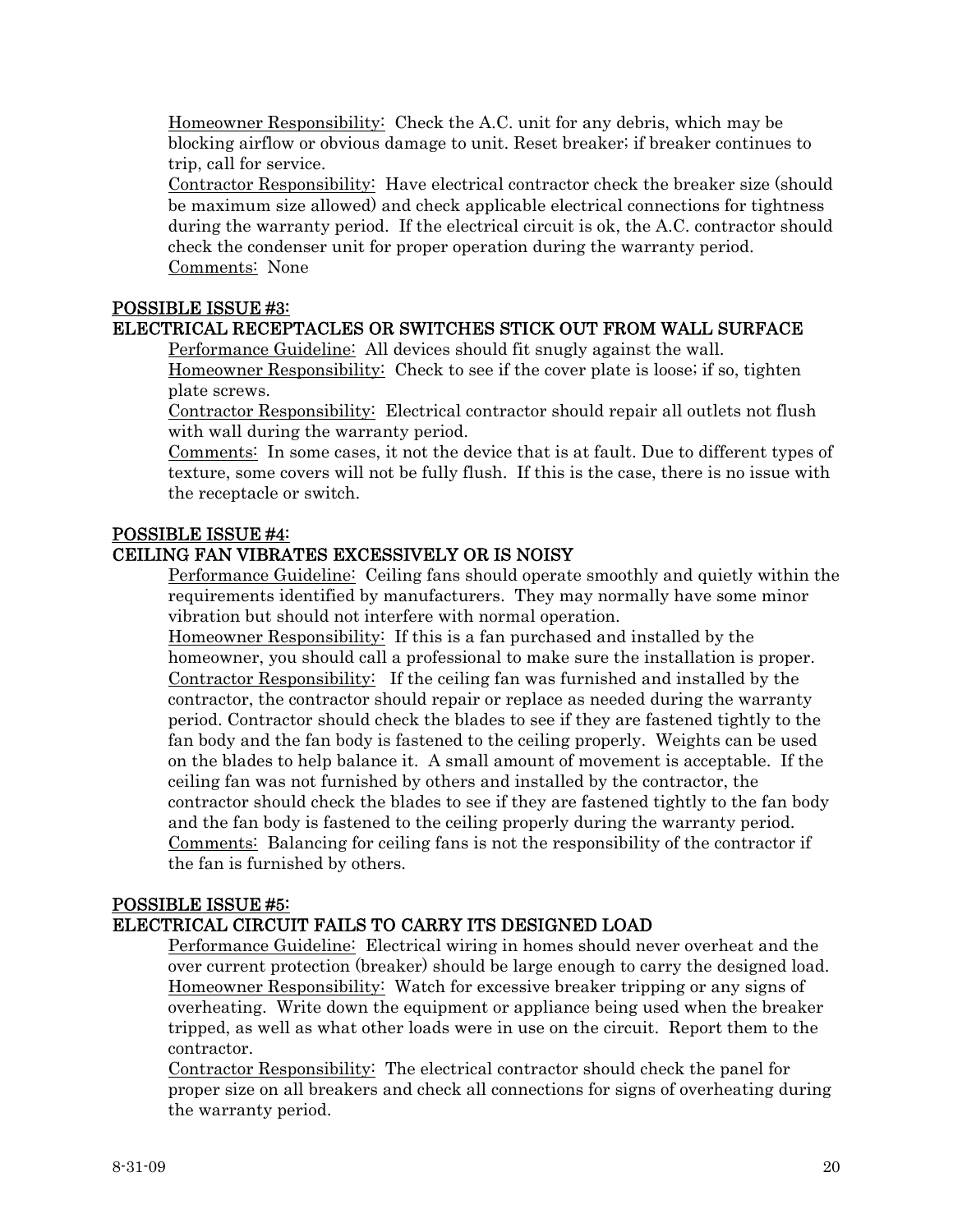Homeowner Responsibility: Check the A.C. unit for any debris, which may be blocking airflow or obvious damage to unit. Reset breaker; if breaker continues to trip, call for service.

Contractor Responsibility: Have electrical contractor check the breaker size (should be maximum size allowed) and check applicable electrical connections for tightness during the warranty period. If the electrical circuit is ok, the A.C. contractor should check the condenser unit for proper operation during the warranty period.

Comments: None

## POSSIBLE ISSUE #3:
## ELECTRICAL RECEPTACLES OR SWITCHES STICK OUT FROM WALL SURFACE

Performance Guideline: All devices should fit snugly against the wall.

Homeowner Responsibility: Check to see if the cover plate is loose; if so, tighten plate screws.

Contractor Responsibility: Electrical contractor should repair all outlets not flush with wall during the warranty period.

Comments: In some cases, it not the device that is at fault. Due to different types of texture, some covers will not be fully flush. If this is the case, there is no issue with the receptacle or switch.

## POSSIBLE ISSUE #4:
## CEILING FAN VIBRATES EXCESSIVELY OR IS NOISY

Performance Guideline: Ceiling fans should operate smoothly and quietly within the requirements identified by manufacturers. They may normally have some minor vibration but should not interfere with normal operation.

Homeowner Responsibility: If this is a fan purchased and installed by the homeowner, you should call a professional to make sure the installation is proper.

Contractor Responsibility: If the ceiling fan was furnished and installed by the contractor, the contractor should repair or replace as needed during the warranty period. Contractor should check the blades to see if they are fastened tightly to the fan body and the fan body is fastened to the ceiling properly. Weights can be used on the blades to help balance it. A small amount of movement is acceptable. If the ceiling fan was not furnished by others and installed by the contractor, the contractor should check the blades to see if they are fastened tightly to the fan body and the fan body is fastened to the ceiling properly during the warranty period.

Comments: Balancing for ceiling fans is not the responsibility of the contractor if the fan is furnished by others.

## POSSIBLE ISSUE #5:
## ELECTRICAL CIRCUIT FAILS TO CARRY ITS DESIGNED LOAD

Performance Guideline: Electrical wiring in homes should never overheat and the over current protection (breaker) should be large enough to carry the designed load.

Homeowner Responsibility: Watch for excessive breaker tripping or any signs of overheating. Write down the equipment or appliance being used when the breaker tripped, as well as what other loads were in use on the circuit. Report them to the contractor.

Contractor Responsibility: The electrical contractor should check the panel for proper size on all breakers and check all connections for signs of overheating during the warranty period.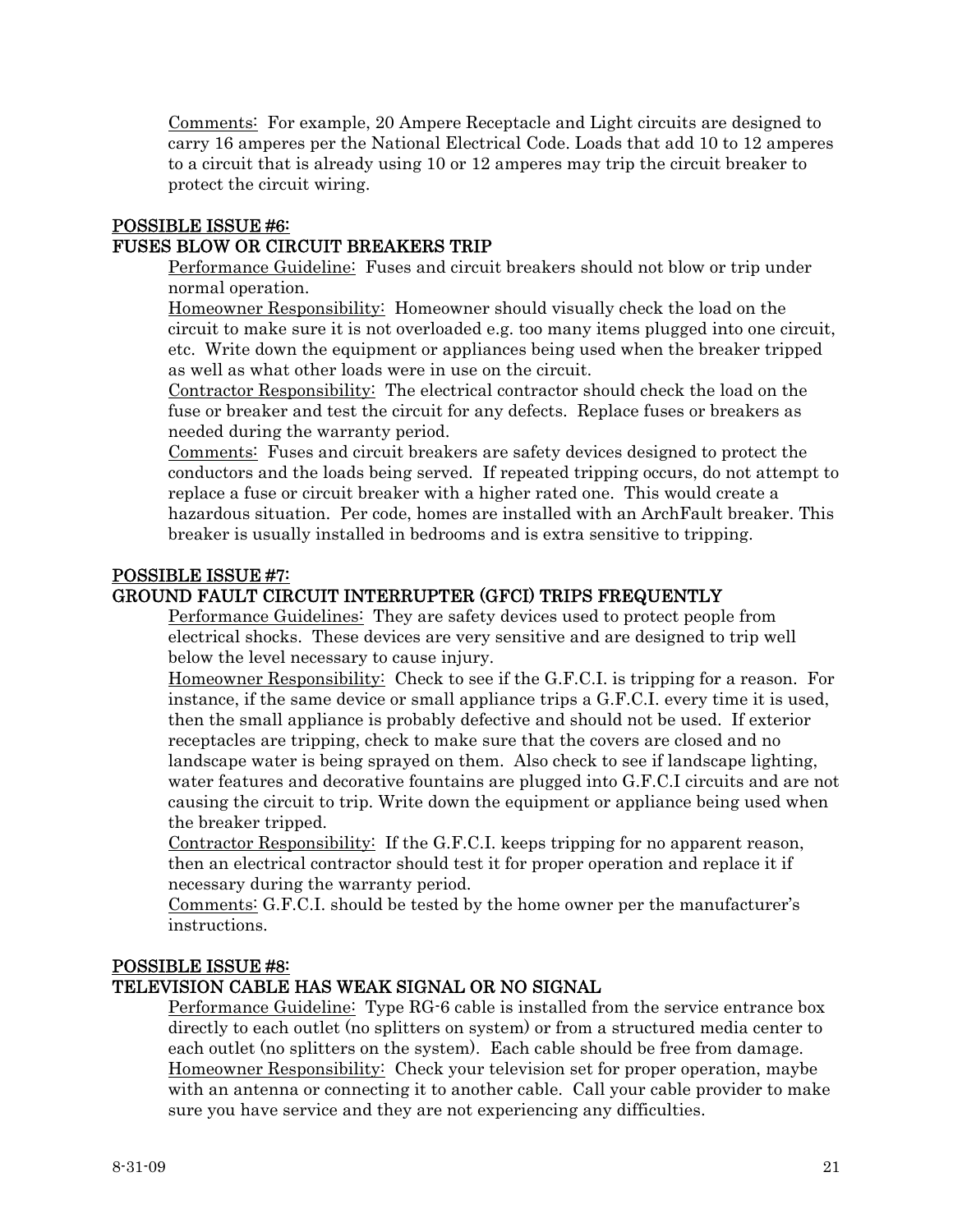Comments: For example, 20 Ampere Receptacle and Light circuits are designed to carry 16 amperes per the National Electrical Code. Loads that add 10 to 12 amperes to a circuit that is already using 10 or 12 amperes may trip the circuit breaker to protect the circuit wiring.

## POSSIBLE ISSUE #6:
## FUSES BLOW OR CIRCUIT BREAKERS TRIP

Performance Guideline: Fuses and circuit breakers should not blow or trip under normal operation.

Homeowner Responsibility: Homeowner should visually check the load on the circuit to make sure it is not overloaded e.g. too many items plugged into one circuit, etc. Write down the equipment or appliances being used when the breaker tripped as well as what other loads were in use on the circuit.

Contractor Responsibility: The electrical contractor should check the load on the fuse or breaker and test the circuit for any defects. Replace fuses or breakers as needed during the warranty period.

Comments: Fuses and circuit breakers are safety devices designed to protect the conductors and the loads being served. If repeated tripping occurs, do not attempt to replace a fuse or circuit breaker with a higher rated one. This would create a hazardous situation. Per code, homes are installed with an ArchFault breaker. This breaker is usually installed in bedrooms and is extra sensitive to tripping.

## POSSIBLE ISSUE #7:
## GROUND FAULT CIRCUIT INTERRUPTER (GFCI) TRIPS FREQUENTLY

Performance Guidelines: They are safety devices used to protect people from electrical shocks. These devices are very sensitive and are designed to trip well below the level necessary to cause injury.

Homeowner Responsibility: Check to see if the G.F.C.I. is tripping for a reason. For instance, if the same device or small appliance trips a G.F.C.I. every time it is used, then the small appliance is probably defective and should not be used. If exterior receptacles are tripping, check to make sure that the covers are closed and no landscape water is being sprayed on them. Also check to see if landscape lighting, water features and decorative fountains are plugged into G.F.C.I circuits and are not causing the circuit to trip. Write down the equipment or appliance being used when the breaker tripped.

Contractor Responsibility: If the G.F.C.I. keeps tripping for no apparent reason, then an electrical contractor should test it for proper operation and replace it if necessary during the warranty period.

Comments: G.F.C.I. should be tested by the home owner per the manufacturer's instructions.

## POSSIBLE ISSUE #8:
## TELEVISION CABLE HAS WEAK SIGNAL OR NO SIGNAL

Performance Guideline: Type RG-6 cable is installed from the service entrance box directly to each outlet (no splitters on system) or from a structured media center to each outlet (no splitters on the system). Each cable should be free from damage.

Homeowner Responsibility: Check your television set for proper operation, maybe with an antenna or connecting it to another cable. Call your cable provider to make sure you have service and they are not experiencing any difficulties.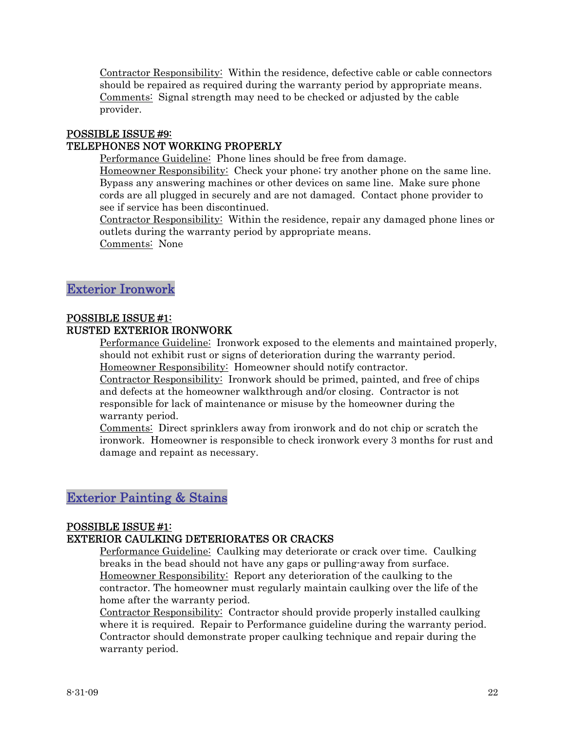Contractor Responsibility: Within the residence, defective cable or cable connectors should be repaired as required during the warranty period by appropriate means.
Comments: Signal strength may need to be checked or adjusted by the cable provider.

### POSSIBLE ISSUE #9:
### TELEPHONES NOT WORKING PROPERLY

Performance Guideline: Phone lines should be free from damage.
Homeowner Responsibility: Check your phone; try another phone on the same line. Bypass any answering machines or other devices on same line. Make sure phone cords are all plugged in securely and are not damaged. Contact phone provider to see if service has been discontinued.
Contractor Responsibility: Within the residence, repair any damaged phone lines or outlets during the warranty period by appropriate means.
Comments: None

## Exterior Ironwork

### POSSIBLE ISSUE #1:
### RUSTED EXTERIOR IRONWORK

Performance Guideline: Ironwork exposed to the elements and maintained properly, should not exhibit rust or signs of deterioration during the warranty period.
Homeowner Responsibility: Homeowner should notify contractor.
Contractor Responsibility: Ironwork should be primed, painted, and free of chips and defects at the homeowner walkthrough and/or closing. Contractor is not responsible for lack of maintenance or misuse by the homeowner during the warranty period.
Comments: Direct sprinklers away from ironwork and do not chip or scratch the ironwork. Homeowner is responsible to check ironwork every 3 months for rust and damage and repaint as necessary.

## Exterior Painting & Stains

### POSSIBLE ISSUE #1:
### EXTERIOR CAULKING DETERIORATES OR CRACKS

Performance Guideline: Caulking may deteriorate or crack over time. Caulking breaks in the bead should not have any gaps or pulling-away from surface.
Homeowner Responsibility: Report any deterioration of the caulking to the contractor. The homeowner must regularly maintain caulking over the life of the home after the warranty period.
Contractor Responsibility: Contractor should provide properly installed caulking where it is required. Repair to Performance guideline during the warranty period. Contractor should demonstrate proper caulking technique and repair during the warranty period.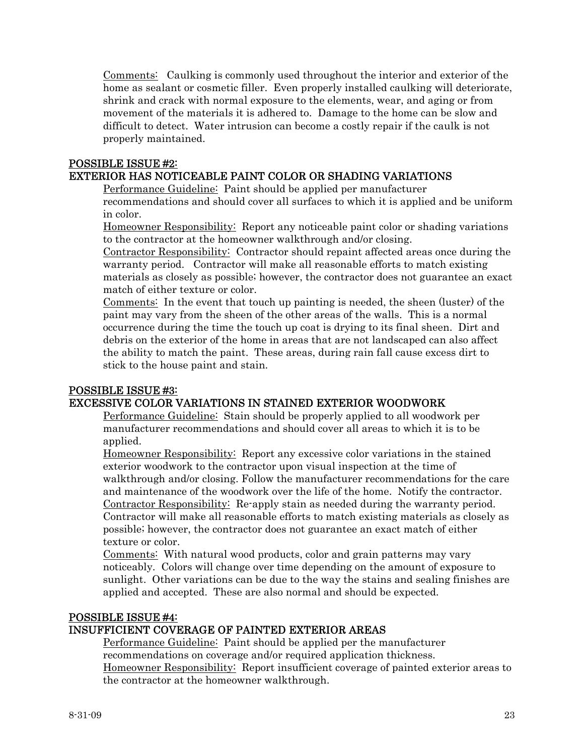Comments: Caulking is commonly used throughout the interior and exterior of the home as sealant or cosmetic filler. Even properly installed caulking will deteriorate, shrink and crack with normal exposure to the elements, wear, and aging or from movement of the materials it is adhered to. Damage to the home can be slow and difficult to detect. Water intrusion can become a costly repair if the caulk is not properly maintained.

### POSSIBLE ISSUE #2:
### EXTERIOR HAS NOTICEABLE PAINT COLOR OR SHADING VARIATIONS

Performance Guideline: Paint should be applied per manufacturer recommendations and should cover all surfaces to which it is applied and be uniform in color.

Homeowner Responsibility: Report any noticeable paint color or shading variations to the contractor at the homeowner walkthrough and/or closing.

Contractor Responsibility: Contractor should repaint affected areas once during the warranty period. Contractor will make all reasonable efforts to match existing materials as closely as possible; however, the contractor does not guarantee an exact match of either texture or color.

Comments: In the event that touch up painting is needed, the sheen (luster) of the paint may vary from the sheen of the other areas of the walls. This is a normal occurrence during the time the touch up coat is drying to its final sheen. Dirt and debris on the exterior of the home in areas that are not landscaped can also affect the ability to match the paint. These areas, during rain fall cause excess dirt to stick to the house paint and stain.

### POSSIBLE ISSUE #3:
### EXCESSIVE COLOR VARIATIONS IN STAINED EXTERIOR WOODWORK

Performance Guideline: Stain should be properly applied to all woodwork per manufacturer recommendations and should cover all areas to which it is to be applied.

Homeowner Responsibility: Report any excessive color variations in the stained exterior woodwork to the contractor upon visual inspection at the time of walkthrough and/or closing. Follow the manufacturer recommendations for the care and maintenance of the woodwork over the life of the home. Notify the contractor.

Contractor Responsibility: Re-apply stain as needed during the warranty period. Contractor will make all reasonable efforts to match existing materials as closely as possible; however, the contractor does not guarantee an exact match of either texture or color.

Comments: With natural wood products, color and grain patterns may vary noticeably. Colors will change over time depending on the amount of exposure to sunlight. Other variations can be due to the way the stains and sealing finishes are applied and accepted. These are also normal and should be expected.

### POSSIBLE ISSUE #4:
### INSUFFICIENT COVERAGE OF PAINTED EXTERIOR AREAS

Performance Guideline: Paint should be applied per the manufacturer recommendations on coverage and/or required application thickness.

Homeowner Responsibility: Report insufficient coverage of painted exterior areas to the contractor at the homeowner walkthrough.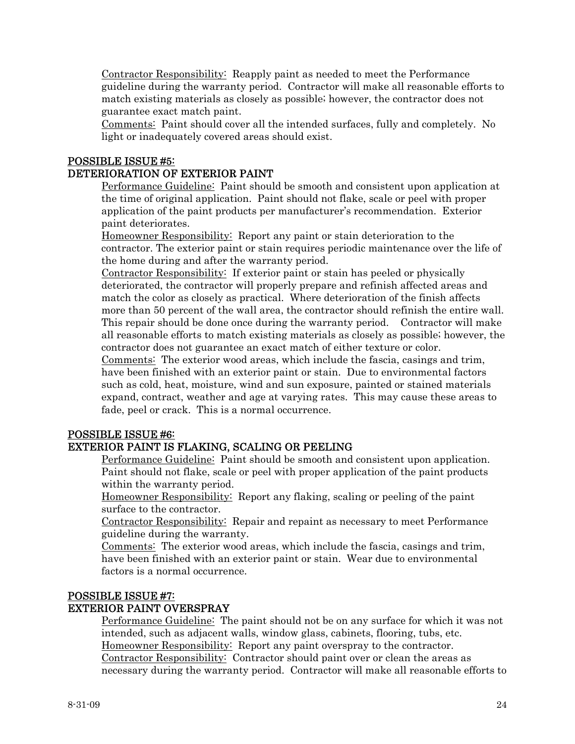Contractor Responsibility: Reapply paint as needed to meet the Performance guideline during the warranty period. Contractor will make all reasonable efforts to match existing materials as closely as possible; however, the contractor does not guarantee exact match paint.
Comments: Paint should cover all the intended surfaces, fully and completely. No light or inadequately covered areas should exist.

## POSSIBLE ISSUE #5:
## DETERIORATION OF EXTERIOR PAINT

Performance Guideline: Paint should be smooth and consistent upon application at the time of original application. Paint should not flake, scale or peel with proper application of the paint products per manufacturer's recommendation. Exterior paint deteriorates.
Homeowner Responsibility: Report any paint or stain deterioration to the contractor. The exterior paint or stain requires periodic maintenance over the life of the home during and after the warranty period.
Contractor Responsibility: If exterior paint or stain has peeled or physically deteriorated, the contractor will properly prepare and refinish affected areas and match the color as closely as practical. Where deterioration of the finish affects more than 50 percent of the wall area, the contractor should refinish the entire wall. This repair should be done once during the warranty period. Contractor will make all reasonable efforts to match existing materials as closely as possible; however, the contractor does not guarantee an exact match of either texture or color.
Comments: The exterior wood areas, which include the fascia, casings and trim, have been finished with an exterior paint or stain. Due to environmental factors such as cold, heat, moisture, wind and sun exposure, painted or stained materials expand, contract, weather and age at varying rates. This may cause these areas to fade, peel or crack. This is a normal occurrence.

## POSSIBLE ISSUE #6:
## EXTERIOR PAINT IS FLAKING, SCALING OR PEELING

Performance Guideline: Paint should be smooth and consistent upon application. Paint should not flake, scale or peel with proper application of the paint products within the warranty period.
Homeowner Responsibility: Report any flaking, scaling or peeling of the paint surface to the contractor.
Contractor Responsibility: Repair and repaint as necessary to meet Performance guideline during the warranty.
Comments: The exterior wood areas, which include the fascia, casings and trim, have been finished with an exterior paint or stain. Wear due to environmental factors is a normal occurrence.

## POSSIBLE ISSUE #7:
## EXTERIOR PAINT OVERSPRAY

Performance Guideline: The paint should not be on any surface for which it was not intended, such as adjacent walls, window glass, cabinets, flooring, tubs, etc.
Homeowner Responsibility: Report any paint overspray to the contractor.
Contractor Responsibility: Contractor should paint over or clean the areas as necessary during the warranty period. Contractor will make all reasonable efforts to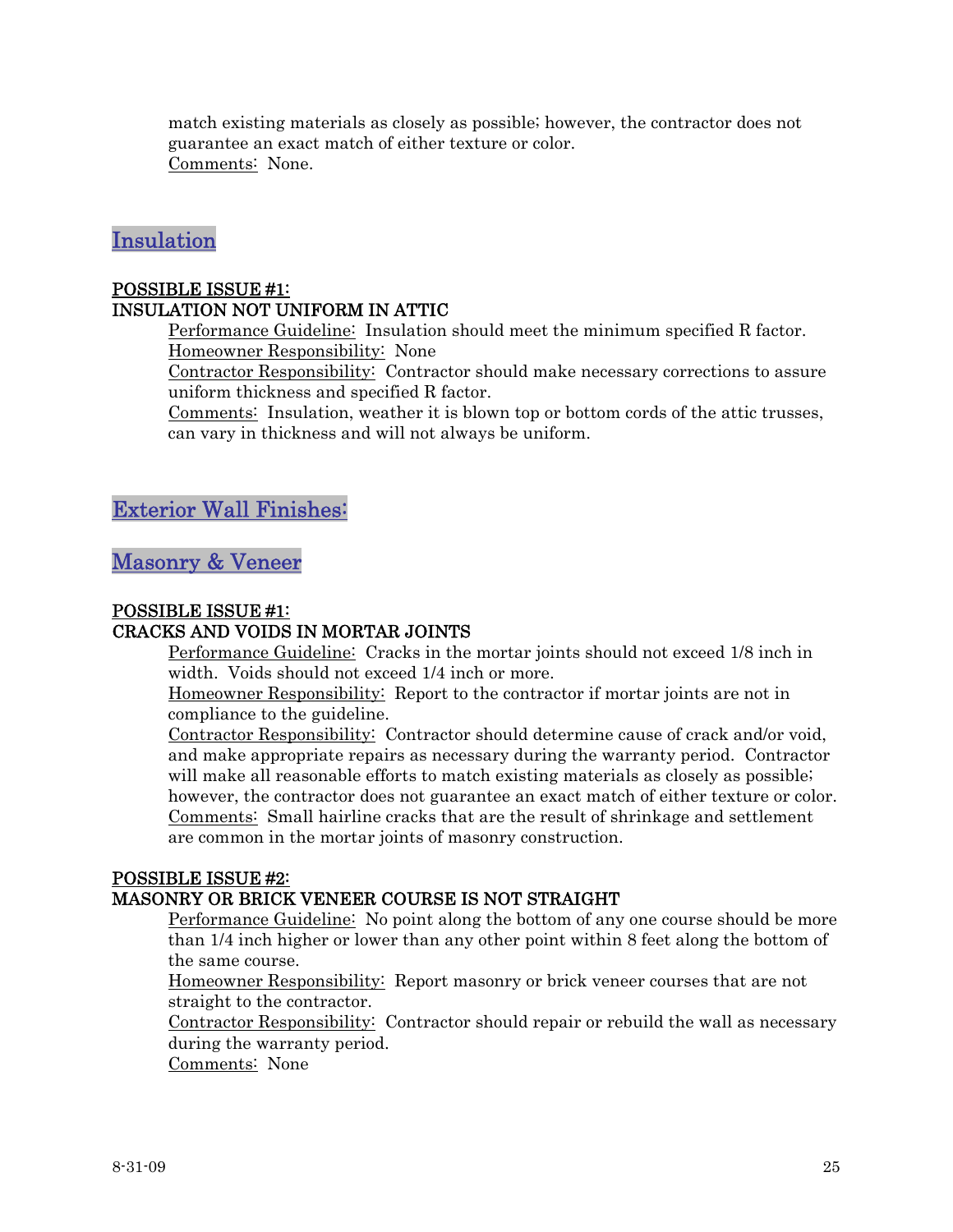match existing materials as closely as possible; however, the contractor does not guarantee an exact match of either texture or color.
Comments: None.

## Insulation

**POSSIBLE ISSUE #1:**
**INSULATION NOT UNIFORM IN ATTIC**

Performance Guideline: Insulation should meet the minimum specified R factor.
Homeowner Responsibility: None
Contractor Responsibility: Contractor should make necessary corrections to assure uniform thickness and specified R factor.
Comments: Insulation, weather it is blown top or bottom cords of the attic trusses, can vary in thickness and will not always be uniform.

## Exterior Wall Finishes:

## Masonry & Veneer

**POSSIBLE ISSUE #1:**
**CRACKS AND VOIDS IN MORTAR JOINTS**

Performance Guideline: Cracks in the mortar joints should not exceed 1/8 inch in width. Voids should not exceed 1/4 inch or more.
Homeowner Responsibility: Report to the contractor if mortar joints are not in compliance to the guideline.
Contractor Responsibility: Contractor should determine cause of crack and/or void, and make appropriate repairs as necessary during the warranty period. Contractor will make all reasonable efforts to match existing materials as closely as possible; however, the contractor does not guarantee an exact match of either texture or color.
Comments: Small hairline cracks that are the result of shrinkage and settlement are common in the mortar joints of masonry construction.

**POSSIBLE ISSUE #2:**
**MASONRY OR BRICK VENEER COURSE IS NOT STRAIGHT**

Performance Guideline: No point along the bottom of any one course should be more than 1/4 inch higher or lower than any other point within 8 feet along the bottom of the same course.
Homeowner Responsibility: Report masonry or brick veneer courses that are not straight to the contractor.
Contractor Responsibility: Contractor should repair or rebuild the wall as necessary during the warranty period.
Comments: None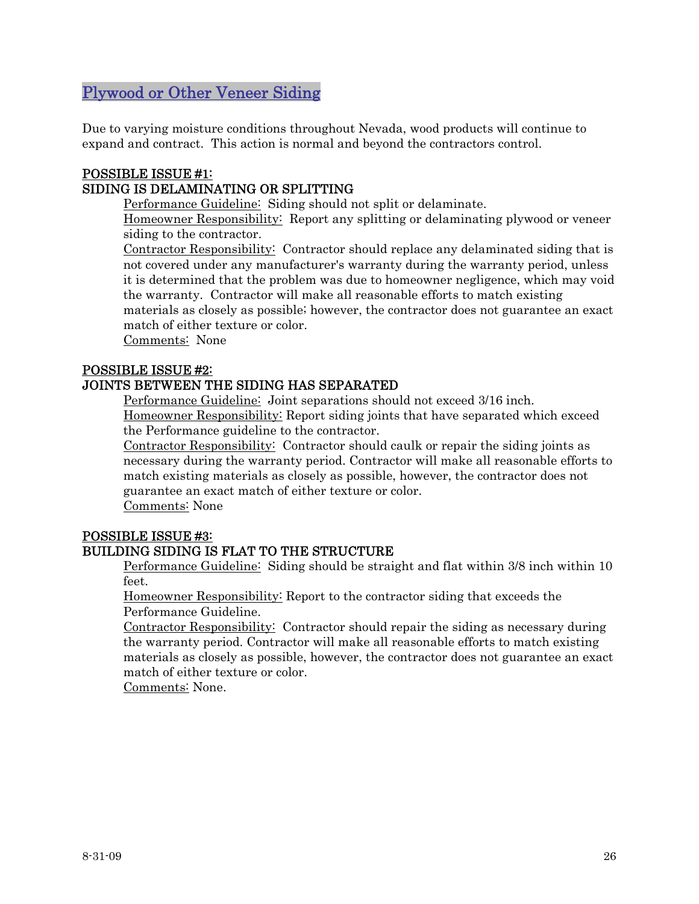## Plywood or Other Veneer Siding

Due to varying moisture conditions throughout Nevada, wood products will continue to expand and contract. This action is normal and beyond the contractors control.

**POSSIBLE ISSUE #1:**
**SIDING IS DELAMINATING OR SPLITTING**

Performance Guideline: Siding should not split or delaminate.
Homeowner Responsibility: Report any splitting or delaminating plywood or veneer siding to the contractor.
Contractor Responsibility: Contractor should replace any delaminated siding that is not covered under any manufacturer's warranty during the warranty period, unless it is determined that the problem was due to homeowner negligence, which may void the warranty. Contractor will make all reasonable efforts to match existing materials as closely as possible; however, the contractor does not guarantee an exact match of either texture or color.
Comments: None

**POSSIBLE ISSUE #2:**
**JOINTS BETWEEN THE SIDING HAS SEPARATED**

Performance Guideline: Joint separations should not exceed 3/16 inch.
Homeowner Responsibility: Report siding joints that have separated which exceed the Performance guideline to the contractor.
Contractor Responsibility: Contractor should caulk or repair the siding joints as necessary during the warranty period. Contractor will make all reasonable efforts to match existing materials as closely as possible, however, the contractor does not guarantee an exact match of either texture or color.
Comments: None

**POSSIBLE ISSUE #3:**
**BUILDING SIDING IS FLAT TO THE STRUCTURE**

Performance Guideline: Siding should be straight and flat within 3/8 inch within 10 feet.
Homeowner Responsibility: Report to the contractor siding that exceeds the Performance Guideline.
Contractor Responsibility: Contractor should repair the siding as necessary during the warranty period. Contractor will make all reasonable efforts to match existing materials as closely as possible, however, the contractor does not guarantee an exact match of either texture or color.
Comments: None.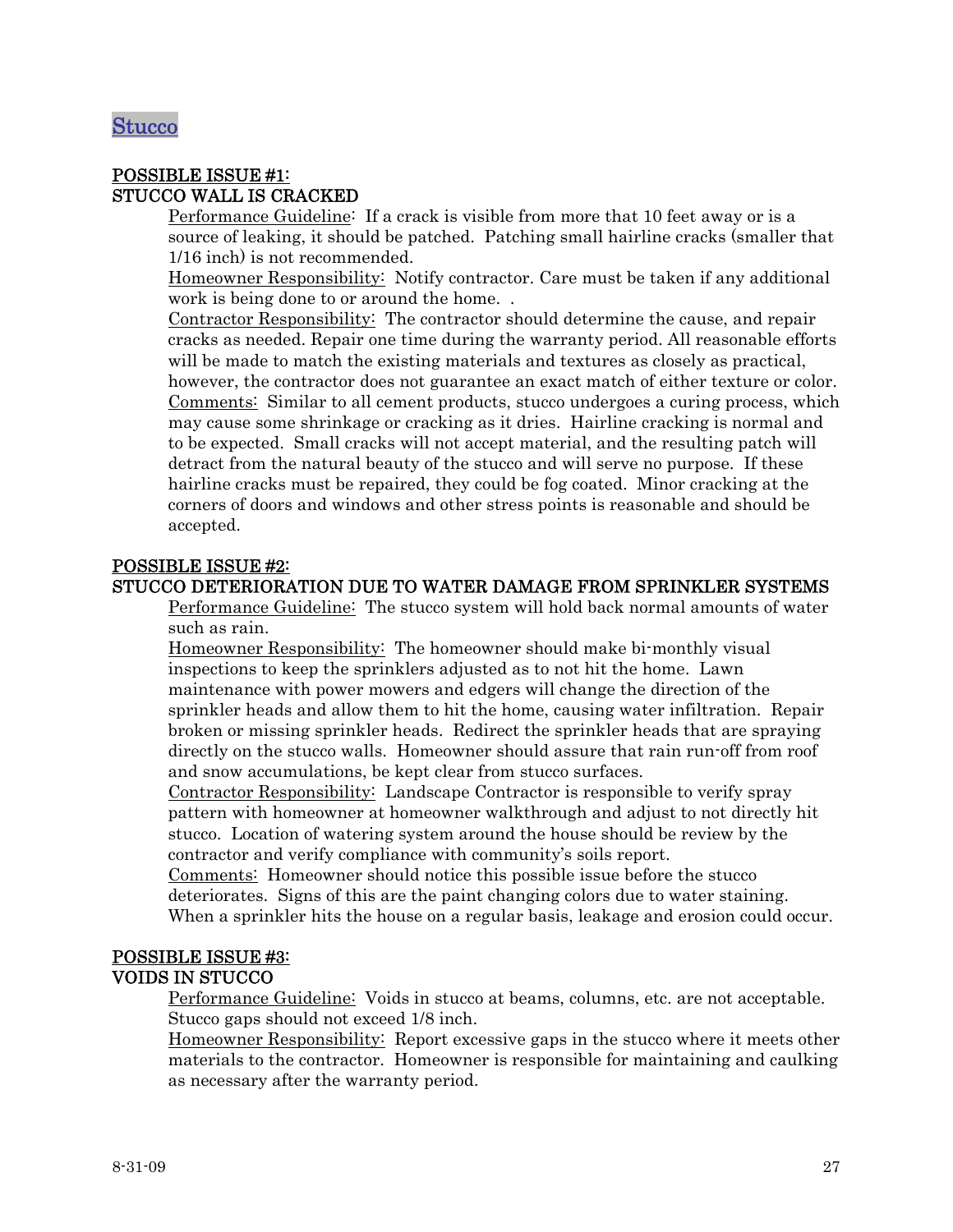# Stucco

## POSSIBLE ISSUE #1:
## STUCCO WALL IS CRACKED

Performance Guideline: If a crack is visible from more that 10 feet away or is a source of leaking, it should be patched. Patching small hairline cracks (smaller that 1/16 inch) is not recommended.

Homeowner Responsibility: Notify contractor. Care must be taken if any additional work is being done to or around the home. .

Contractor Responsibility: The contractor should determine the cause, and repair cracks as needed. Repair one time during the warranty period. All reasonable efforts will be made to match the existing materials and textures as closely as practical, however, the contractor does not guarantee an exact match of either texture or color.

Comments: Similar to all cement products, stucco undergoes a curing process, which may cause some shrinkage or cracking as it dries. Hairline cracking is normal and to be expected. Small cracks will not accept material, and the resulting patch will detract from the natural beauty of the stucco and will serve no purpose. If these hairline cracks must be repaired, they could be fog coated. Minor cracking at the corners of doors and windows and other stress points is reasonable and should be accepted.

## POSSIBLE ISSUE #2:
## STUCCO DETERIORATION DUE TO WATER DAMAGE FROM SPRINKLER SYSTEMS

Performance Guideline: The stucco system will hold back normal amounts of water such as rain.

Homeowner Responsibility: The homeowner should make bi-monthly visual inspections to keep the sprinklers adjusted as to not hit the home. Lawn maintenance with power mowers and edgers will change the direction of the sprinkler heads and allow them to hit the home, causing water infiltration. Repair broken or missing sprinkler heads. Redirect the sprinkler heads that are spraying directly on the stucco walls. Homeowner should assure that rain run-off from roof and snow accumulations, be kept clear from stucco surfaces.

Contractor Responsibility: Landscape Contractor is responsible to verify spray pattern with homeowner at homeowner walkthrough and adjust to not directly hit stucco. Location of watering system around the house should be review by the contractor and verify compliance with community's soils report.

Comments: Homeowner should notice this possible issue before the stucco deteriorates. Signs of this are the paint changing colors due to water staining. When a sprinkler hits the house on a regular basis, leakage and erosion could occur.

## POSSIBLE ISSUE #3:
## VOIDS IN STUCCO

Performance Guideline: Voids in stucco at beams, columns, etc. are not acceptable. Stucco gaps should not exceed 1/8 inch.

Homeowner Responsibility: Report excessive gaps in the stucco where it meets other materials to the contractor. Homeowner is responsible for maintaining and caulking as necessary after the warranty period.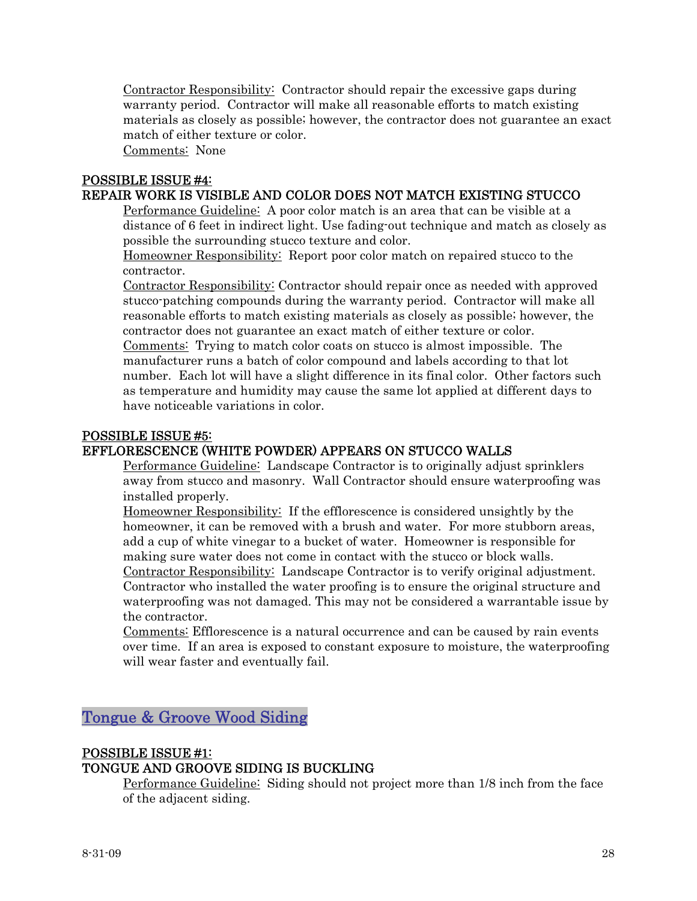Contractor Responsibility: Contractor should repair the excessive gaps during warranty period. Contractor will make all reasonable efforts to match existing materials as closely as possible; however, the contractor does not guarantee an exact match of either texture or color.
Comments: None

### POSSIBLE ISSUE #4:
### REPAIR WORK IS VISIBLE AND COLOR DOES NOT MATCH EXISTING STUCCO

Performance Guideline: A poor color match is an area that can be visible at a distance of 6 feet in indirect light. Use fading-out technique and match as closely as possible the surrounding stucco texture and color.
Homeowner Responsibility: Report poor color match on repaired stucco to the contractor.
Contractor Responsibility: Contractor should repair once as needed with approved stucco-patching compounds during the warranty period. Contractor will make all reasonable efforts to match existing materials as closely as possible; however, the contractor does not guarantee an exact match of either texture or color.
Comments: Trying to match color coats on stucco is almost impossible. The manufacturer runs a batch of color compound and labels according to that lot number. Each lot will have a slight difference in its final color. Other factors such as temperature and humidity may cause the same lot applied at different days to have noticeable variations in color.

### POSSIBLE ISSUE #5:
### EFFLORESCENCE (WHITE POWDER) APPEARS ON STUCCO WALLS

Performance Guideline: Landscape Contractor is to originally adjust sprinklers away from stucco and masonry. Wall Contractor should ensure waterproofing was installed properly.
Homeowner Responsibility: If the efflorescence is considered unsightly by the homeowner, it can be removed with a brush and water. For more stubborn areas, add a cup of white vinegar to a bucket of water. Homeowner is responsible for making sure water does not come in contact with the stucco or block walls.
Contractor Responsibility: Landscape Contractor is to verify original adjustment. Contractor who installed the water proofing is to ensure the original structure and waterproofing was not damaged. This may not be considered a warrantable issue by the contractor.
Comments: Efflorescence is a natural occurrence and can be caused by rain events over time. If an area is exposed to constant exposure to moisture, the waterproofing will wear faster and eventually fail.

## Tongue & Groove Wood Siding

### POSSIBLE ISSUE #1:
### TONGUE AND GROOVE SIDING IS BUCKLING

Performance Guideline: Siding should not project more than 1/8 inch from the face of the adjacent siding.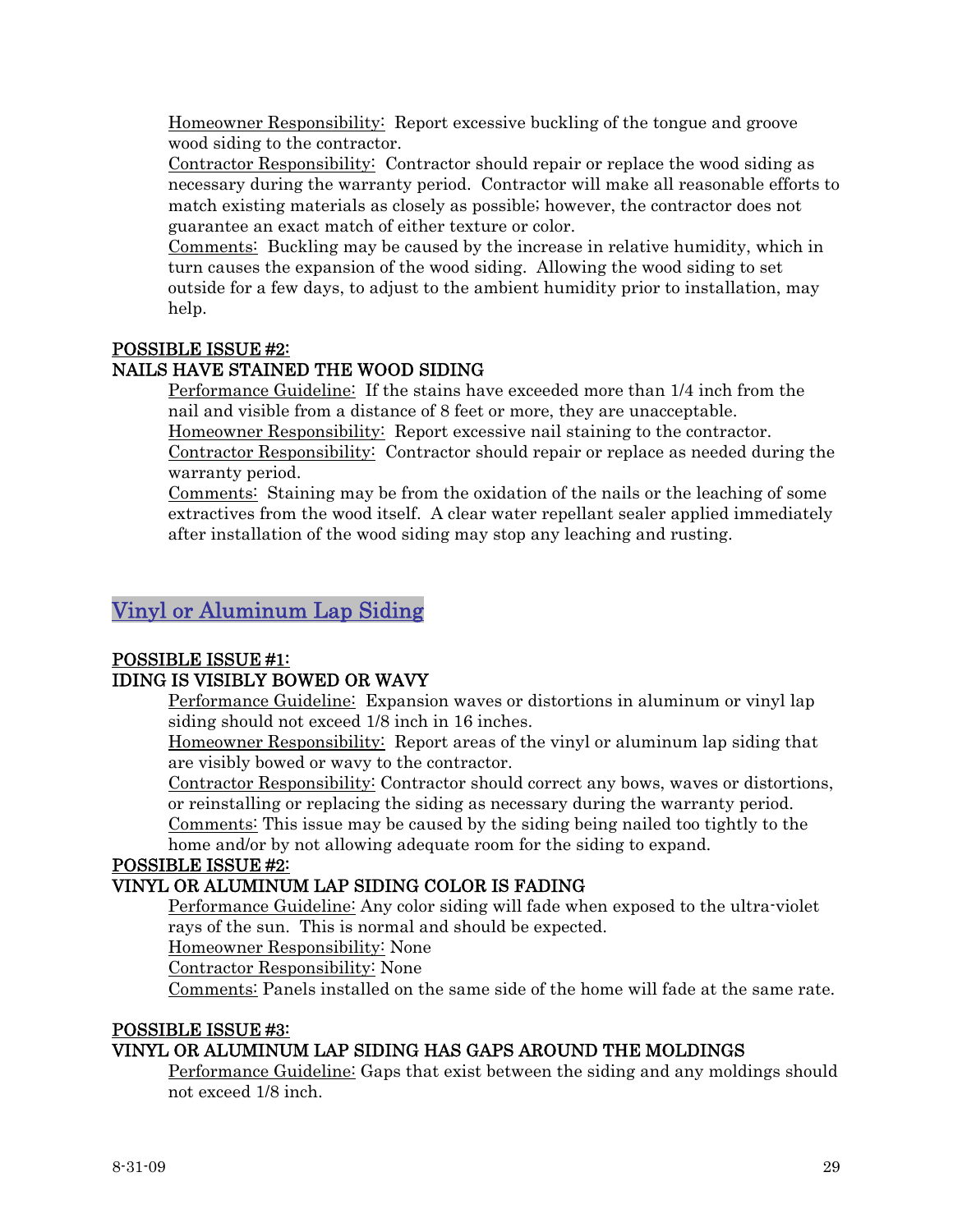<u>Homeowner Responsibility:</u> Report excessive buckling of the tongue and groove wood siding to the contractor.
<u>Contractor Responsibility:</u> Contractor should repair or replace the wood siding as necessary during the warranty period. Contractor will make all reasonable efforts to match existing materials as closely as possible; however, the contractor does not guarantee an exact match of either texture or color.
<u>Comments:</u> Buckling may be caused by the increase in relative humidity, which in turn causes the expansion of the wood siding. Allowing the wood siding to set outside for a few days, to adjust to the ambient humidity prior to installation, may help.

**POSSIBLE ISSUE #2:**
**NAILS HAVE STAINED THE WOOD SIDING**

<u>Performance Guideline:</u> If the stains have exceeded more than 1/4 inch from the nail and visible from a distance of 8 feet or more, they are unacceptable.
<u>Homeowner Responsibility:</u> Report excessive nail staining to the contractor.
<u>Contractor Responsibility:</u> Contractor should repair or replace as needed during the warranty period.
<u>Comments:</u> Staining may be from the oxidation of the nails or the leaching of some extractives from the wood itself. A clear water repellant sealer applied immediately after installation of the wood siding may stop any leaching and rusting.

## Vinyl or Aluminum Lap Siding

**POSSIBLE ISSUE #1:**
**IDING IS VISIBLY BOWED OR WAVY**

<u>Performance Guideline:</u> Expansion waves or distortions in aluminum or vinyl lap siding should not exceed 1/8 inch in 16 inches.
<u>Homeowner Responsibility:</u> Report areas of the vinyl or aluminum lap siding that are visibly bowed or wavy to the contractor.
<u>Contractor Responsibility:</u> Contractor should correct any bows, waves or distortions, or reinstalling or replacing the siding as necessary during the warranty period.
<u>Comments:</u> This issue may be caused by the siding being nailed too tightly to the home and/or by not allowing adequate room for the siding to expand.

**POSSIBLE ISSUE #2:**
**VINYL OR ALUMINUM LAP SIDING COLOR IS FADING**

<u>Performance Guideline:</u> Any color siding will fade when exposed to the ultra-violet rays of the sun. This is normal and should be expected.
<u>Homeowner Responsibility:</u> None
<u>Contractor Responsibility:</u> None
<u>Comments:</u> Panels installed on the same side of the home will fade at the same rate.

**POSSIBLE ISSUE #3:**
**VINYL OR ALUMINUM LAP SIDING HAS GAPS AROUND THE MOLDINGS**

<u>Performance Guideline:</u> Gaps that exist between the siding and any moldings should not exceed 1/8 inch.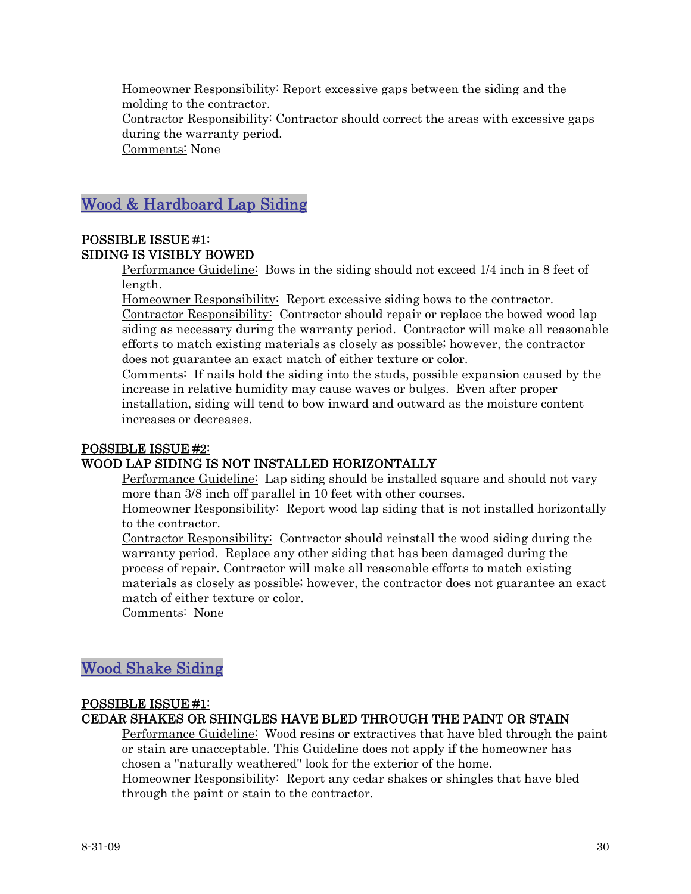Homeowner Responsibility: Report excessive gaps between the siding and the molding to the contractor.
Contractor Responsibility: Contractor should correct the areas with excessive gaps during the warranty period.
Comments: None

## Wood & Hardboard Lap Siding

**POSSIBLE ISSUE #1:**
**SIDING IS VISIBLY BOWED**

Performance Guideline: Bows in the siding should not exceed 1/4 inch in 8 feet of length.
Homeowner Responsibility: Report excessive siding bows to the contractor.
Contractor Responsibility: Contractor should repair or replace the bowed wood lap siding as necessary during the warranty period. Contractor will make all reasonable efforts to match existing materials as closely as possible; however, the contractor does not guarantee an exact match of either texture or color.
Comments: If nails hold the siding into the studs, possible expansion caused by the increase in relative humidity may cause waves or bulges. Even after proper installation, siding will tend to bow inward and outward as the moisture content increases or decreases.

**POSSIBLE ISSUE #2:**
**WOOD LAP SIDING IS NOT INSTALLED HORIZONTALLY**

Performance Guideline: Lap siding should be installed square and should not vary more than 3/8 inch off parallel in 10 feet with other courses.
Homeowner Responsibility: Report wood lap siding that is not installed horizontally to the contractor.
Contractor Responsibility: Contractor should reinstall the wood siding during the warranty period. Replace any other siding that has been damaged during the process of repair. Contractor will make all reasonable efforts to match existing materials as closely as possible; however, the contractor does not guarantee an exact match of either texture or color.
Comments: None

## Wood Shake Siding

**POSSIBLE ISSUE #1:**
**CEDAR SHAKES OR SHINGLES HAVE BLED THROUGH THE PAINT OR STAIN**

Performance Guideline: Wood resins or extractives that have bled through the paint or stain are unacceptable. This Guideline does not apply if the homeowner has chosen a "naturally weathered" look for the exterior of the home.
Homeowner Responsibility: Report any cedar shakes or shingles that have bled through the paint or stain to the contractor.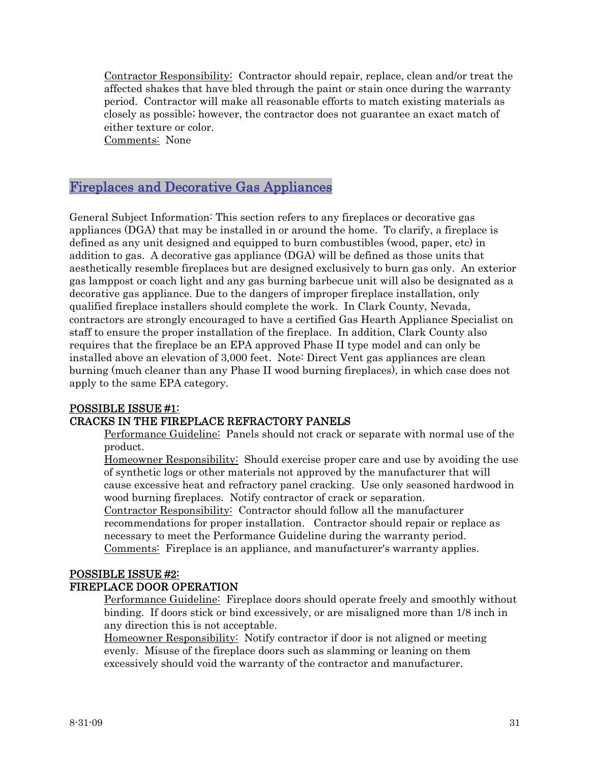Contractor Responsibility: Contractor should repair, replace, clean and/or treat the affected shakes that have bled through the paint or stain once during the warranty period. Contractor will make all reasonable efforts to match existing materials as closely as possible; however, the contractor does not guarantee an exact match of either texture or color.
Comments: None

## Fireplaces and Decorative Gas Appliances

General Subject Information: This section refers to any fireplaces or decorative gas appliances (DGA) that may be installed in or around the home. To clarify, a fireplace is defined as any unit designed and equipped to burn combustibles (wood, paper, etc) in addition to gas. A decorative gas appliance (DGA) will be defined as those units that aesthetically resemble fireplaces but are designed exclusively to burn gas only. An exterior gas lamppost or coach light and any gas burning barbecue unit will also be designated as a decorative gas appliance. Due to the dangers of improper fireplace installation, only qualified fireplace installers should complete the work. In Clark County, Nevada, contractors are strongly encouraged to have a certified Gas Hearth Appliance Specialist on staff to ensure the proper installation of the fireplace. In addition, Clark County also requires that the fireplace be an EPA approved Phase II type model and can only be installed above an elevation of 3,000 feet. Note: Direct Vent gas appliances are clean burning (much cleaner than any Phase II wood burning fireplaces), in which case does not apply to the same EPA category.

**POSSIBLE ISSUE #1:**
**CRACKS IN THE FIREPLACE REFRACTORY PANELS**

Performance Guideline: Panels should not crack or separate with normal use of the product.
Homeowner Responsibility: Should exercise proper care and use by avoiding the use of synthetic logs or other materials not approved by the manufacturer that will cause excessive heat and refractory panel cracking. Use only seasoned hardwood in wood burning fireplaces. Notify contractor of crack or separation.
Contractor Responsibility: Contractor should follow all the manufacturer recommendations for proper installation. Contractor should repair or replace as necessary to meet the Performance Guideline during the warranty period.
Comments: Fireplace is an appliance, and manufacturer's warranty applies.

**POSSIBLE ISSUE #2:**
**FIREPLACE DOOR OPERATION**

Performance Guideline: Fireplace doors should operate freely and smoothly without binding. If doors stick or bind excessively, or are misaligned more than 1/8 inch in any direction this is not acceptable.
Homeowner Responsibility: Notify contractor if door is not aligned or meeting evenly. Misuse of the fireplace doors such as slamming or leaning on them excessively should void the warranty of the contractor and manufacturer.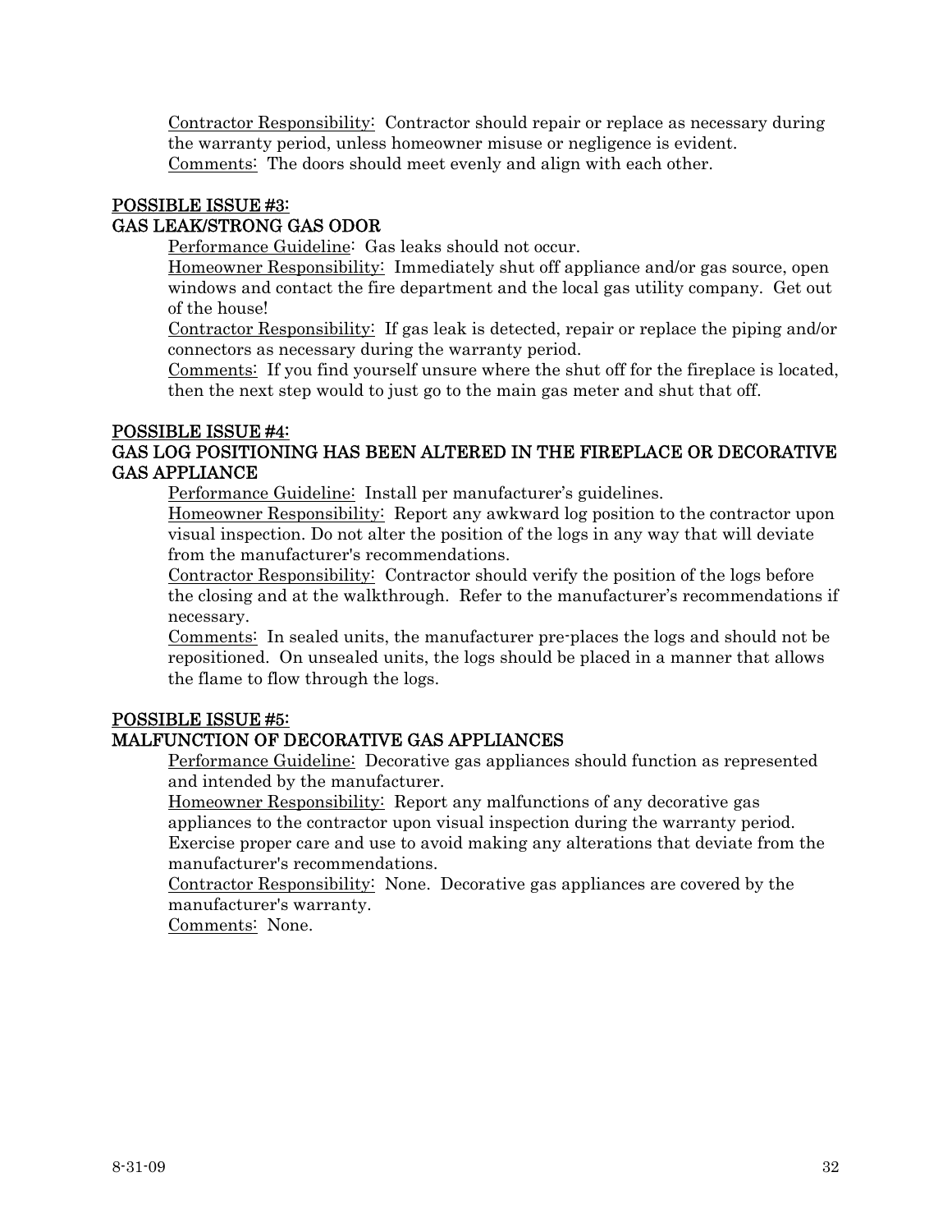Contractor Responsibility: Contractor should repair or replace as necessary during the warranty period, unless homeowner misuse or negligence is evident.
Comments: The doors should meet evenly and align with each other.

## POSSIBLE ISSUE #3:
## GAS LEAK/STRONG GAS ODOR

Performance Guideline: Gas leaks should not occur.
Homeowner Responsibility: Immediately shut off appliance and/or gas source, open windows and contact the fire department and the local gas utility company. Get out of the house!
Contractor Responsibility: If gas leak is detected, repair or replace the piping and/or connectors as necessary during the warranty period.
Comments: If you find yourself unsure where the shut off for the fireplace is located, then the next step would to just go to the main gas meter and shut that off.

## POSSIBLE ISSUE #4:
## GAS LOG POSITIONING HAS BEEN ALTERED IN THE FIREPLACE OR DECORATIVE GAS APPLIANCE

Performance Guideline: Install per manufacturer's guidelines.
Homeowner Responsibility: Report any awkward log position to the contractor upon visual inspection. Do not alter the position of the logs in any way that will deviate from the manufacturer's recommendations.
Contractor Responsibility: Contractor should verify the position of the logs before the closing and at the walkthrough. Refer to the manufacturer's recommendations if necessary.
Comments: In sealed units, the manufacturer pre-places the logs and should not be repositioned. On unsealed units, the logs should be placed in a manner that allows the flame to flow through the logs.

## POSSIBLE ISSUE #5:
## MALFUNCTION OF DECORATIVE GAS APPLIANCES

Performance Guideline: Decorative gas appliances should function as represented and intended by the manufacturer.
Homeowner Responsibility: Report any malfunctions of any decorative gas appliances to the contractor upon visual inspection during the warranty period. Exercise proper care and use to avoid making any alterations that deviate from the manufacturer's recommendations.
Contractor Responsibility: None. Decorative gas appliances are covered by the manufacturer's warranty.
Comments: None.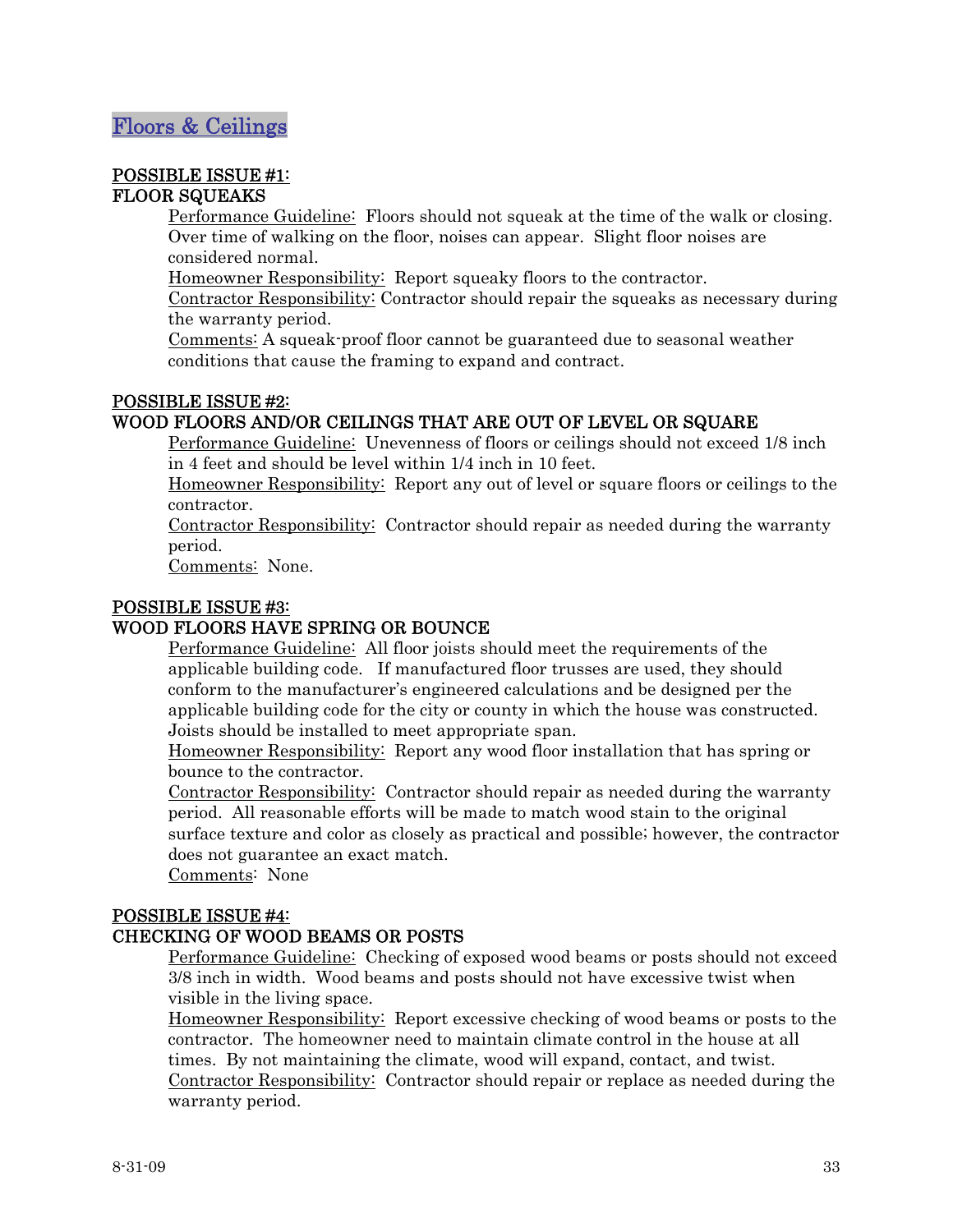## Floors & Ceilings

### POSSIBLE ISSUE #1:
### FLOOR SQUEAKS

Performance Guideline: Floors should not squeak at the time of the walk or closing. Over time of walking on the floor, noises can appear. Slight floor noises are considered normal.

Homeowner Responsibility: Report squeaky floors to the contractor.

Contractor Responsibility: Contractor should repair the squeaks as necessary during the warranty period.

Comments: A squeak-proof floor cannot be guaranteed due to seasonal weather conditions that cause the framing to expand and contract.

### POSSIBLE ISSUE #2:
### WOOD FLOORS AND/OR CEILINGS THAT ARE OUT OF LEVEL OR SQUARE

Performance Guideline: Unevenness of floors or ceilings should not exceed 1/8 inch in 4 feet and should be level within 1/4 inch in 10 feet.

Homeowner Responsibility: Report any out of level or square floors or ceilings to the contractor.

Contractor Responsibility: Contractor should repair as needed during the warranty period.

Comments: None.

### POSSIBLE ISSUE #3:
### WOOD FLOORS HAVE SPRING OR BOUNCE

Performance Guideline: All floor joists should meet the requirements of the applicable building code. If manufactured floor trusses are used, they should conform to the manufacturer's engineered calculations and be designed per the applicable building code for the city or county in which the house was constructed. Joists should be installed to meet appropriate span.

Homeowner Responsibility: Report any wood floor installation that has spring or bounce to the contractor.

Contractor Responsibility: Contractor should repair as needed during the warranty period. All reasonable efforts will be made to match wood stain to the original surface texture and color as closely as practical and possible; however, the contractor does not guarantee an exact match.

Comments: None

### POSSIBLE ISSUE #4:
### CHECKING OF WOOD BEAMS OR POSTS

Performance Guideline: Checking of exposed wood beams or posts should not exceed 3/8 inch in width. Wood beams and posts should not have excessive twist when visible in the living space.

Homeowner Responsibility: Report excessive checking of wood beams or posts to the contractor. The homeowner need to maintain climate control in the house at all times. By not maintaining the climate, wood will expand, contact, and twist.

Contractor Responsibility: Contractor should repair or replace as needed during the warranty period.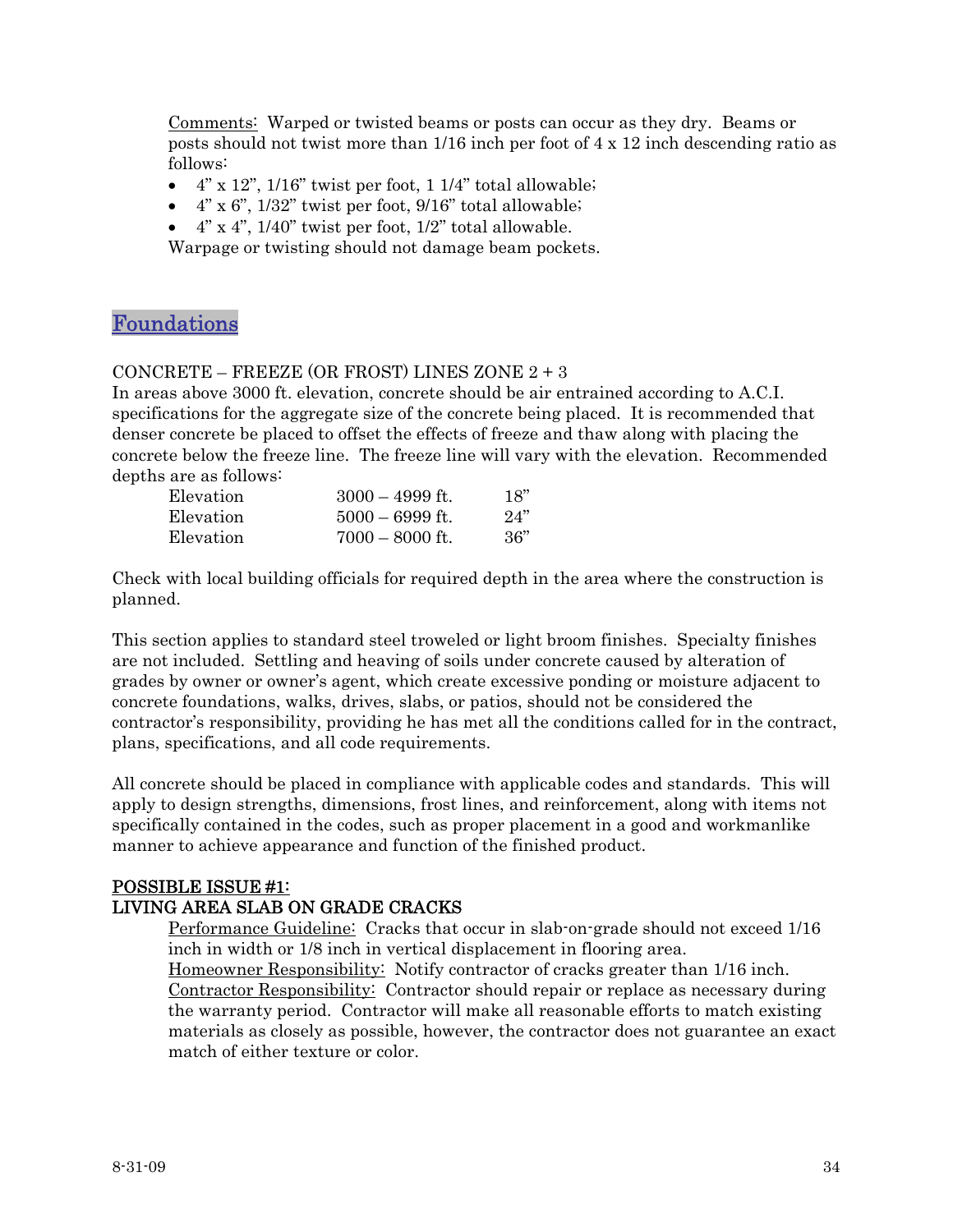Comments: Warped or twisted beams or posts can occur as they dry. Beams or posts should not twist more than 1/16 inch per foot of 4 x 12 inch descending ratio as follows:

- 4" x 12", 1/16" twist per foot, 1 1/4" total allowable;
- 4" x 6", 1/32" twist per foot, 9/16" total allowable;
- 4" x 4", 1/40" twist per foot, 1/2" total allowable.

Warpage or twisting should not damage beam pockets.

## Foundations

CONCRETE – FREEZE (OR FROST) LINES ZONE 2 + 3

In areas above 3000 ft. elevation, concrete should be air entrained according to A.C.I. specifications for the aggregate size of the concrete being placed. It is recommended that denser concrete be placed to offset the effects of freeze and thaw along with placing the concrete below the freeze line. The freeze line will vary with the elevation. Recommended depths are as follows:

| | | |
|---|---|---|
| Elevation | 3000 – 4999 ft. | 18" |
| Elevation | 5000 – 6999 ft. | 24" |
| Elevation | 7000 – 8000 ft. | 36" |

Check with local building officials for required depth in the area where the construction is planned.

This section applies to standard steel troweled or light broom finishes. Specialty finishes are not included. Settling and heaving of soils under concrete caused by alteration of grades by owner or owner's agent, which create excessive ponding or moisture adjacent to concrete foundations, walks, drives, slabs, or patios, should not be considered the contractor's responsibility, providing he has met all the conditions called for in the contract, plans, specifications, and all code requirements.

All concrete should be placed in compliance with applicable codes and standards. This will apply to design strengths, dimensions, frost lines, and reinforcement, along with items not specifically contained in the codes, such as proper placement in a good and workmanlike manner to achieve appearance and function of the finished product.

**POSSIBLE ISSUE #1:**
**LIVING AREA SLAB ON GRADE CRACKS**

Performance Guideline: Cracks that occur in slab-on-grade should not exceed 1/16 inch in width or 1/8 inch in vertical displacement in flooring area.

Homeowner Responsibility: Notify contractor of cracks greater than 1/16 inch.

Contractor Responsibility: Contractor should repair or replace as necessary during the warranty period. Contractor will make all reasonable efforts to match existing materials as closely as possible, however, the contractor does not guarantee an exact match of either texture or color.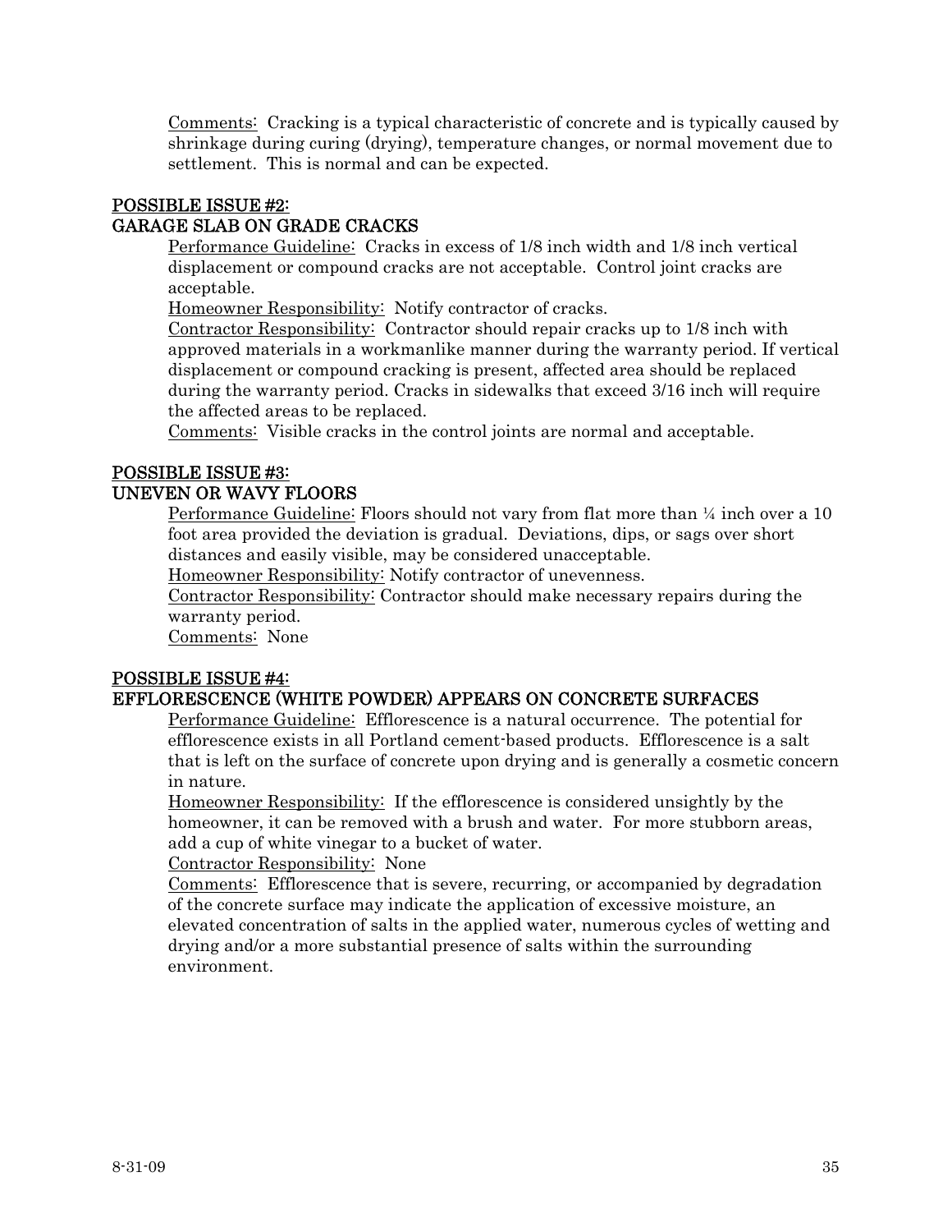Comments: Cracking is a typical characteristic of concrete and is typically caused by shrinkage during curing (drying), temperature changes, or normal movement due to settlement. This is normal and can be expected.

### POSSIBLE ISSUE #2:
### GARAGE SLAB ON GRADE CRACKS

Performance Guideline: Cracks in excess of 1/8 inch width and 1/8 inch vertical displacement or compound cracks are not acceptable. Control joint cracks are acceptable.

Homeowner Responsibility: Notify contractor of cracks.

Contractor Responsibility: Contractor should repair cracks up to 1/8 inch with approved materials in a workmanlike manner during the warranty period. If vertical displacement or compound cracking is present, affected area should be replaced during the warranty period. Cracks in sidewalks that exceed 3/16 inch will require the affected areas to be replaced.

Comments: Visible cracks in the control joints are normal and acceptable.

### POSSIBLE ISSUE #3:
### UNEVEN OR WAVY FLOORS

Performance Guideline: Floors should not vary from flat more than ¼ inch over a 10 foot area provided the deviation is gradual. Deviations, dips, or sags over short distances and easily visible, may be considered unacceptable.

Homeowner Responsibility: Notify contractor of unevenness.

Contractor Responsibility: Contractor should make necessary repairs during the warranty period.

Comments: None

### POSSIBLE ISSUE #4:
### EFFLORESCENCE (WHITE POWDER) APPEARS ON CONCRETE SURFACES

Performance Guideline: Efflorescence is a natural occurrence. The potential for efflorescence exists in all Portland cement-based products. Efflorescence is a salt that is left on the surface of concrete upon drying and is generally a cosmetic concern in nature.

Homeowner Responsibility: If the efflorescence is considered unsightly by the homeowner, it can be removed with a brush and water. For more stubborn areas, add a cup of white vinegar to a bucket of water.

Contractor Responsibility: None

Comments: Efflorescence that is severe, recurring, or accompanied by degradation of the concrete surface may indicate the application of excessive moisture, an elevated concentration of salts in the applied water, numerous cycles of wetting and drying and/or a more substantial presence of salts within the surrounding environment.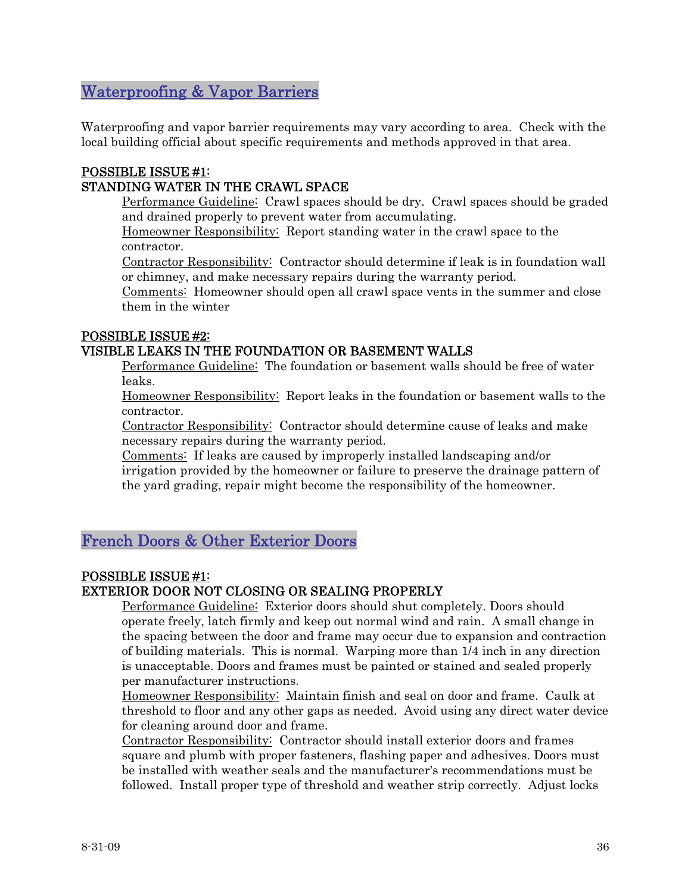## Waterproofing & Vapor Barriers

Waterproofing and vapor barrier requirements may vary according to area. Check with the local building official about specific requirements and methods approved in that area.

**POSSIBLE ISSUE #1:**
**STANDING WATER IN THE CRAWL SPACE**

Performance Guideline: Crawl spaces should be dry. Crawl spaces should be graded and drained properly to prevent water from accumulating.
Homeowner Responsibility: Report standing water in the crawl space to the contractor.
Contractor Responsibility: Contractor should determine if leak is in foundation wall or chimney, and make necessary repairs during the warranty period.
Comments: Homeowner should open all crawl space vents in the summer and close them in the winter

**POSSIBLE ISSUE #2:**
**VISIBLE LEAKS IN THE FOUNDATION OR BASEMENT WALLS**

Performance Guideline: The foundation or basement walls should be free of water leaks.
Homeowner Responsibility: Report leaks in the foundation or basement walls to the contractor.
Contractor Responsibility: Contractor should determine cause of leaks and make necessary repairs during the warranty period.
Comments: If leaks are caused by improperly installed landscaping and/or irrigation provided by the homeowner or failure to preserve the drainage pattern of the yard grading, repair might become the responsibility of the homeowner.

## French Doors & Other Exterior Doors

**POSSIBLE ISSUE #1:**
**EXTERIOR DOOR NOT CLOSING OR SEALING PROPERLY**

Performance Guideline: Exterior doors should shut completely. Doors should operate freely, latch firmly and keep out normal wind and rain. A small change in the spacing between the door and frame may occur due to expansion and contraction of building materials. This is normal. Warping more than 1/4 inch in any direction is unacceptable. Doors and frames must be painted or stained and sealed properly per manufacturer instructions.
Homeowner Responsibility: Maintain finish and seal on door and frame. Caulk at threshold to floor and any other gaps as needed. Avoid using any direct water device for cleaning around door and frame.
Contractor Responsibility: Contractor should install exterior doors and frames square and plumb with proper fasteners, flashing paper and adhesives. Doors must be installed with weather seals and the manufacturer's recommendations must be followed. Install proper type of threshold and weather strip correctly. Adjust locks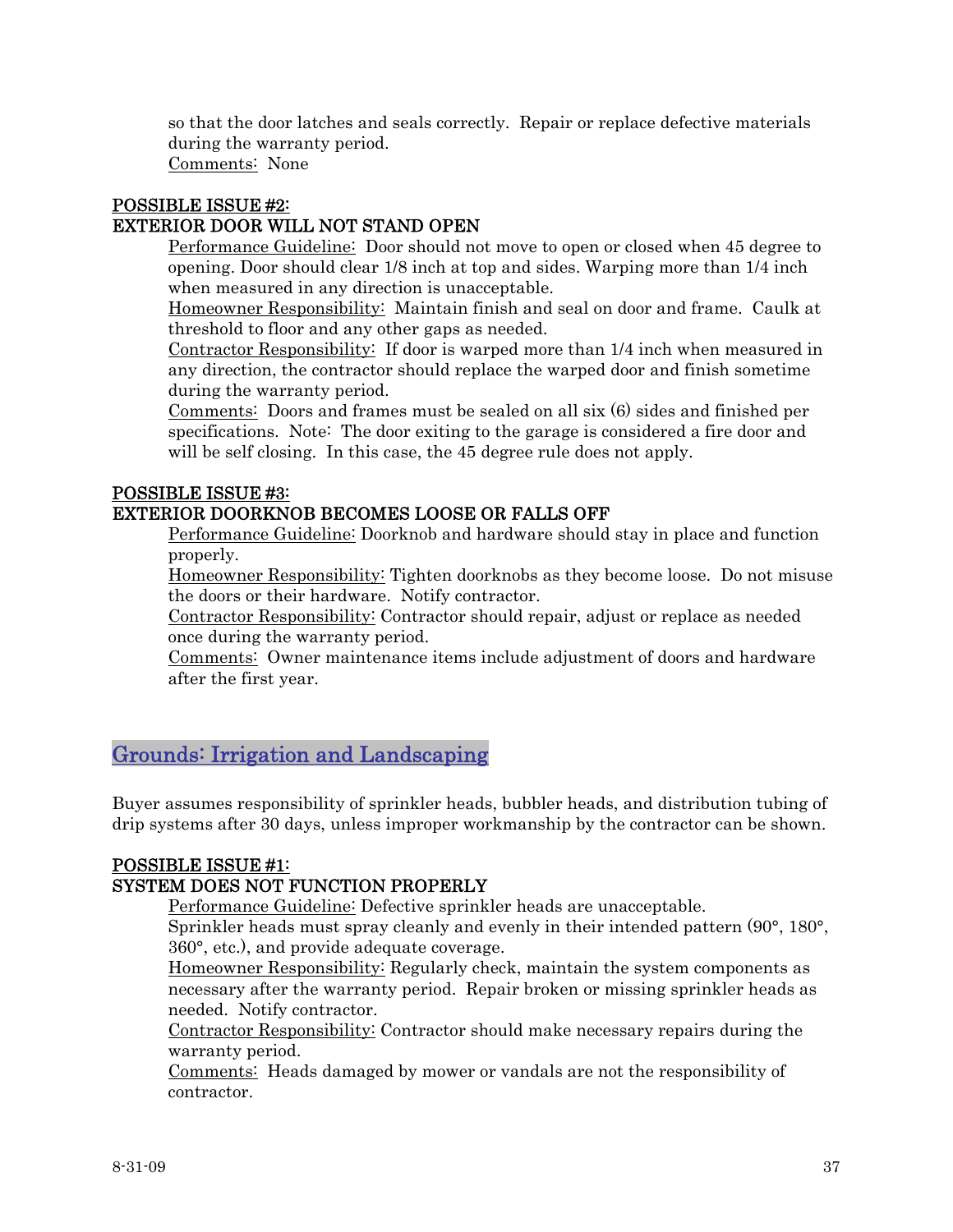so that the door latches and seals correctly. Repair or replace defective materials during the warranty period.
Comments: None

**POSSIBLE ISSUE #2:**
**EXTERIOR DOOR WILL NOT STAND OPEN**

Performance Guideline: Door should not move to open or closed when 45 degree to opening. Door should clear 1/8 inch at top and sides. Warping more than 1/4 inch when measured in any direction is unacceptable.
Homeowner Responsibility: Maintain finish and seal on door and frame. Caulk at threshold to floor and any other gaps as needed.
Contractor Responsibility: If door is warped more than 1/4 inch when measured in any direction, the contractor should replace the warped door and finish sometime during the warranty period.
Comments: Doors and frames must be sealed on all six (6) sides and finished per specifications. Note: The door exiting to the garage is considered a fire door and will be self closing. In this case, the 45 degree rule does not apply.

**POSSIBLE ISSUE #3:**
**EXTERIOR DOORKNOB BECOMES LOOSE OR FALLS OFF**

Performance Guideline: Doorknob and hardware should stay in place and function properly.
Homeowner Responsibility: Tighten doorknobs as they become loose. Do not misuse the doors or their hardware. Notify contractor.
Contractor Responsibility: Contractor should repair, adjust or replace as needed once during the warranty period.
Comments: Owner maintenance items include adjustment of doors and hardware after the first year.

## Grounds: Irrigation and Landscaping

Buyer assumes responsibility of sprinkler heads, bubbler heads, and distribution tubing of drip systems after 30 days, unless improper workmanship by the contractor can be shown.

**POSSIBLE ISSUE #1:**
**SYSTEM DOES NOT FUNCTION PROPERLY**

Performance Guideline: Defective sprinkler heads are unacceptable.
Sprinkler heads must spray cleanly and evenly in their intended pattern (90°, 180°, 360°, etc.), and provide adequate coverage.
Homeowner Responsibility: Regularly check, maintain the system components as necessary after the warranty period. Repair broken or missing sprinkler heads as needed. Notify contractor.
Contractor Responsibility: Contractor should make necessary repairs during the warranty period.
Comments: Heads damaged by mower or vandals are not the responsibility of contractor.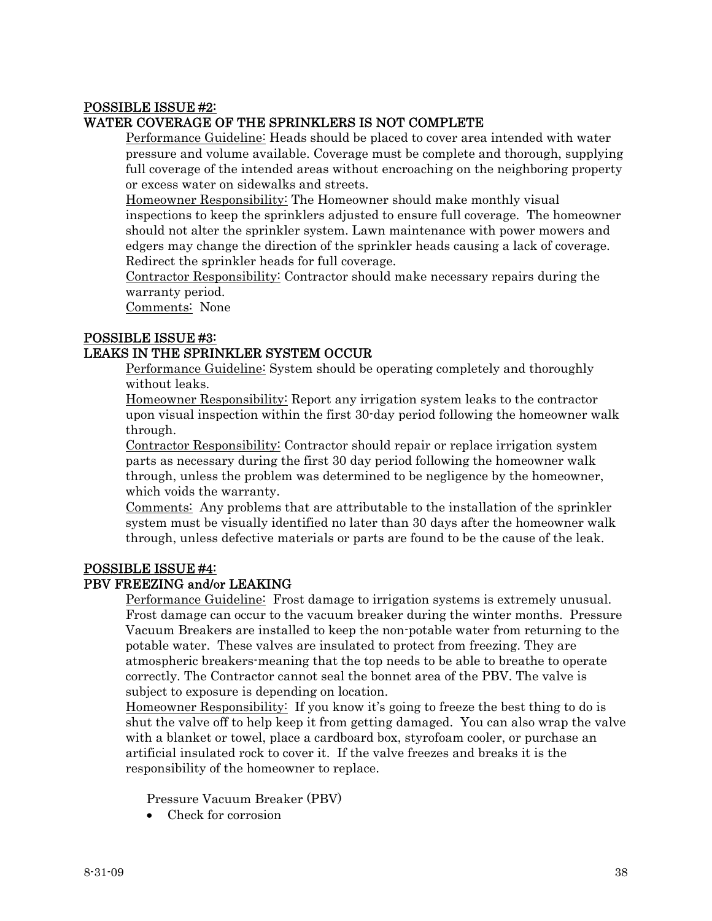## POSSIBLE ISSUE #2: WATER COVERAGE OF THE SPRINKLERS IS NOT COMPLETE

Performance Guideline: Heads should be placed to cover area intended with water pressure and volume available. Coverage must be complete and thorough, supplying full coverage of the intended areas without encroaching on the neighboring property or excess water on sidewalks and streets.

Homeowner Responsibility: The Homeowner should make monthly visual inspections to keep the sprinklers adjusted to ensure full coverage. The homeowner should not alter the sprinkler system. Lawn maintenance with power mowers and edgers may change the direction of the sprinkler heads causing a lack of coverage. Redirect the sprinkler heads for full coverage.

Contractor Responsibility: Contractor should make necessary repairs during the warranty period.

Comments: None

## POSSIBLE ISSUE #3: LEAKS IN THE SPRINKLER SYSTEM OCCUR

Performance Guideline: System should be operating completely and thoroughly without leaks.

Homeowner Responsibility: Report any irrigation system leaks to the contractor upon visual inspection within the first 30-day period following the homeowner walk through.

Contractor Responsibility: Contractor should repair or replace irrigation system parts as necessary during the first 30 day period following the homeowner walk through, unless the problem was determined to be negligence by the homeowner, which voids the warranty.

Comments: Any problems that are attributable to the installation of the sprinkler system must be visually identified no later than 30 days after the homeowner walk through, unless defective materials or parts are found to be the cause of the leak.

## POSSIBLE ISSUE #4: PBV FREEZING and/or LEAKING

Performance Guideline: Frost damage to irrigation systems is extremely unusual. Frost damage can occur to the vacuum breaker during the winter months. Pressure Vacuum Breakers are installed to keep the non-potable water from returning to the potable water. These valves are insulated to protect from freezing. They are atmospheric breakers-meaning that the top needs to be able to breathe to operate correctly. The Contractor cannot seal the bonnet area of the PBV. The valve is subject to exposure is depending on location.

Homeowner Responsibility: If you know it's going to freeze the best thing to do is shut the valve off to help keep it from getting damaged. You can also wrap the valve with a blanket or towel, place a cardboard box, styrofoam cooler, or purchase an artificial insulated rock to cover it. If the valve freezes and breaks it is the responsibility of the homeowner to replace.

Pressure Vacuum Breaker (PBV)

- Check for corrosion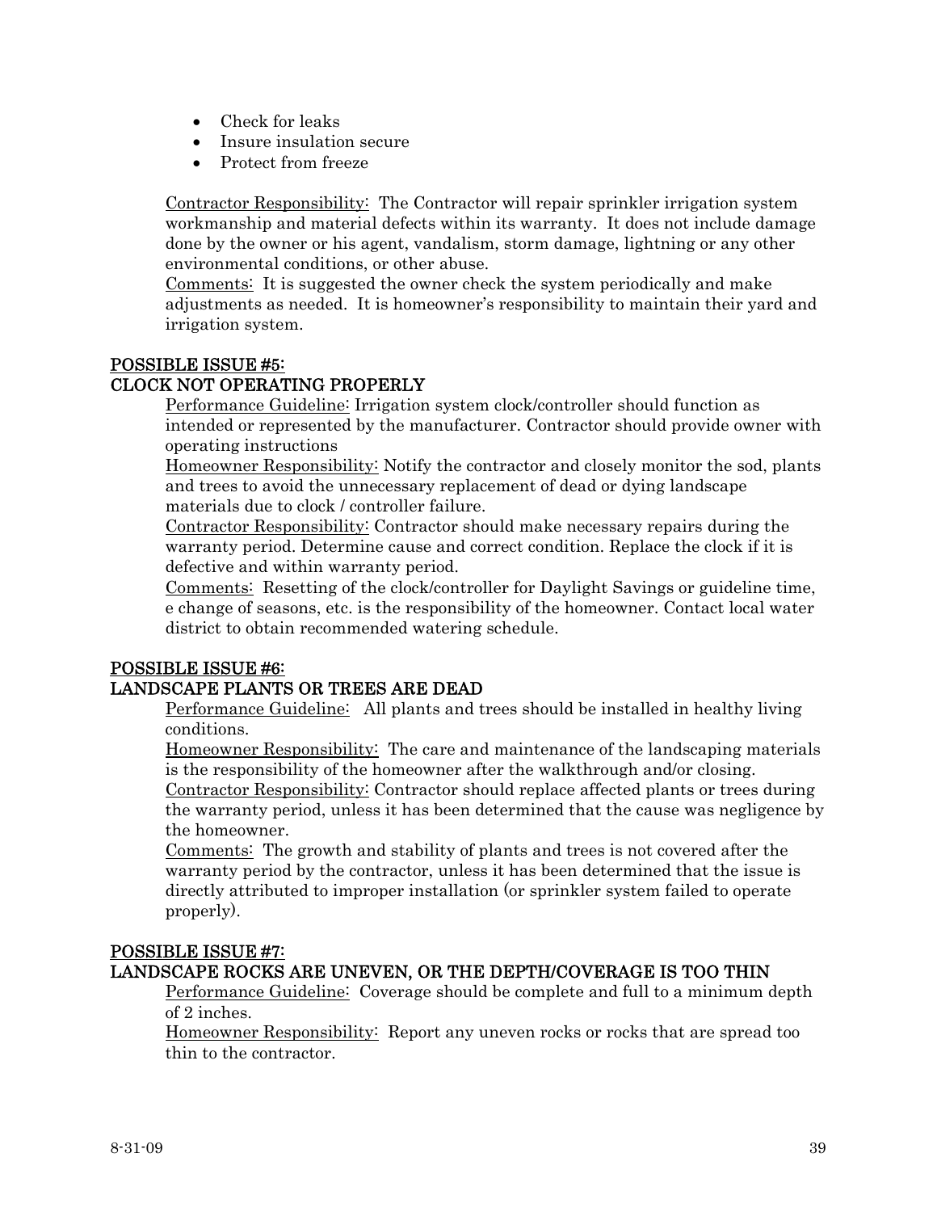- Check for leaks
- Insure insulation secure
- Protect from freeze

Contractor Responsibility: The Contractor will repair sprinkler irrigation system workmanship and material defects within its warranty. It does not include damage done by the owner or his agent, vandalism, storm damage, lightning or any other environmental conditions, or other abuse.
Comments: It is suggested the owner check the system periodically and make adjustments as needed. It is homeowner's responsibility to maintain their yard and irrigation system.

### POSSIBLE ISSUE #5:
### CLOCK NOT OPERATING PROPERLY

Performance Guideline: Irrigation system clock/controller should function as intended or represented by the manufacturer. Contractor should provide owner with operating instructions
Homeowner Responsibility: Notify the contractor and closely monitor the sod, plants and trees to avoid the unnecessary replacement of dead or dying landscape materials due to clock / controller failure.
Contractor Responsibility: Contractor should make necessary repairs during the warranty period. Determine cause and correct condition. Replace the clock if it is defective and within warranty period.
Comments: Resetting of the clock/controller for Daylight Savings or guideline time, e change of seasons, etc. is the responsibility of the homeowner. Contact local water district to obtain recommended watering schedule.

### POSSIBLE ISSUE #6:
### LANDSCAPE PLANTS OR TREES ARE DEAD

Performance Guideline: All plants and trees should be installed in healthy living conditions.
Homeowner Responsibility: The care and maintenance of the landscaping materials is the responsibility of the homeowner after the walkthrough and/or closing.
Contractor Responsibility: Contractor should replace affected plants or trees during the warranty period, unless it has been determined that the cause was negligence by the homeowner.
Comments: The growth and stability of plants and trees is not covered after the warranty period by the contractor, unless it has been determined that the issue is directly attributed to improper installation (or sprinkler system failed to operate properly).

### POSSIBLE ISSUE #7:
### LANDSCAPE ROCKS ARE UNEVEN, OR THE DEPTH/COVERAGE IS TOO THIN

Performance Guideline: Coverage should be complete and full to a minimum depth of 2 inches.
Homeowner Responsibility: Report any uneven rocks or rocks that are spread too thin to the contractor.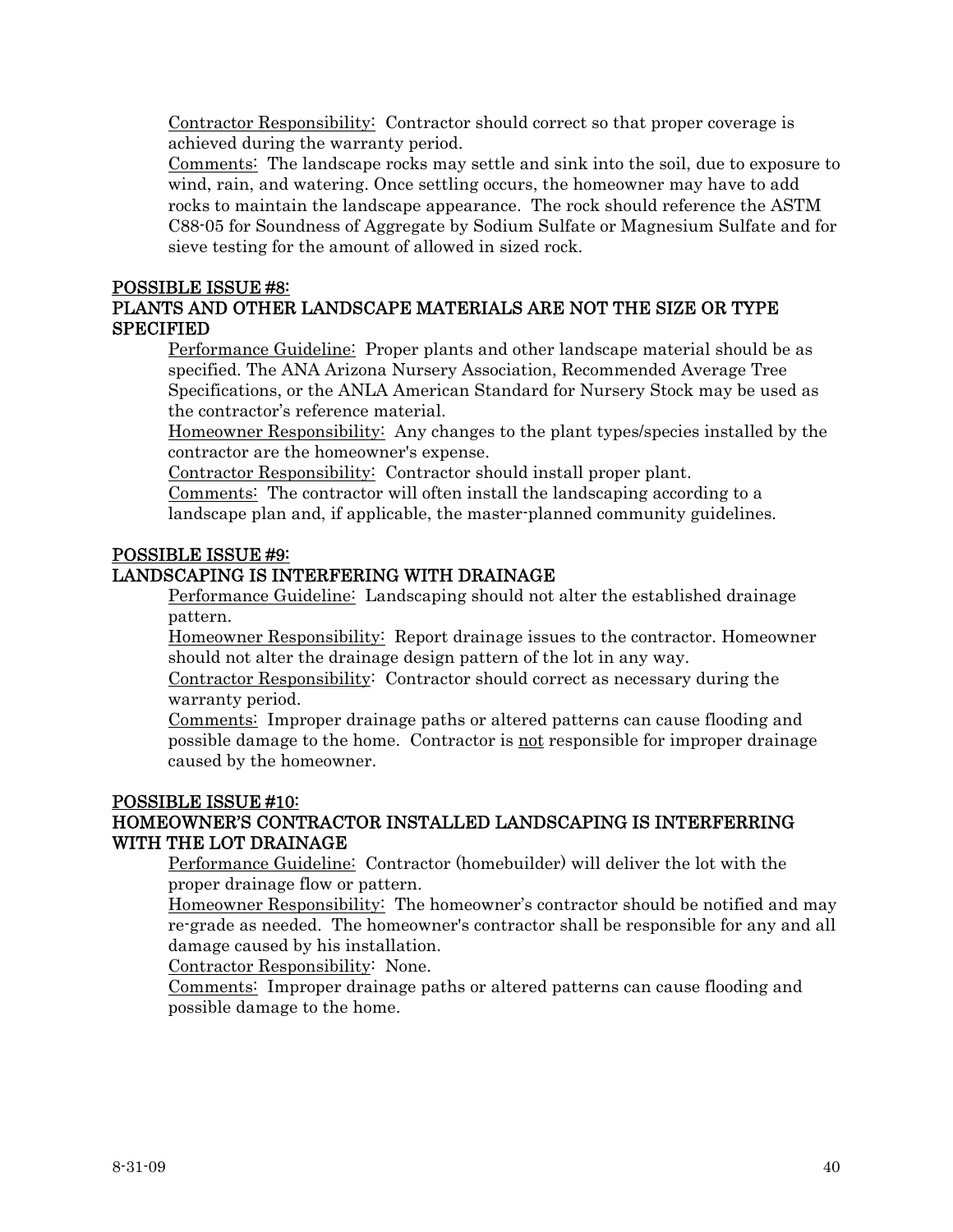Contractor Responsibility: Contractor should correct so that proper coverage is achieved during the warranty period.

Comments: The landscape rocks may settle and sink into the soil, due to exposure to wind, rain, and watering. Once settling occurs, the homeowner may have to add rocks to maintain the landscape appearance. The rock should reference the ASTM C88-05 for Soundness of Aggregate by Sodium Sulfate or Magnesium Sulfate and for sieve testing for the amount of allowed in sized rock.

## POSSIBLE ISSUE #8:
## PLANTS AND OTHER LANDSCAPE MATERIALS ARE NOT THE SIZE OR TYPE SPECIFIED

Performance Guideline: Proper plants and other landscape material should be as specified. The ANA Arizona Nursery Association, Recommended Average Tree Specifications, or the ANLA American Standard for Nursery Stock may be used as the contractor's reference material.

Homeowner Responsibility: Any changes to the plant types/species installed by the contractor are the homeowner's expense.

Contractor Responsibility: Contractor should install proper plant.

Comments: The contractor will often install the landscaping according to a landscape plan and, if applicable, the master-planned community guidelines.

## POSSIBLE ISSUE #9:
## LANDSCAPING IS INTERFERING WITH DRAINAGE

Performance Guideline: Landscaping should not alter the established drainage pattern.

Homeowner Responsibility: Report drainage issues to the contractor. Homeowner should not alter the drainage design pattern of the lot in any way.

Contractor Responsibility: Contractor should correct as necessary during the warranty period.

Comments: Improper drainage paths or altered patterns can cause flooding and possible damage to the home. Contractor is not responsible for improper drainage caused by the homeowner.

## POSSIBLE ISSUE #10:
## HOMEOWNER'S CONTRACTOR INSTALLED LANDSCAPING IS INTERFERRING WITH THE LOT DRAINAGE

Performance Guideline: Contractor (homebuilder) will deliver the lot with the proper drainage flow or pattern.

Homeowner Responsibility: The homeowner's contractor should be notified and may re-grade as needed. The homeowner's contractor shall be responsible for any and all damage caused by his installation.

Contractor Responsibility: None.

Comments: Improper drainage paths or altered patterns can cause flooding and possible damage to the home.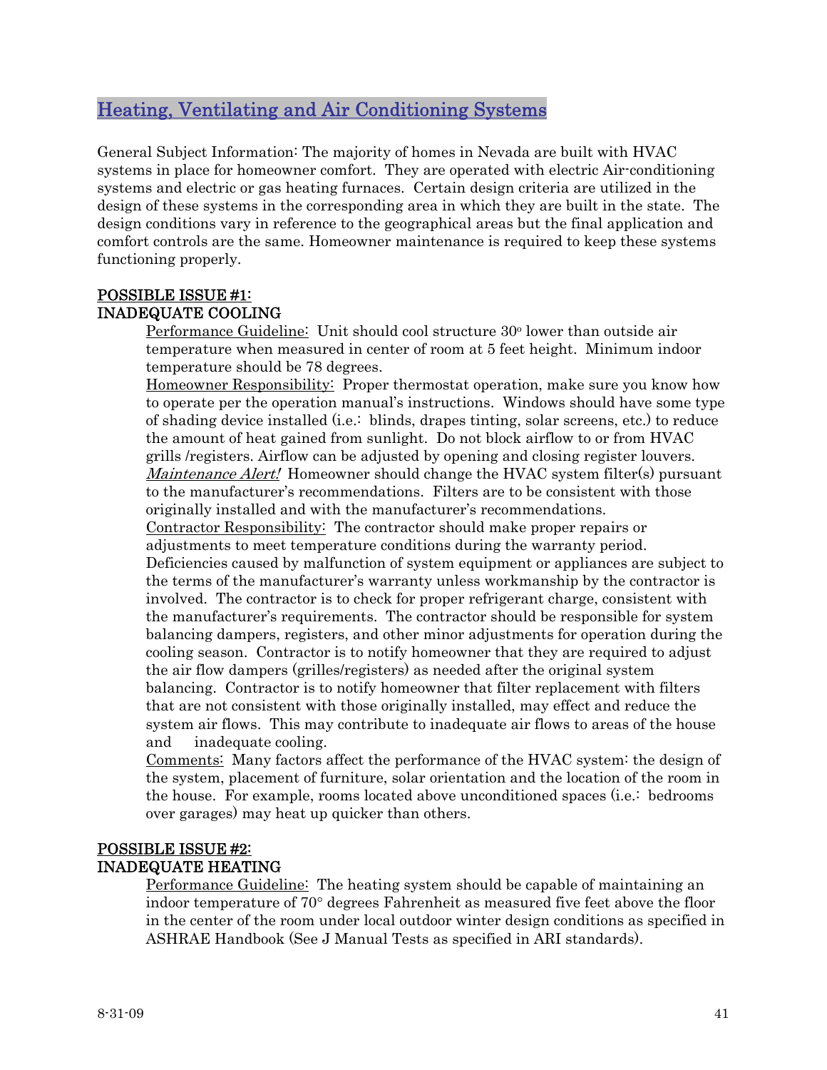## Heating, Ventilating and Air Conditioning Systems

General Subject Information: The majority of homes in Nevada are built with HVAC systems in place for homeowner comfort. They are operated with electric Air-conditioning systems and electric or gas heating furnaces. Certain design criteria are utilized in the design of these systems in the corresponding area in which they are built in the state. The design conditions vary in reference to the geographical areas but the final application and comfort controls are the same. Homeowner maintenance is required to keep these systems functioning properly.

**POSSIBLE ISSUE #1:**
**INADEQUATE COOLING**

Performance Guideline: Unit should cool structure 30° lower than outside air temperature when measured in center of room at 5 feet height. Minimum indoor temperature should be 78 degrees.

Homeowner Responsibility: Proper thermostat operation, make sure you know how to operate per the operation manual's instructions. Windows should have some type of shading device installed (i.e.: blinds, drapes tinting, solar screens, etc.) to reduce the amount of heat gained from sunlight. Do not block airflow to or from HVAC grills /registers. Airflow can be adjusted by opening and closing register louvers. *Maintenance Alert!* Homeowner should change the HVAC system filter(s) pursuant to the manufacturer's recommendations. Filters are to be consistent with those originally installed and with the manufacturer's recommendations.

Contractor Responsibility: The contractor should make proper repairs or adjustments to meet temperature conditions during the warranty period. Deficiencies caused by malfunction of system equipment or appliances are subject to the terms of the manufacturer's warranty unless workmanship by the contractor is involved. The contractor is to check for proper refrigerant charge, consistent with the manufacturer's requirements. The contractor should be responsible for system balancing dampers, registers, and other minor adjustments for operation during the cooling season. Contractor is to notify homeowner that they are required to adjust the air flow dampers (grilles/registers) as needed after the original system balancing. Contractor is to notify homeowner that filter replacement with filters that are not consistent with those originally installed, may effect and reduce the system air flows. This may contribute to inadequate air flows to areas of the house and inadequate cooling.

Comments: Many factors affect the performance of the HVAC system: the design of the system, placement of furniture, solar orientation and the location of the room in the house. For example, rooms located above unconditioned spaces (i.e.: bedrooms over garages) may heat up quicker than others.

**POSSIBLE ISSUE #2:**
**INADEQUATE HEATING**

Performance Guideline: The heating system should be capable of maintaining an indoor temperature of 70° degrees Fahrenheit as measured five feet above the floor in the center of the room under local outdoor winter design conditions as specified in ASHRAE Handbook (See J Manual Tests as specified in ARI standards).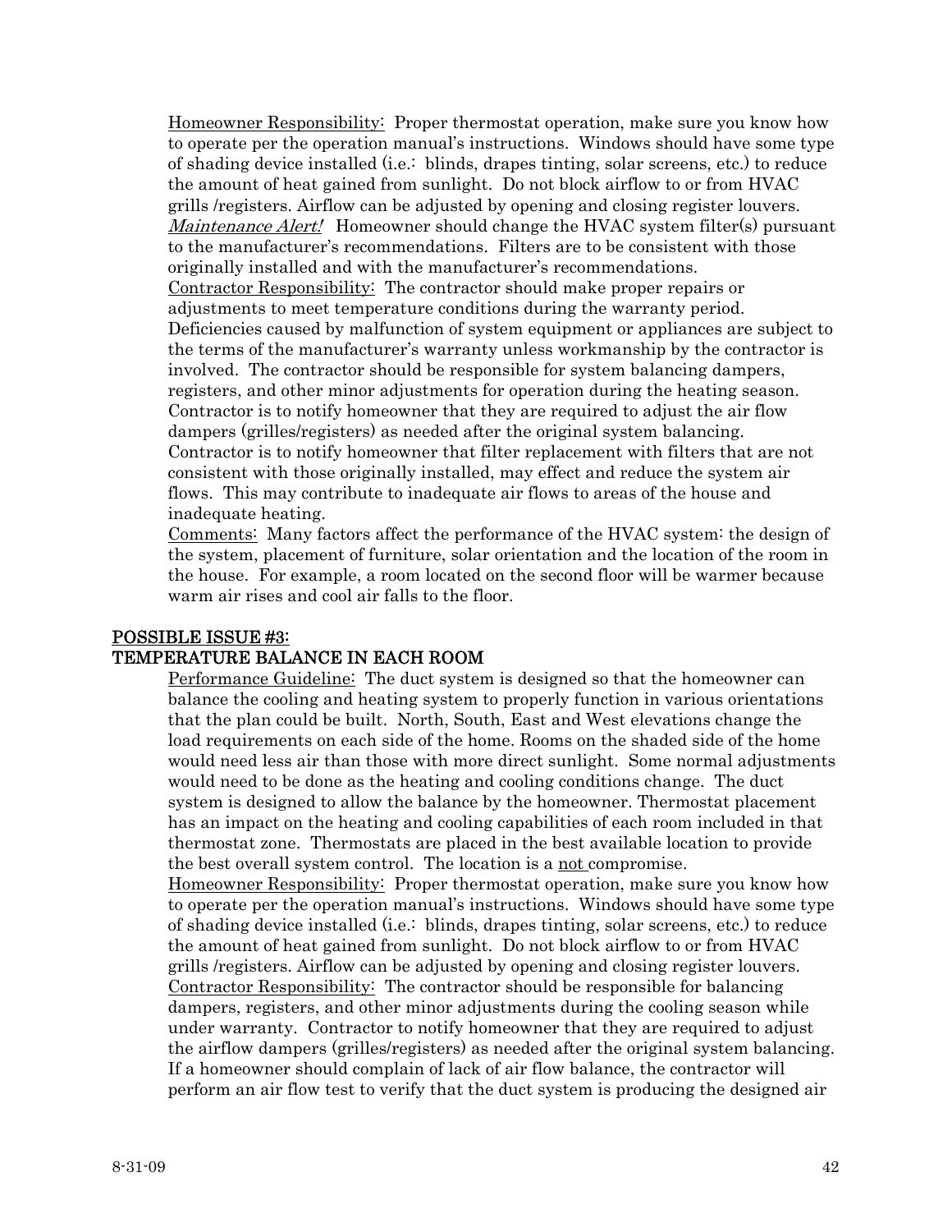Homeowner Responsibility: Proper thermostat operation, make sure you know how to operate per the operation manual's instructions. Windows should have some type of shading device installed (i.e.: blinds, drapes tinting, solar screens, etc.) to reduce the amount of heat gained from sunlight. Do not block airflow to or from HVAC grills /registers. Airflow can be adjusted by opening and closing register louvers. *Maintenance Alert!* Homeowner should change the HVAC system filter(s) pursuant to the manufacturer's recommendations. Filters are to be consistent with those originally installed and with the manufacturer's recommendations.

Contractor Responsibility: The contractor should make proper repairs or adjustments to meet temperature conditions during the warranty period. Deficiencies caused by malfunction of system equipment or appliances are subject to the terms of the manufacturer's warranty unless workmanship by the contractor is involved. The contractor should be responsible for system balancing dampers, registers, and other minor adjustments for operation during the heating season. Contractor is to notify homeowner that they are required to adjust the air flow dampers (grilles/registers) as needed after the original system balancing. Contractor is to notify homeowner that filter replacement with filters that are not consistent with those originally installed, may effect and reduce the system air flows. This may contribute to inadequate air flows to areas of the house and inadequate heating.

Comments: Many factors affect the performance of the HVAC system: the design of the system, placement of furniture, solar orientation and the location of the room in the house. For example, a room located on the second floor will be warmer because warm air rises and cool air falls to the floor.

## POSSIBLE ISSUE #3:
## TEMPERATURE BALANCE IN EACH ROOM

Performance Guideline: The duct system is designed so that the homeowner can balance the cooling and heating system to properly function in various orientations that the plan could be built. North, South, East and West elevations change the load requirements on each side of the home. Rooms on the shaded side of the home would need less air than those with more direct sunlight. Some normal adjustments would need to be done as the heating and cooling conditions change. The duct system is designed to allow the balance by the homeowner. Thermostat placement has an impact on the heating and cooling capabilities of each room included in that thermostat zone. Thermostats are placed in the best available location to provide the best overall system control. The location is a not compromise.

Homeowner Responsibility: Proper thermostat operation, make sure you know how to operate per the operation manual's instructions. Windows should have some type of shading device installed (i.e.: blinds, drapes tinting, solar screens, etc.) to reduce the amount of heat gained from sunlight. Do not block airflow to or from HVAC grills /registers. Airflow can be adjusted by opening and closing register louvers.

Contractor Responsibility: The contractor should be responsible for balancing dampers, registers, and other minor adjustments during the cooling season while under warranty. Contractor to notify homeowner that they are required to adjust the airflow dampers (grilles/registers) as needed after the original system balancing. If a homeowner should complain of lack of air flow balance, the contractor will perform an air flow test to verify that the duct system is producing the designed air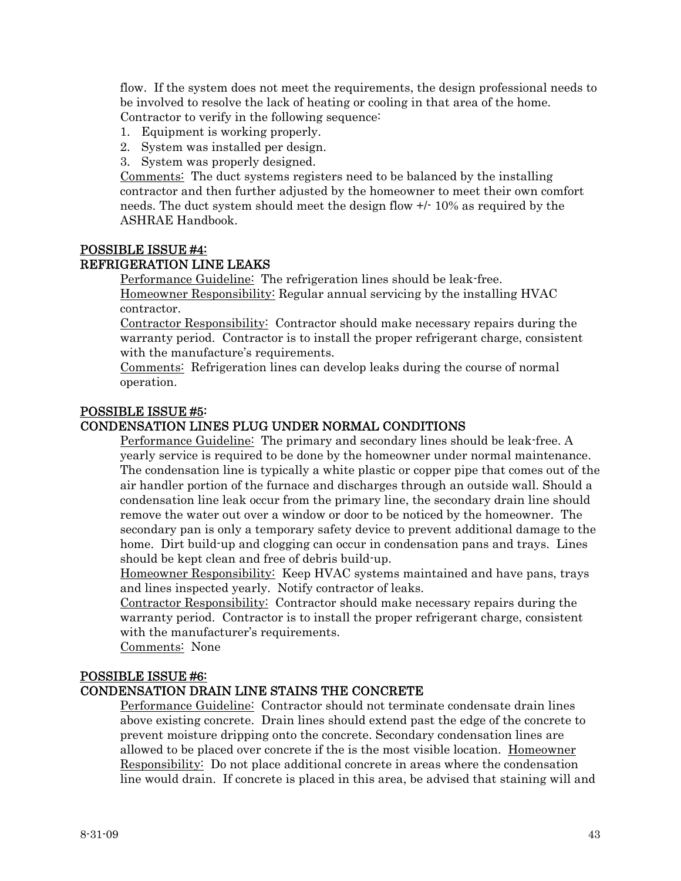flow. If the system does not meet the requirements, the design professional needs to be involved to resolve the lack of heating or cooling in that area of the home. Contractor to verify in the following sequence:

1. Equipment is working properly.
2. System was installed per design.
3. System was properly designed.

Comments: The duct systems registers need to be balanced by the installing contractor and then further adjusted by the homeowner to meet their own comfort needs. The duct system should meet the design flow +/- 10% as required by the ASHRAE Handbook.

## POSSIBLE ISSUE #4:
## REFRIGERATION LINE LEAKS

Performance Guideline: The refrigeration lines should be leak-free.
Homeowner Responsibility: Regular annual servicing by the installing HVAC contractor.
Contractor Responsibility: Contractor should make necessary repairs during the warranty period. Contractor is to install the proper refrigerant charge, consistent with the manufacture's requirements.
Comments: Refrigeration lines can develop leaks during the course of normal operation.

## POSSIBLE ISSUE #5:
## CONDENSATION LINES PLUG UNDER NORMAL CONDITIONS

Performance Guideline: The primary and secondary lines should be leak-free. A yearly service is required to be done by the homeowner under normal maintenance. The condensation line is typically a white plastic or copper pipe that comes out of the air handler portion of the furnace and discharges through an outside wall. Should a condensation line leak occur from the primary line, the secondary drain line should remove the water out over a window or door to be noticed by the homeowner. The secondary pan is only a temporary safety device to prevent additional damage to the home. Dirt build-up and clogging can occur in condensation pans and trays. Lines should be kept clean and free of debris build-up.
Homeowner Responsibility: Keep HVAC systems maintained and have pans, trays and lines inspected yearly. Notify contractor of leaks.
Contractor Responsibility: Contractor should make necessary repairs during the warranty period. Contractor is to install the proper refrigerant charge, consistent with the manufacturer's requirements.
Comments: None

## POSSIBLE ISSUE #6:
## CONDENSATION DRAIN LINE STAINS THE CONCRETE

Performance Guideline: Contractor should not terminate condensate drain lines above existing concrete. Drain lines should extend past the edge of the concrete to prevent moisture dripping onto the concrete. Secondary condensation lines are allowed to be placed over concrete if the is the most visible location. Homeowner Responsibility: Do not place additional concrete in areas where the condensation line would drain. If concrete is placed in this area, be advised that staining will and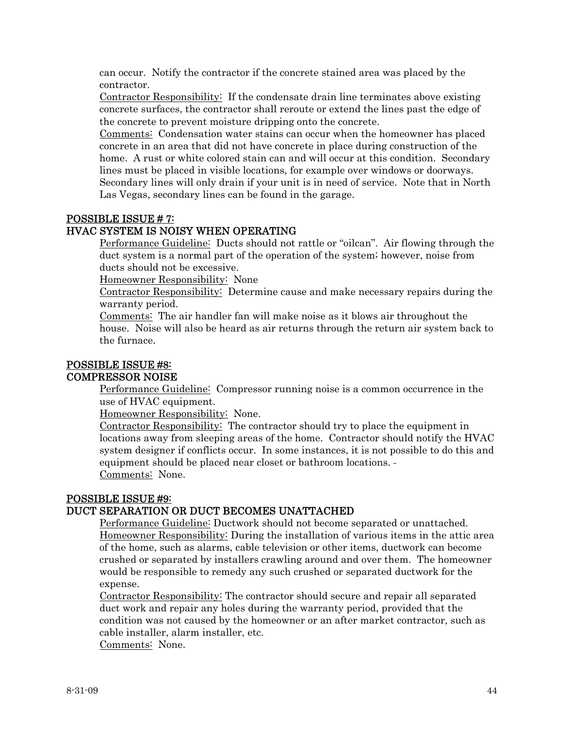can occur. Notify the contractor if the concrete stained area was placed by the contractor.

Contractor Responsibility: If the condensate drain line terminates above existing concrete surfaces, the contractor shall reroute or extend the lines past the edge of the concrete to prevent moisture dripping onto the concrete.

Comments: Condensation water stains can occur when the homeowner has placed concrete in an area that did not have concrete in place during construction of the home. A rust or white colored stain can and will occur at this condition. Secondary lines must be placed in visible locations, for example over windows or doorways. Secondary lines will only drain if your unit is in need of service. Note that in North Las Vegas, secondary lines can be found in the garage.

## POSSIBLE ISSUE # 7:
## HVAC SYSTEM IS NOISY WHEN OPERATING

Performance Guideline: Ducts should not rattle or "oilcan". Air flowing through the duct system is a normal part of the operation of the system; however, noise from ducts should not be excessive.

Homeowner Responsibility: None

Contractor Responsibility: Determine cause and make necessary repairs during the warranty period.

Comments: The air handler fan will make noise as it blows air throughout the house. Noise will also be heard as air returns through the return air system back to the furnace.

## POSSIBLE ISSUE #8:
## COMPRESSOR NOISE

Performance Guideline: Compressor running noise is a common occurrence in the use of HVAC equipment.

Homeowner Responsibility: None.

Contractor Responsibility: The contractor should try to place the equipment in locations away from sleeping areas of the home. Contractor should notify the HVAC system designer if conflicts occur. In some instances, it is not possible to do this and equipment should be placed near closet or bathroom locations. -

Comments: None.

## POSSIBLE ISSUE #9:
## DUCT SEPARATION OR DUCT BECOMES UNATTACHED

Performance Guideline: Ductwork should not become separated or unattached.

Homeowner Responsibility: During the installation of various items in the attic area of the home, such as alarms, cable television or other items, ductwork can become crushed or separated by installers crawling around and over them. The homeowner would be responsible to remedy any such crushed or separated ductwork for the expense.

Contractor Responsibility: The contractor should secure and repair all separated duct work and repair any holes during the warranty period, provided that the condition was not caused by the homeowner or an after market contractor, such as cable installer, alarm installer, etc.

Comments: None.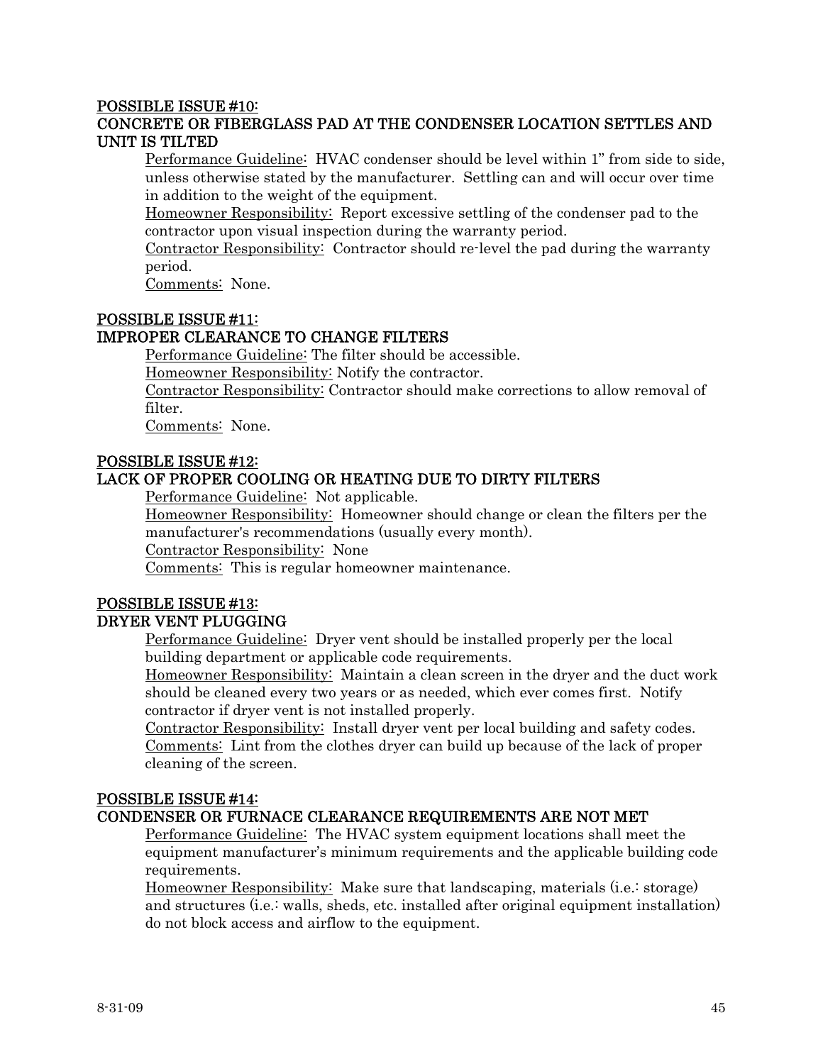**POSSIBLE ISSUE #10:**
**CONCRETE OR FIBERGLASS PAD AT THE CONDENSER LOCATION SETTLES AND UNIT IS TILTED**

Performance Guideline: HVAC condenser should be level within 1" from side to side, unless otherwise stated by the manufacturer. Settling can and will occur over time in addition to the weight of the equipment.

Homeowner Responsibility: Report excessive settling of the condenser pad to the contractor upon visual inspection during the warranty period.

Contractor Responsibility: Contractor should re-level the pad during the warranty period.

Comments: None.

**POSSIBLE ISSUE #11:**
**IMPROPER CLEARANCE TO CHANGE FILTERS**

Performance Guideline: The filter should be accessible.

Homeowner Responsibility: Notify the contractor.

Contractor Responsibility: Contractor should make corrections to allow removal of filter.

Comments: None.

**POSSIBLE ISSUE #12:**
**LACK OF PROPER COOLING OR HEATING DUE TO DIRTY FILTERS**

Performance Guideline: Not applicable.

Homeowner Responsibility: Homeowner should change or clean the filters per the manufacturer's recommendations (usually every month).

Contractor Responsibility: None

Comments: This is regular homeowner maintenance.

**POSSIBLE ISSUE #13:**
**DRYER VENT PLUGGING**

Performance Guideline: Dryer vent should be installed properly per the local building department or applicable code requirements.

Homeowner Responsibility: Maintain a clean screen in the dryer and the duct work should be cleaned every two years or as needed, which ever comes first. Notify contractor if dryer vent is not installed properly.

Contractor Responsibility: Install dryer vent per local building and safety codes.

Comments: Lint from the clothes dryer can build up because of the lack of proper cleaning of the screen.

**POSSIBLE ISSUE #14:**
**CONDENSER OR FURNACE CLEARANCE REQUIREMENTS ARE NOT MET**

Performance Guideline: The HVAC system equipment locations shall meet the equipment manufacturer's minimum requirements and the applicable building code requirements.

Homeowner Responsibility: Make sure that landscaping, materials (i.e.: storage) and structures (i.e.: walls, sheds, etc. installed after original equipment installation) do not block access and airflow to the equipment.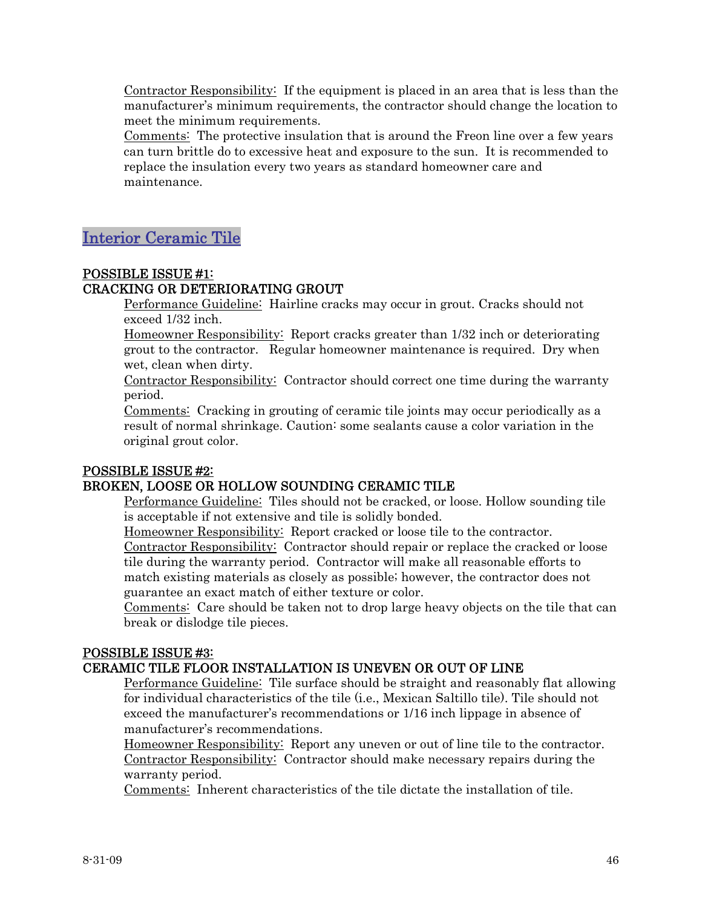Contractor Responsibility: If the equipment is placed in an area that is less than the manufacturer's minimum requirements, the contractor should change the location to meet the minimum requirements.

Comments: The protective insulation that is around the Freon line over a few years can turn brittle do to excessive heat and exposure to the sun. It is recommended to replace the insulation every two years as standard homeowner care and maintenance.

## Interior Ceramic Tile

### POSSIBLE ISSUE #1:
### CRACKING OR DETERIORATING GROUT

Performance Guideline: Hairline cracks may occur in grout. Cracks should not exceed 1/32 inch.

Homeowner Responsibility: Report cracks greater than 1/32 inch or deteriorating grout to the contractor. Regular homeowner maintenance is required. Dry when wet, clean when dirty.

Contractor Responsibility: Contractor should correct one time during the warranty period.

Comments: Cracking in grouting of ceramic tile joints may occur periodically as a result of normal shrinkage. Caution: some sealants cause a color variation in the original grout color.

### POSSIBLE ISSUE #2:
### BROKEN, LOOSE OR HOLLOW SOUNDING CERAMIC TILE

Performance Guideline: Tiles should not be cracked, or loose. Hollow sounding tile is acceptable if not extensive and tile is solidly bonded.

Homeowner Responsibility: Report cracked or loose tile to the contractor.

Contractor Responsibility: Contractor should repair or replace the cracked or loose tile during the warranty period. Contractor will make all reasonable efforts to match existing materials as closely as possible; however, the contractor does not guarantee an exact match of either texture or color.

Comments: Care should be taken not to drop large heavy objects on the tile that can break or dislodge tile pieces.

### POSSIBLE ISSUE #3:
### CERAMIC TILE FLOOR INSTALLATION IS UNEVEN OR OUT OF LINE

Performance Guideline: Tile surface should be straight and reasonably flat allowing for individual characteristics of the tile (i.e., Mexican Saltillo tile). Tile should not exceed the manufacturer's recommendations or 1/16 inch lippage in absence of manufacturer's recommendations.

Homeowner Responsibility: Report any uneven or out of line tile to the contractor.

Contractor Responsibility: Contractor should make necessary repairs during the warranty period.

Comments: Inherent characteristics of the tile dictate the installation of tile.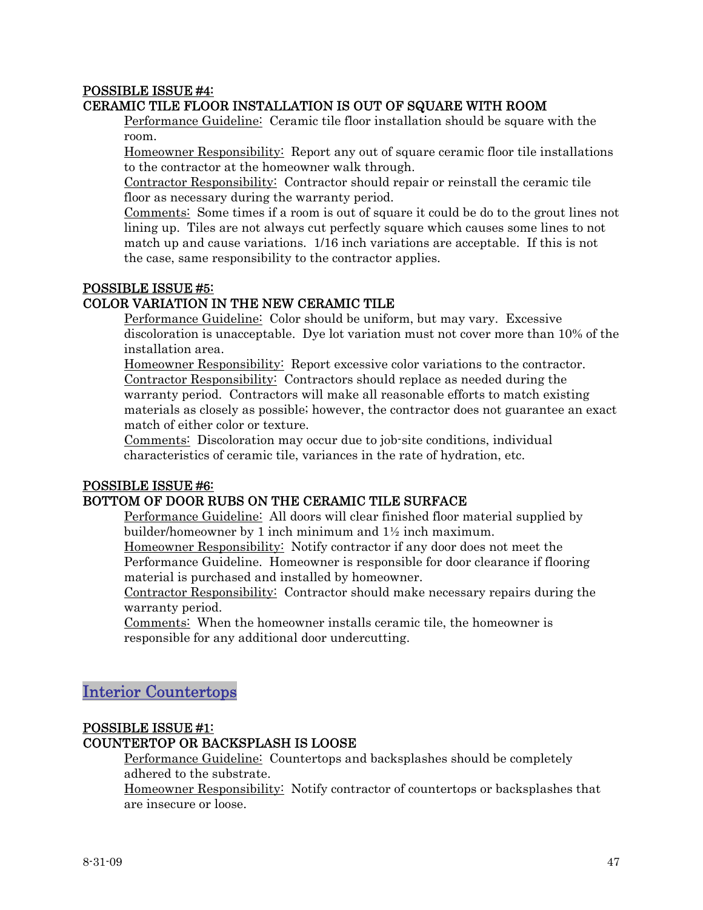**POSSIBLE ISSUE #4:**
**CERAMIC TILE FLOOR INSTALLATION IS OUT OF SQUARE WITH ROOM**

Performance Guideline: Ceramic tile floor installation should be square with the room.

Homeowner Responsibility: Report any out of square ceramic floor tile installations to the contractor at the homeowner walk through.

Contractor Responsibility: Contractor should repair or reinstall the ceramic tile floor as necessary during the warranty period.

Comments: Some times if a room is out of square it could be do to the grout lines not lining up. Tiles are not always cut perfectly square which causes some lines to not match up and cause variations. 1/16 inch variations are acceptable. If this is not the case, same responsibility to the contractor applies.

**POSSIBLE ISSUE #5:**
**COLOR VARIATION IN THE NEW CERAMIC TILE**

Performance Guideline: Color should be uniform, but may vary. Excessive discoloration is unacceptable. Dye lot variation must not cover more than 10% of the installation area.

Homeowner Responsibility: Report excessive color variations to the contractor.

Contractor Responsibility: Contractors should replace as needed during the warranty period. Contractors will make all reasonable efforts to match existing materials as closely as possible; however, the contractor does not guarantee an exact match of either color or texture.

Comments: Discoloration may occur due to job-site conditions, individual characteristics of ceramic tile, variances in the rate of hydration, etc.

**POSSIBLE ISSUE #6:**
**BOTTOM OF DOOR RUBS ON THE CERAMIC TILE SURFACE**

Performance Guideline: All doors will clear finished floor material supplied by builder/homeowner by 1 inch minimum and 1½ inch maximum.

Homeowner Responsibility: Notify contractor if any door does not meet the Performance Guideline. Homeowner is responsible for door clearance if flooring material is purchased and installed by homeowner.

Contractor Responsibility: Contractor should make necessary repairs during the warranty period.

Comments: When the homeowner installs ceramic tile, the homeowner is responsible for any additional door undercutting.

## Interior Countertops

**POSSIBLE ISSUE #1:**
**COUNTERTOP OR BACKSPLASH IS LOOSE**

Performance Guideline: Countertops and backsplashes should be completely adhered to the substrate.

Homeowner Responsibility: Notify contractor of countertops or backsplashes that are insecure or loose.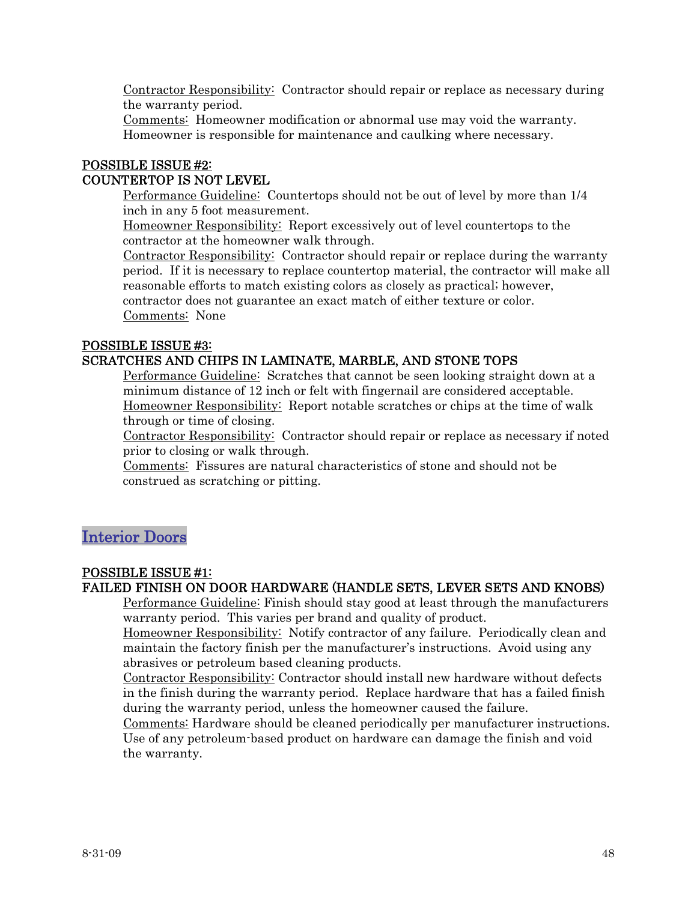Contractor Responsibility: Contractor should repair or replace as necessary during the warranty period.
Comments: Homeowner modification or abnormal use may void the warranty. Homeowner is responsible for maintenance and caulking where necessary.

### POSSIBLE ISSUE #2:
### COUNTERTOP IS NOT LEVEL

Performance Guideline: Countertops should not be out of level by more than 1/4 inch in any 5 foot measurement.
Homeowner Responsibility: Report excessively out of level countertops to the contractor at the homeowner walk through.
Contractor Responsibility: Contractor should repair or replace during the warranty period. If it is necessary to replace countertop material, the contractor will make all reasonable efforts to match existing colors as closely as practical; however, contractor does not guarantee an exact match of either texture or color.
Comments: None

### POSSIBLE ISSUE #3:
### SCRATCHES AND CHIPS IN LAMINATE, MARBLE, AND STONE TOPS

Performance Guideline: Scratches that cannot be seen looking straight down at a minimum distance of 12 inch or felt with fingernail are considered acceptable.
Homeowner Responsibility: Report notable scratches or chips at the time of walk through or time of closing.
Contractor Responsibility: Contractor should repair or replace as necessary if noted prior to closing or walk through.
Comments: Fissures are natural characteristics of stone and should not be construed as scratching or pitting.

## Interior Doors

### POSSIBLE ISSUE #1:
### FAILED FINISH ON DOOR HARDWARE (HANDLE SETS, LEVER SETS AND KNOBS)

Performance Guideline: Finish should stay good at least through the manufacturers warranty period. This varies per brand and quality of product.
Homeowner Responsibility: Notify contractor of any failure. Periodically clean and maintain the factory finish per the manufacturer's instructions. Avoid using any abrasives or petroleum based cleaning products.
Contractor Responsibility: Contractor should install new hardware without defects in the finish during the warranty period. Replace hardware that has a failed finish during the warranty period, unless the homeowner caused the failure.
Comments: Hardware should be cleaned periodically per manufacturer instructions. Use of any petroleum-based product on hardware can damage the finish and void the warranty.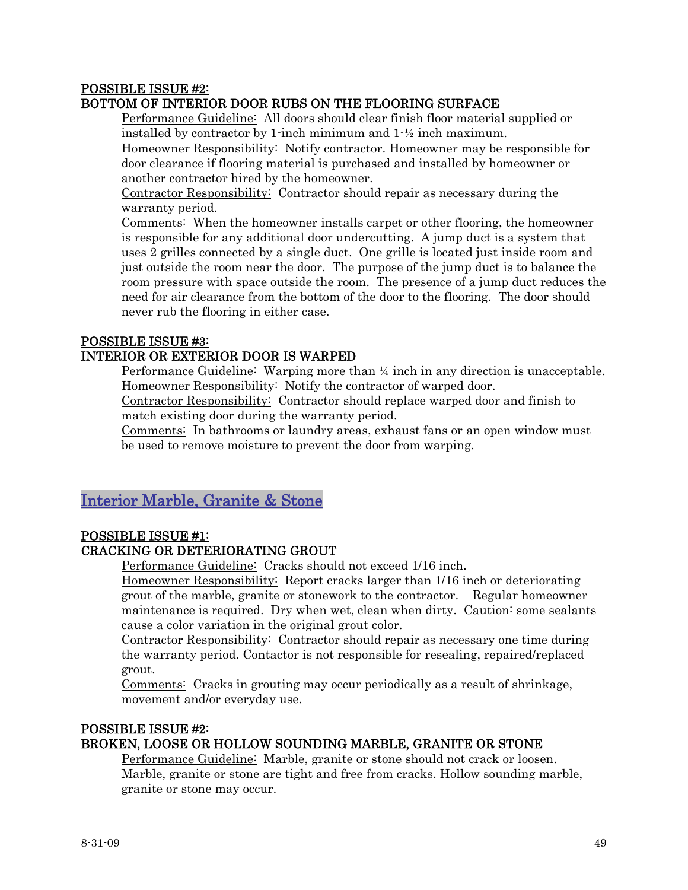**POSSIBLE ISSUE #2:**
**BOTTOM OF INTERIOR DOOR RUBS ON THE FLOORING SURFACE**

Performance Guideline: All doors should clear finish floor material supplied or installed by contractor by 1-inch minimum and 1-½ inch maximum.
Homeowner Responsibility: Notify contractor. Homeowner may be responsible for door clearance if flooring material is purchased and installed by homeowner or another contractor hired by the homeowner.
Contractor Responsibility: Contractor should repair as necessary during the warranty period.
Comments: When the homeowner installs carpet or other flooring, the homeowner is responsible for any additional door undercutting. A jump duct is a system that uses 2 grilles connected by a single duct. One grille is located just inside room and just outside the room near the door. The purpose of the jump duct is to balance the room pressure with space outside the room. The presence of a jump duct reduces the need for air clearance from the bottom of the door to the flooring. The door should never rub the flooring in either case.

**POSSIBLE ISSUE #3:**
**INTERIOR OR EXTERIOR DOOR IS WARPED**

Performance Guideline: Warping more than ¼ inch in any direction is unacceptable.
Homeowner Responsibility: Notify the contractor of warped door.
Contractor Responsibility: Contractor should replace warped door and finish to match existing door during the warranty period.
Comments: In bathrooms or laundry areas, exhaust fans or an open window must be used to remove moisture to prevent the door from warping.

## Interior Marble, Granite & Stone

**POSSIBLE ISSUE #1:**
**CRACKING OR DETERIORATING GROUT**

Performance Guideline: Cracks should not exceed 1/16 inch.
Homeowner Responsibility: Report cracks larger than 1/16 inch or deteriorating grout of the marble, granite or stonework to the contractor. Regular homeowner maintenance is required. Dry when wet, clean when dirty. Caution: some sealants cause a color variation in the original grout color.
Contractor Responsibility: Contractor should repair as necessary one time during the warranty period. Contactor is not responsible for resealing, repaired/replaced grout.
Comments: Cracks in grouting may occur periodically as a result of shrinkage, movement and/or everyday use.

**POSSIBLE ISSUE #2:**
**BROKEN, LOOSE OR HOLLOW SOUNDING MARBLE, GRANITE OR STONE**

Performance Guideline: Marble, granite or stone should not crack or loosen. Marble, granite or stone are tight and free from cracks. Hollow sounding marble, granite or stone may occur.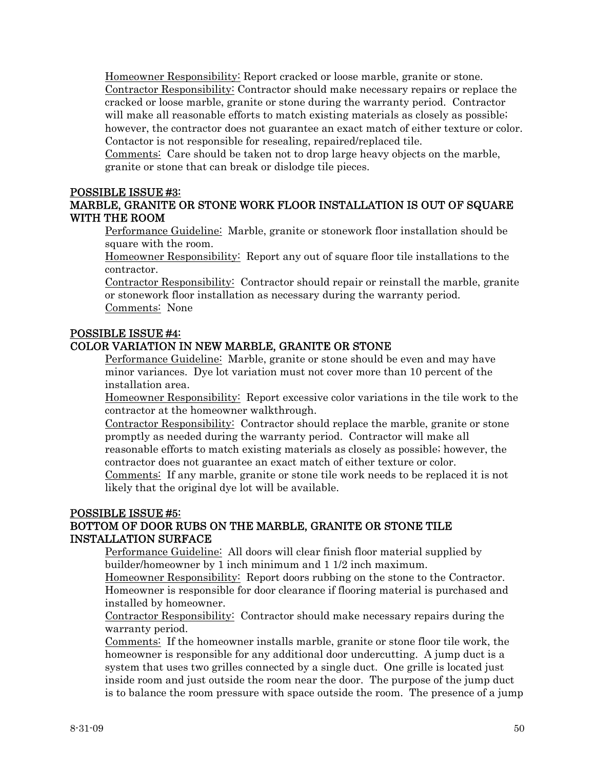<u>Homeowner Responsibility:</u> Report cracked or loose marble, granite or stone.
<u>Contractor Responsibility:</u> Contractor should make necessary repairs or replace the cracked or loose marble, granite or stone during the warranty period. Contractor will make all reasonable efforts to match existing materials as closely as possible; however, the contractor does not guarantee an exact match of either texture or color. Contactor is not responsible for resealing, repaired/replaced tile.
<u>Comments:</u> Care should be taken not to drop large heavy objects on the marble, granite or stone that can break or dislodge tile pieces.

## POSSIBLE ISSUE #3:
## MARBLE, GRANITE OR STONE WORK FLOOR INSTALLATION IS OUT OF SQUARE WITH THE ROOM

<u>Performance Guideline:</u> Marble, granite or stonework floor installation should be square with the room.
<u>Homeowner Responsibility:</u> Report any out of square floor tile installations to the contractor.
<u>Contractor Responsibility:</u> Contractor should repair or reinstall the marble, granite or stonework floor installation as necessary during the warranty period.
<u>Comments:</u> None

## POSSIBLE ISSUE #4:
## COLOR VARIATION IN NEW MARBLE, GRANITE OR STONE

<u>Performance Guideline:</u> Marble, granite or stone should be even and may have minor variances. Dye lot variation must not cover more than 10 percent of the installation area.
<u>Homeowner Responsibility:</u> Report excessive color variations in the tile work to the contractor at the homeowner walkthrough.
<u>Contractor Responsibility:</u> Contractor should replace the marble, granite or stone promptly as needed during the warranty period. Contractor will make all reasonable efforts to match existing materials as closely as possible; however, the contractor does not guarantee an exact match of either texture or color.
<u>Comments:</u> If any marble, granite or stone tile work needs to be replaced it is not likely that the original dye lot will be available.

## POSSIBLE ISSUE #5:
## BOTTOM OF DOOR RUBS ON THE MARBLE, GRANITE OR STONE TILE INSTALLATION SURFACE

<u>Performance Guideline:</u> All doors will clear finish floor material supplied by builder/homeowner by 1 inch minimum and 1 1/2 inch maximum.
<u>Homeowner Responsibility:</u> Report doors rubbing on the stone to the Contractor. Homeowner is responsible for door clearance if flooring material is purchased and installed by homeowner.
<u>Contractor Responsibility:</u> Contractor should make necessary repairs during the warranty period.
<u>Comments:</u> If the homeowner installs marble, granite or stone floor tile work, the homeowner is responsible for any additional door undercutting. A jump duct is a system that uses two grilles connected by a single duct. One grille is located just inside room and just outside the room near the door. The purpose of the jump duct is to balance the room pressure with space outside the room. The presence of a jump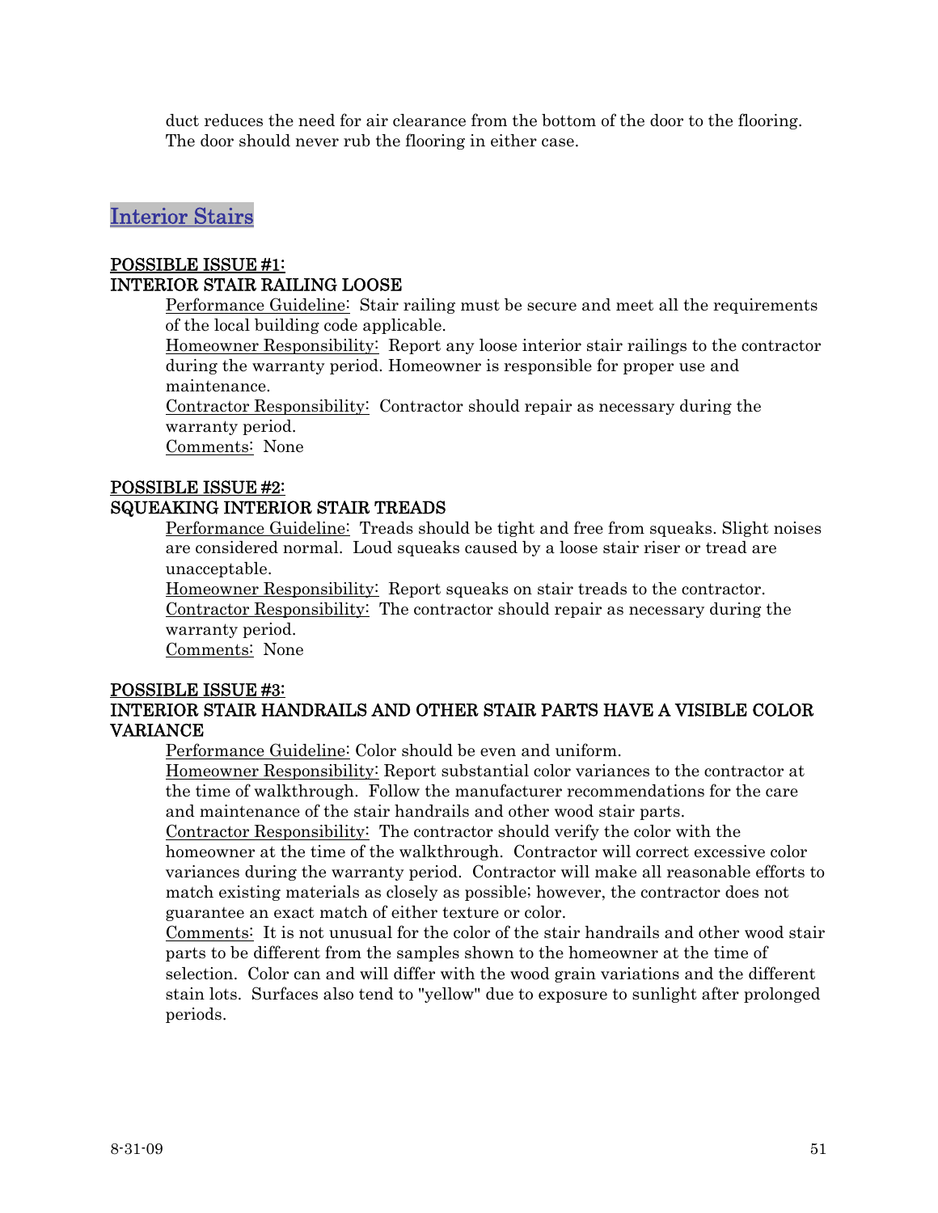duct reduces the need for air clearance from the bottom of the door to the flooring. The door should never rub the flooring in either case.

## Interior Stairs

### POSSIBLE ISSUE #1:
### INTERIOR STAIR RAILING LOOSE

Performance Guideline: Stair railing must be secure and meet all the requirements of the local building code applicable.
Homeowner Responsibility: Report any loose interior stair railings to the contractor during the warranty period. Homeowner is responsible for proper use and maintenance.
Contractor Responsibility: Contractor should repair as necessary during the warranty period.
Comments: None

### POSSIBLE ISSUE #2:
### SQUEAKING INTERIOR STAIR TREADS

Performance Guideline: Treads should be tight and free from squeaks. Slight noises are considered normal. Loud squeaks caused by a loose stair riser or tread are unacceptable.
Homeowner Responsibility: Report squeaks on stair treads to the contractor.
Contractor Responsibility: The contractor should repair as necessary during the warranty period.
Comments: None

### POSSIBLE ISSUE #3:
### INTERIOR STAIR HANDRAILS AND OTHER STAIR PARTS HAVE A VISIBLE COLOR VARIANCE

Performance Guideline: Color should be even and uniform.
Homeowner Responsibility: Report substantial color variances to the contractor at the time of walkthrough. Follow the manufacturer recommendations for the care and maintenance of the stair handrails and other wood stair parts.
Contractor Responsibility: The contractor should verify the color with the homeowner at the time of the walkthrough. Contractor will correct excessive color variances during the warranty period. Contractor will make all reasonable efforts to match existing materials as closely as possible; however, the contractor does not guarantee an exact match of either texture or color.
Comments: It is not unusual for the color of the stair handrails and other wood stair parts to be different from the samples shown to the homeowner at the time of selection. Color can and will differ with the wood grain variations and the different stain lots. Surfaces also tend to "yellow" due to exposure to sunlight after prolonged periods.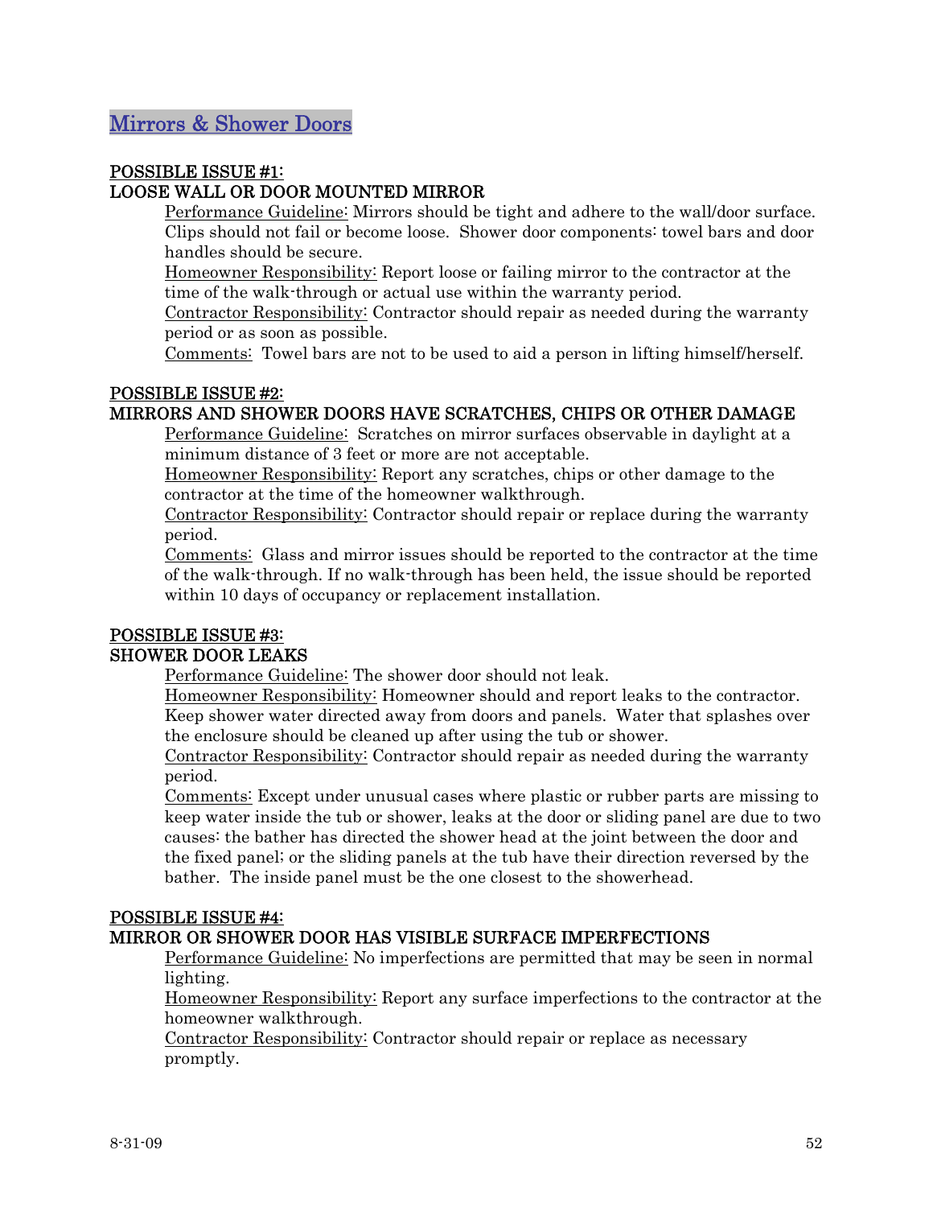## Mirrors & Shower Doors

**POSSIBLE ISSUE #1:**
**LOOSE WALL OR DOOR MOUNTED MIRROR**

Performance Guideline: Mirrors should be tight and adhere to the wall/door surface. Clips should not fail or become loose. Shower door components: towel bars and door handles should be secure.

Homeowner Responsibility: Report loose or failing mirror to the contractor at the time of the walk-through or actual use within the warranty period.

Contractor Responsibility: Contractor should repair as needed during the warranty period or as soon as possible.

Comments: Towel bars are not to be used to aid a person in lifting himself/herself.

**POSSIBLE ISSUE #2:**
**MIRRORS AND SHOWER DOORS HAVE SCRATCHES, CHIPS OR OTHER DAMAGE**

Performance Guideline: Scratches on mirror surfaces observable in daylight at a minimum distance of 3 feet or more are not acceptable.

Homeowner Responsibility: Report any scratches, chips or other damage to the contractor at the time of the homeowner walkthrough.

Contractor Responsibility: Contractor should repair or replace during the warranty period.

Comments: Glass and mirror issues should be reported to the contractor at the time of the walk-through. If no walk-through has been held, the issue should be reported within 10 days of occupancy or replacement installation.

**POSSIBLE ISSUE #3:**
**SHOWER DOOR LEAKS**

Performance Guideline: The shower door should not leak.

Homeowner Responsibility: Homeowner should and report leaks to the contractor. Keep shower water directed away from doors and panels. Water that splashes over the enclosure should be cleaned up after using the tub or shower.

Contractor Responsibility: Contractor should repair as needed during the warranty period.

Comments: Except under unusual cases where plastic or rubber parts are missing to keep water inside the tub or shower, leaks at the door or sliding panel are due to two causes: the bather has directed the shower head at the joint between the door and the fixed panel; or the sliding panels at the tub have their direction reversed by the bather. The inside panel must be the one closest to the showerhead.

**POSSIBLE ISSUE #4:**
**MIRROR OR SHOWER DOOR HAS VISIBLE SURFACE IMPERFECTIONS**

Performance Guideline: No imperfections are permitted that may be seen in normal lighting.

Homeowner Responsibility: Report any surface imperfections to the contractor at the homeowner walkthrough.

Contractor Responsibility: Contractor should repair or replace as necessary promptly.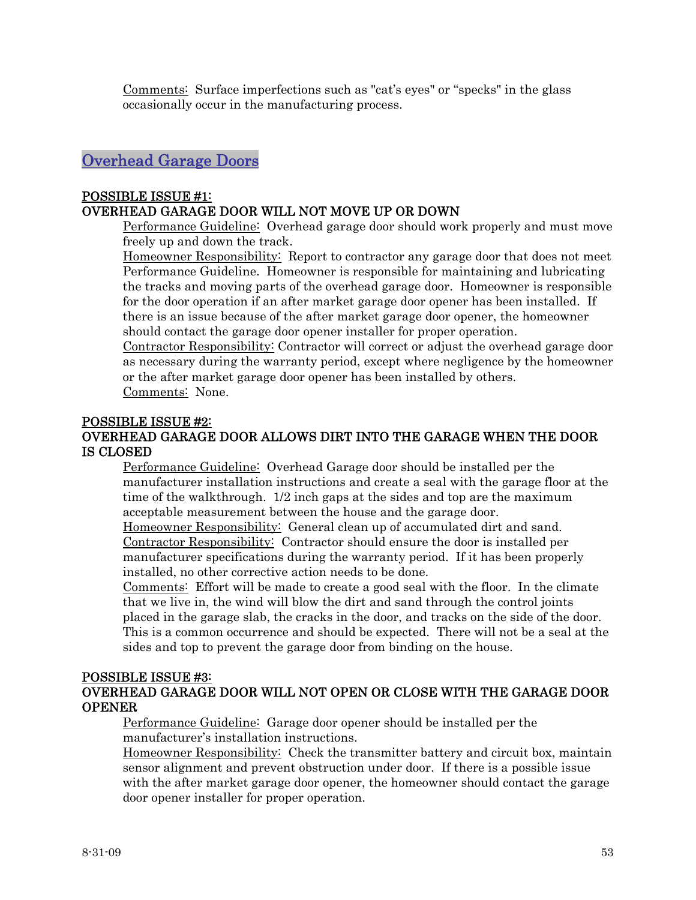Comments: Surface imperfections such as "cat's eyes" or "specks" in the glass occasionally occur in the manufacturing process.

## Overhead Garage Doors

### POSSIBLE ISSUE #1:
### OVERHEAD GARAGE DOOR WILL NOT MOVE UP OR DOWN

Performance Guideline: Overhead garage door should work properly and must move freely up and down the track.

Homeowner Responsibility: Report to contractor any garage door that does not meet Performance Guideline. Homeowner is responsible for maintaining and lubricating the tracks and moving parts of the overhead garage door. Homeowner is responsible for the door operation if an after market garage door opener has been installed. If there is an issue because of the after market garage door opener, the homeowner should contact the garage door opener installer for proper operation.

Contractor Responsibility: Contractor will correct or adjust the overhead garage door as necessary during the warranty period, except where negligence by the homeowner or the after market garage door opener has been installed by others.

Comments: None.

### POSSIBLE ISSUE #2:
### OVERHEAD GARAGE DOOR ALLOWS DIRT INTO THE GARAGE WHEN THE DOOR IS CLOSED

Performance Guideline: Overhead Garage door should be installed per the manufacturer installation instructions and create a seal with the garage floor at the time of the walkthrough. 1/2 inch gaps at the sides and top are the maximum acceptable measurement between the house and the garage door.

Homeowner Responsibility: General clean up of accumulated dirt and sand.

Contractor Responsibility: Contractor should ensure the door is installed per manufacturer specifications during the warranty period. If it has been properly installed, no other corrective action needs to be done.

Comments: Effort will be made to create a good seal with the floor. In the climate that we live in, the wind will blow the dirt and sand through the control joints placed in the garage slab, the cracks in the door, and tracks on the side of the door. This is a common occurrence and should be expected. There will not be a seal at the sides and top to prevent the garage door from binding on the house.

### POSSIBLE ISSUE #3:
### OVERHEAD GARAGE DOOR WILL NOT OPEN OR CLOSE WITH THE GARAGE DOOR OPENER

Performance Guideline: Garage door opener should be installed per the manufacturer's installation instructions.

Homeowner Responsibility: Check the transmitter battery and circuit box, maintain sensor alignment and prevent obstruction under door. If there is a possible issue with the after market garage door opener, the homeowner should contact the garage door opener installer for proper operation.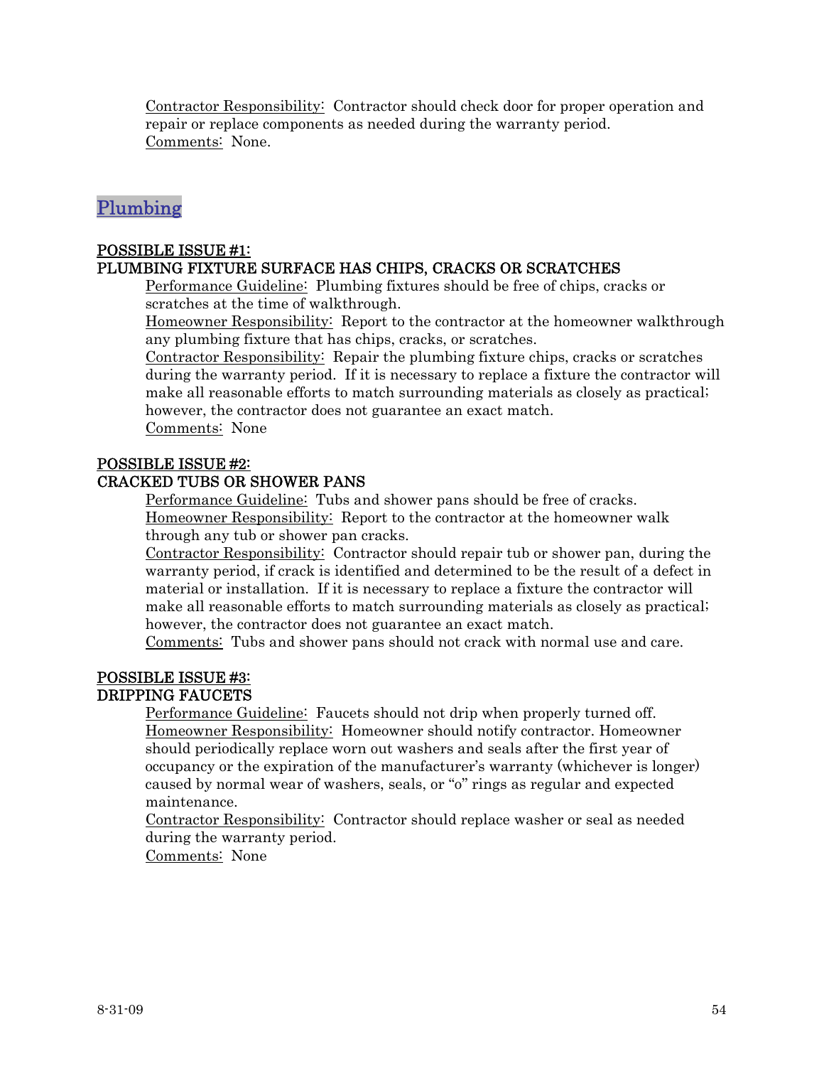Contractor Responsibility: Contractor should check door for proper operation and repair or replace components as needed during the warranty period.
Comments: None.

## Plumbing

**POSSIBLE ISSUE #1:**
**PLUMBING FIXTURE SURFACE HAS CHIPS, CRACKS OR SCRATCHES**

Performance Guideline: Plumbing fixtures should be free of chips, cracks or scratches at the time of walkthrough.
Homeowner Responsibility: Report to the contractor at the homeowner walkthrough any plumbing fixture that has chips, cracks, or scratches.
Contractor Responsibility: Repair the plumbing fixture chips, cracks or scratches during the warranty period. If it is necessary to replace a fixture the contractor will make all reasonable efforts to match surrounding materials as closely as practical; however, the contractor does not guarantee an exact match.
Comments: None

**POSSIBLE ISSUE #2:**
**CRACKED TUBS OR SHOWER PANS**

Performance Guideline: Tubs and shower pans should be free of cracks.
Homeowner Responsibility: Report to the contractor at the homeowner walk through any tub or shower pan cracks.
Contractor Responsibility: Contractor should repair tub or shower pan, during the warranty period, if crack is identified and determined to be the result of a defect in material or installation. If it is necessary to replace a fixture the contractor will make all reasonable efforts to match surrounding materials as closely as practical; however, the contractor does not guarantee an exact match.
Comments: Tubs and shower pans should not crack with normal use and care.

**POSSIBLE ISSUE #3:**
**DRIPPING FAUCETS**

Performance Guideline: Faucets should not drip when properly turned off.
Homeowner Responsibility: Homeowner should notify contractor. Homeowner should periodically replace worn out washers and seals after the first year of occupancy or the expiration of the manufacturer's warranty (whichever is longer) caused by normal wear of washers, seals, or "o" rings as regular and expected maintenance.
Contractor Responsibility: Contractor should replace washer or seal as needed during the warranty period.
Comments: None

8-31-09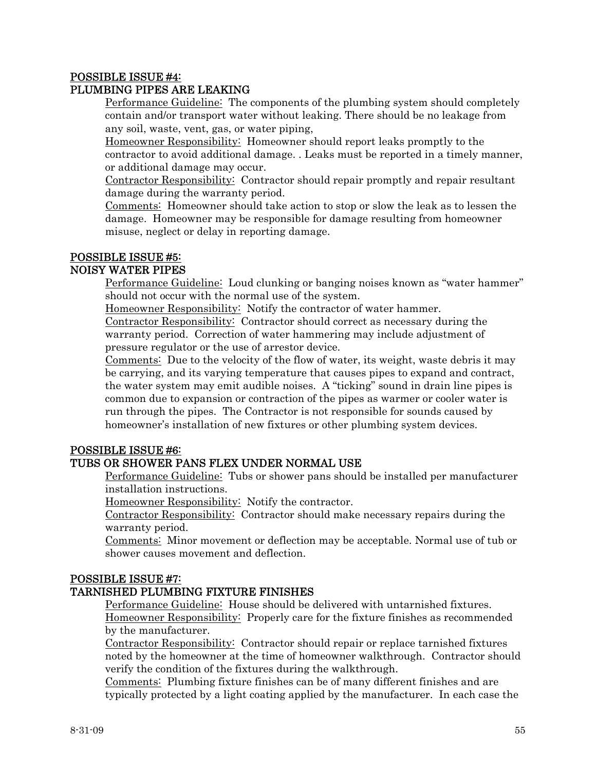**POSSIBLE ISSUE #4:**
**PLUMBING PIPES ARE LEAKING**

Performance Guideline: The components of the plumbing system should completely contain and/or transport water without leaking. There should be no leakage from any soil, waste, vent, gas, or water piping,

Homeowner Responsibility: Homeowner should report leaks promptly to the contractor to avoid additional damage. . Leaks must be reported in a timely manner, or additional damage may occur.

Contractor Responsibility: Contractor should repair promptly and repair resultant damage during the warranty period.

Comments: Homeowner should take action to stop or slow the leak as to lessen the damage. Homeowner may be responsible for damage resulting from homeowner misuse, neglect or delay in reporting damage.

**POSSIBLE ISSUE #5:**
**NOISY WATER PIPES**

Performance Guideline: Loud clunking or banging noises known as "water hammer" should not occur with the normal use of the system.

Homeowner Responsibility: Notify the contractor of water hammer.

Contractor Responsibility: Contractor should correct as necessary during the warranty period. Correction of water hammering may include adjustment of pressure regulator or the use of arrestor device.

Comments: Due to the velocity of the flow of water, its weight, waste debris it may be carrying, and its varying temperature that causes pipes to expand and contract, the water system may emit audible noises. A "ticking" sound in drain line pipes is common due to expansion or contraction of the pipes as warmer or cooler water is run through the pipes. The Contractor is not responsible for sounds caused by homeowner's installation of new fixtures or other plumbing system devices.

**POSSIBLE ISSUE #6:**
**TUBS OR SHOWER PANS FLEX UNDER NORMAL USE**

Performance Guideline: Tubs or shower pans should be installed per manufacturer installation instructions.

Homeowner Responsibility: Notify the contractor.

Contractor Responsibility: Contractor should make necessary repairs during the warranty period.

Comments: Minor movement or deflection may be acceptable. Normal use of tub or shower causes movement and deflection.

**POSSIBLE ISSUE #7:**
**TARNISHED PLUMBING FIXTURE FINISHES**

Performance Guideline: House should be delivered with untarnished fixtures.

Homeowner Responsibility: Properly care for the fixture finishes as recommended by the manufacturer.

Contractor Responsibility: Contractor should repair or replace tarnished fixtures noted by the homeowner at the time of homeowner walkthrough. Contractor should verify the condition of the fixtures during the walkthrough.

Comments: Plumbing fixture finishes can be of many different finishes and are typically protected by a light coating applied by the manufacturer. In each case the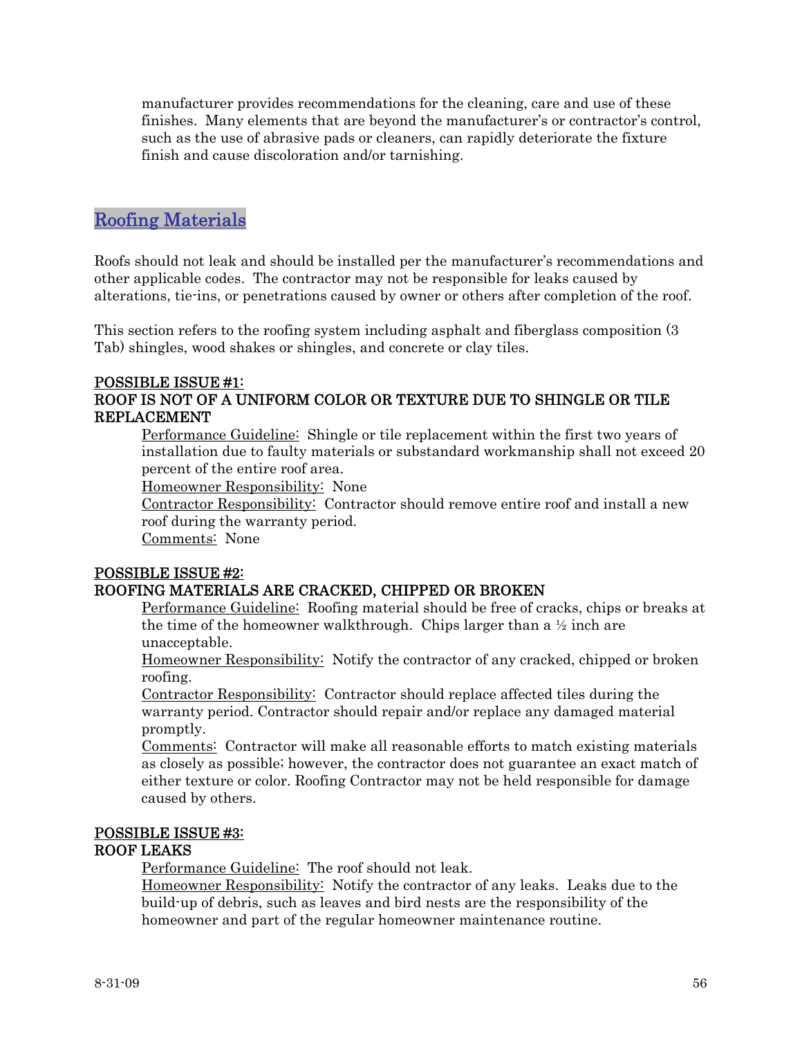manufacturer provides recommendations for the cleaning, care and use of these finishes. Many elements that are beyond the manufacturer's or contractor's control, such as the use of abrasive pads or cleaners, can rapidly deteriorate the fixture finish and cause discoloration and/or tarnishing.

## Roofing Materials

Roofs should not leak and should be installed per the manufacturer's recommendations and other applicable codes. The contractor may not be responsible for leaks caused by alterations, tie-ins, or penetrations caused by owner or others after completion of the roof.

This section refers to the roofing system including asphalt and fiberglass composition (3 Tab) shingles, wood shakes or shingles, and concrete or clay tiles.

**POSSIBLE ISSUE #1:**
**ROOF IS NOT OF A UNIFORM COLOR OR TEXTURE DUE TO SHINGLE OR TILE REPLACEMENT**

Performance Guideline: Shingle or tile replacement within the first two years of installation due to faulty materials or substandard workmanship shall not exceed 20 percent of the entire roof area.

Homeowner Responsibility: None

Contractor Responsibility: Contractor should remove entire roof and install a new roof during the warranty period.

Comments: None

**POSSIBLE ISSUE #2:**
**ROOFING MATERIALS ARE CRACKED, CHIPPED OR BROKEN**

Performance Guideline: Roofing material should be free of cracks, chips or breaks at the time of the homeowner walkthrough. Chips larger than a ½ inch are unacceptable.

Homeowner Responsibility: Notify the contractor of any cracked, chipped or broken roofing.

Contractor Responsibility: Contractor should replace affected tiles during the warranty period. Contractor should repair and/or replace any damaged material promptly.

Comments: Contractor will make all reasonable efforts to match existing materials as closely as possible; however, the contractor does not guarantee an exact match of either texture or color. Roofing Contractor may not be held responsible for damage caused by others.

**POSSIBLE ISSUE #3:**
**ROOF LEAKS**

Performance Guideline: The roof should not leak.

Homeowner Responsibility: Notify the contractor of any leaks. Leaks due to the build-up of debris, such as leaves and bird nests are the responsibility of the homeowner and part of the regular homeowner maintenance routine.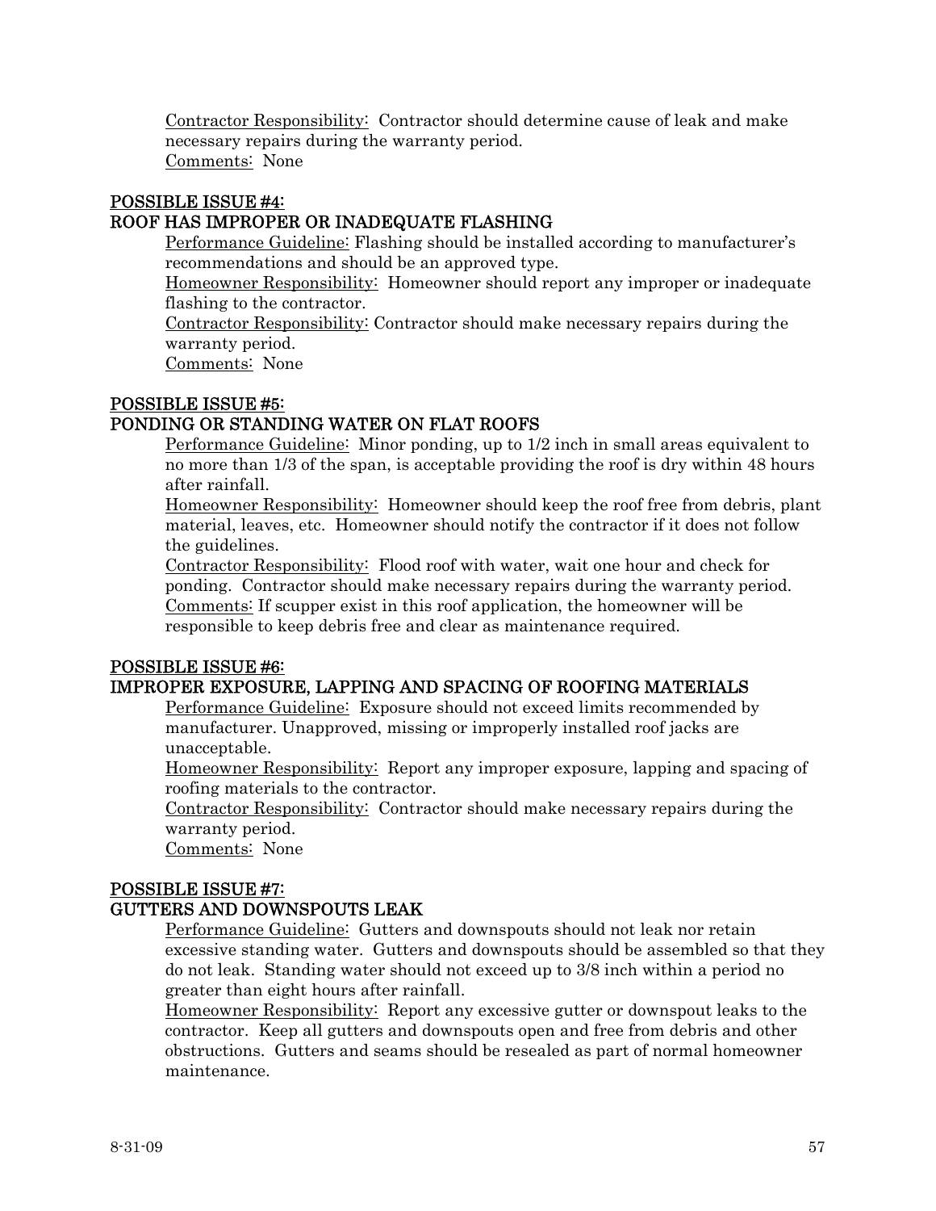Contractor Responsibility: Contractor should determine cause of leak and make necessary repairs during the warranty period.
Comments: None

### POSSIBLE ISSUE #4:
### ROOF HAS IMPROPER OR INADEQUATE FLASHING

Performance Guideline: Flashing should be installed according to manufacturer's recommendations and should be an approved type.
Homeowner Responsibility: Homeowner should report any improper or inadequate flashing to the contractor.
Contractor Responsibility: Contractor should make necessary repairs during the warranty period.
Comments: None

### POSSIBLE ISSUE #5:
### PONDING OR STANDING WATER ON FLAT ROOFS

Performance Guideline: Minor ponding, up to 1/2 inch in small areas equivalent to no more than 1/3 of the span, is acceptable providing the roof is dry within 48 hours after rainfall.
Homeowner Responsibility: Homeowner should keep the roof free from debris, plant material, leaves, etc. Homeowner should notify the contractor if it does not follow the guidelines.
Contractor Responsibility: Flood roof with water, wait one hour and check for ponding. Contractor should make necessary repairs during the warranty period.
Comments: If scupper exist in this roof application, the homeowner will be responsible to keep debris free and clear as maintenance required.

### POSSIBLE ISSUE #6:
### IMPROPER EXPOSURE, LAPPING AND SPACING OF ROOFING MATERIALS

Performance Guideline: Exposure should not exceed limits recommended by manufacturer. Unapproved, missing or improperly installed roof jacks are unacceptable.
Homeowner Responsibility: Report any improper exposure, lapping and spacing of roofing materials to the contractor.
Contractor Responsibility: Contractor should make necessary repairs during the warranty period.
Comments: None

### POSSIBLE ISSUE #7:
### GUTTERS AND DOWNSPOUTS LEAK

Performance Guideline: Gutters and downspouts should not leak nor retain excessive standing water. Gutters and downspouts should be assembled so that they do not leak. Standing water should not exceed up to 3/8 inch within a period no greater than eight hours after rainfall.
Homeowner Responsibility: Report any excessive gutter or downspout leaks to the contractor. Keep all gutters and downspouts open and free from debris and other obstructions. Gutters and seams should be resealed as part of normal homeowner maintenance.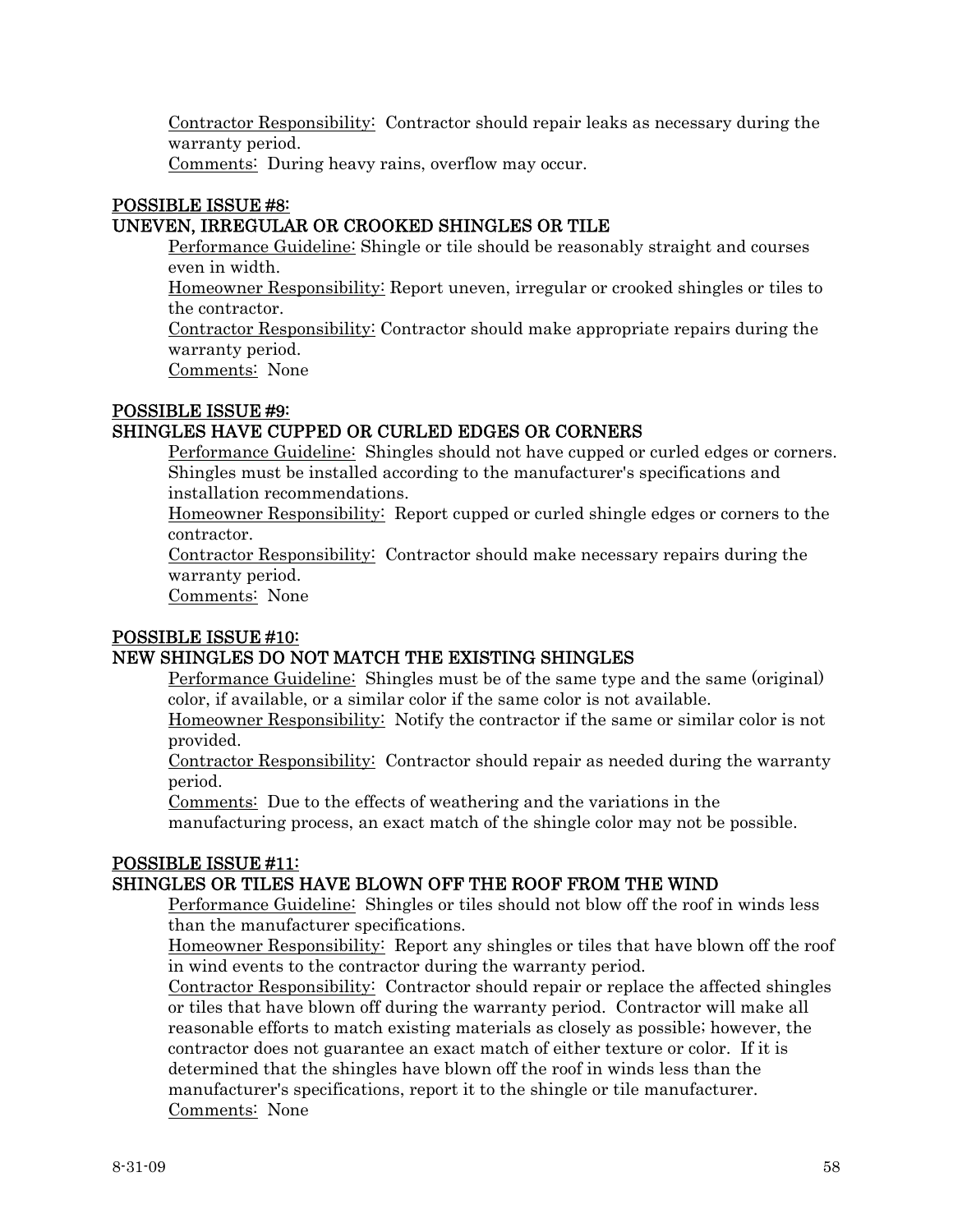Contractor Responsibility: Contractor should repair leaks as necessary during the warranty period.
Comments: During heavy rains, overflow may occur.

## POSSIBLE ISSUE #8:
## UNEVEN, IRREGULAR OR CROOKED SHINGLES OR TILE

Performance Guideline: Shingle or tile should be reasonably straight and courses even in width.
Homeowner Responsibility: Report uneven, irregular or crooked shingles or tiles to the contractor.
Contractor Responsibility: Contractor should make appropriate repairs during the warranty period.
Comments: None

## POSSIBLE ISSUE #9:
## SHINGLES HAVE CUPPED OR CURLED EDGES OR CORNERS

Performance Guideline: Shingles should not have cupped or curled edges or corners. Shingles must be installed according to the manufacturer's specifications and installation recommendations.
Homeowner Responsibility: Report cupped or curled shingle edges or corners to the contractor.
Contractor Responsibility: Contractor should make necessary repairs during the warranty period.
Comments: None

## POSSIBLE ISSUE #10:
## NEW SHINGLES DO NOT MATCH THE EXISTING SHINGLES

Performance Guideline: Shingles must be of the same type and the same (original) color, if available, or a similar color if the same color is not available.
Homeowner Responsibility: Notify the contractor if the same or similar color is not provided.
Contractor Responsibility: Contractor should repair as needed during the warranty period.
Comments: Due to the effects of weathering and the variations in the manufacturing process, an exact match of the shingle color may not be possible.

## POSSIBLE ISSUE #11:
## SHINGLES OR TILES HAVE BLOWN OFF THE ROOF FROM THE WIND

Performance Guideline: Shingles or tiles should not blow off the roof in winds less than the manufacturer specifications.
Homeowner Responsibility: Report any shingles or tiles that have blown off the roof in wind events to the contractor during the warranty period.
Contractor Responsibility: Contractor should repair or replace the affected shingles or tiles that have blown off during the warranty period. Contractor will make all reasonable efforts to match existing materials as closely as possible; however, the contractor does not guarantee an exact match of either texture or color. If it is determined that the shingles have blown off the roof in winds less than the manufacturer's specifications, report it to the shingle or tile manufacturer.
Comments: None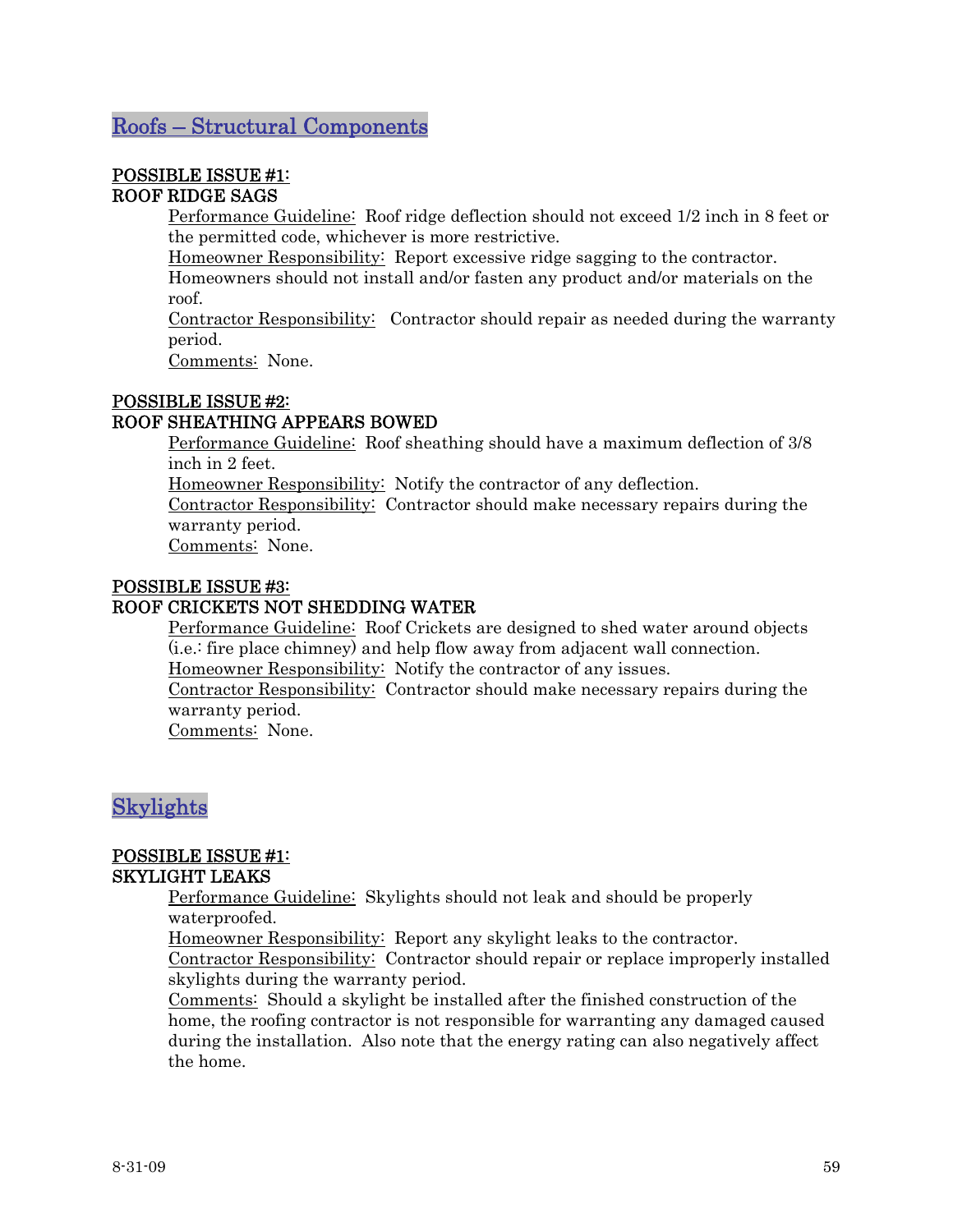## Roofs – Structural Components

**POSSIBLE ISSUE #1:**
**ROOF RIDGE SAGS**

Performance Guideline: Roof ridge deflection should not exceed 1/2 inch in 8 feet or the permitted code, whichever is more restrictive.

Homeowner Responsibility: Report excessive ridge sagging to the contractor. Homeowners should not install and/or fasten any product and/or materials on the roof.

Contractor Responsibility: Contractor should repair as needed during the warranty period.

Comments: None.

**POSSIBLE ISSUE #2:**
**ROOF SHEATHING APPEARS BOWED**

Performance Guideline: Roof sheathing should have a maximum deflection of 3/8 inch in 2 feet.

Homeowner Responsibility: Notify the contractor of any deflection.

Contractor Responsibility: Contractor should make necessary repairs during the warranty period.

Comments: None.

**POSSIBLE ISSUE #3:**
**ROOF CRICKETS NOT SHEDDING WATER**

Performance Guideline: Roof Crickets are designed to shed water around objects (i.e.: fire place chimney) and help flow away from adjacent wall connection.

Homeowner Responsibility: Notify the contractor of any issues.

Contractor Responsibility: Contractor should make necessary repairs during the warranty period.

Comments: None.

## Skylights

**POSSIBLE ISSUE #1:**
**SKYLIGHT LEAKS**

Performance Guideline: Skylights should not leak and should be properly waterproofed.

Homeowner Responsibility: Report any skylight leaks to the contractor.

Contractor Responsibility: Contractor should repair or replace improperly installed skylights during the warranty period.

Comments: Should a skylight be installed after the finished construction of the home, the roofing contractor is not responsible for warranting any damaged caused during the installation. Also note that the energy rating can also negatively affect the home.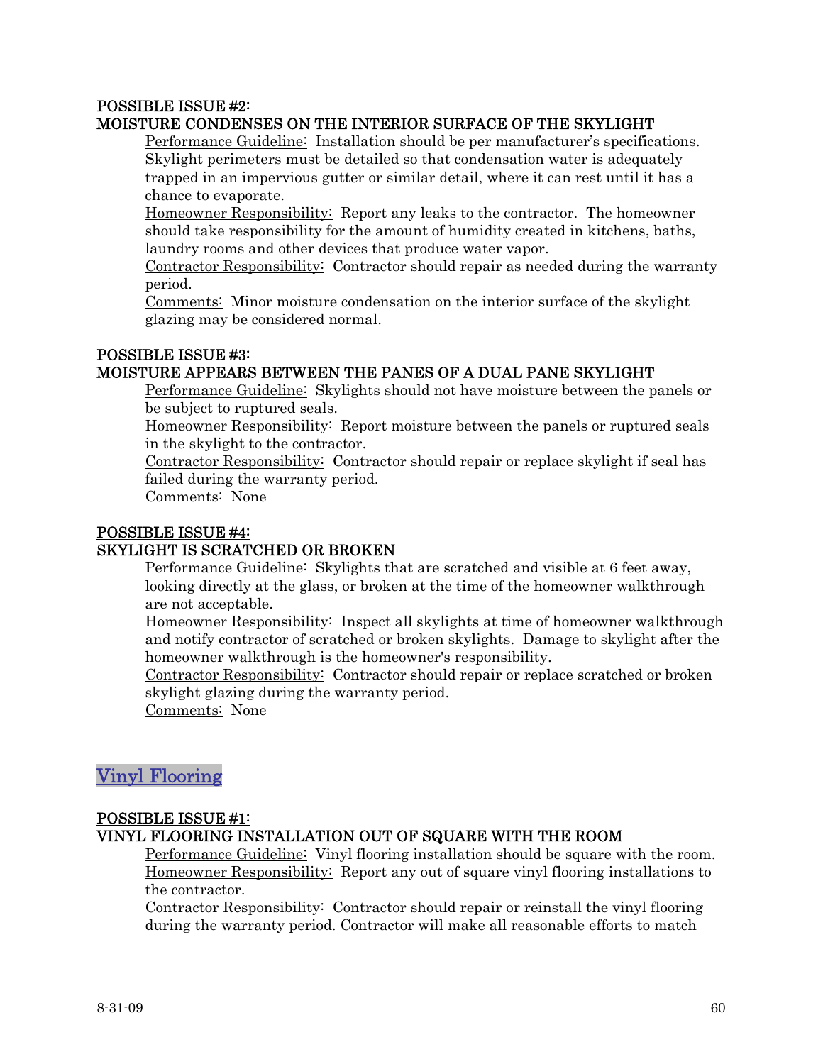**POSSIBLE ISSUE #2:**
**MOISTURE CONDENSES ON THE INTERIOR SURFACE OF THE SKYLIGHT**

Performance Guideline: Installation should be per manufacturer's specifications. Skylight perimeters must be detailed so that condensation water is adequately trapped in an impervious gutter or similar detail, where it can rest until it has a chance to evaporate.

Homeowner Responsibility: Report any leaks to the contractor. The homeowner should take responsibility for the amount of humidity created in kitchens, baths, laundry rooms and other devices that produce water vapor.

Contractor Responsibility: Contractor should repair as needed during the warranty period.

Comments: Minor moisture condensation on the interior surface of the skylight glazing may be considered normal.

**POSSIBLE ISSUE #3:**
**MOISTURE APPEARS BETWEEN THE PANES OF A DUAL PANE SKYLIGHT**

Performance Guideline: Skylights should not have moisture between the panels or be subject to ruptured seals.

Homeowner Responsibility: Report moisture between the panels or ruptured seals in the skylight to the contractor.

Contractor Responsibility: Contractor should repair or replace skylight if seal has failed during the warranty period.

Comments: None

**POSSIBLE ISSUE #4:**
**SKYLIGHT IS SCRATCHED OR BROKEN**

Performance Guideline: Skylights that are scratched and visible at 6 feet away, looking directly at the glass, or broken at the time of the homeowner walkthrough are not acceptable.

Homeowner Responsibility: Inspect all skylights at time of homeowner walkthrough and notify contractor of scratched or broken skylights. Damage to skylight after the homeowner walkthrough is the homeowner's responsibility.

Contractor Responsibility: Contractor should repair or replace scratched or broken skylight glazing during the warranty period.

Comments: None

## Vinyl Flooring

**POSSIBLE ISSUE #1:**
**VINYL FLOORING INSTALLATION OUT OF SQUARE WITH THE ROOM**

Performance Guideline: Vinyl flooring installation should be square with the room.

Homeowner Responsibility: Report any out of square vinyl flooring installations to the contractor.

Contractor Responsibility: Contractor should repair or reinstall the vinyl flooring during the warranty period. Contractor will make all reasonable efforts to match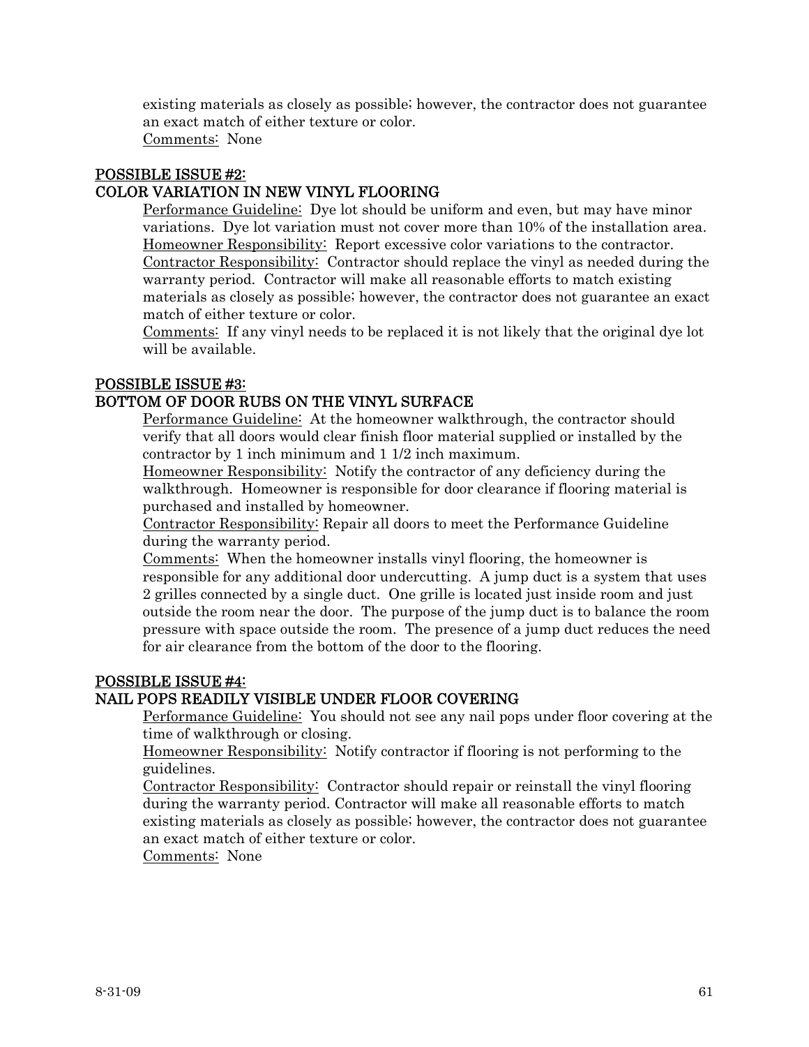existing materials as closely as possible; however, the contractor does not guarantee an exact match of either texture or color.
Comments: None

### POSSIBLE ISSUE #2:
### COLOR VARIATION IN NEW VINYL FLOORING

Performance Guideline: Dye lot should be uniform and even, but may have minor variations. Dye lot variation must not cover more than 10% of the installation area.
Homeowner Responsibility: Report excessive color variations to the contractor.
Contractor Responsibility: Contractor should replace the vinyl as needed during the warranty period. Contractor will make all reasonable efforts to match existing materials as closely as possible; however, the contractor does not guarantee an exact match of either texture or color.
Comments: If any vinyl needs to be replaced it is not likely that the original dye lot will be available.

### POSSIBLE ISSUE #3:
### BOTTOM OF DOOR RUBS ON THE VINYL SURFACE

Performance Guideline: At the homeowner walkthrough, the contractor should verify that all doors would clear finish floor material supplied or installed by the contractor by 1 inch minimum and 1 1/2 inch maximum.
Homeowner Responsibility: Notify the contractor of any deficiency during the walkthrough. Homeowner is responsible for door clearance if flooring material is purchased and installed by homeowner.
Contractor Responsibility: Repair all doors to meet the Performance Guideline during the warranty period.
Comments: When the homeowner installs vinyl flooring, the homeowner is responsible for any additional door undercutting. A jump duct is a system that uses 2 grilles connected by a single duct. One grille is located just inside room and just outside the room near the door. The purpose of the jump duct is to balance the room pressure with space outside the room. The presence of a jump duct reduces the need for air clearance from the bottom of the door to the flooring.

### POSSIBLE ISSUE #4:
### NAIL POPS READILY VISIBLE UNDER FLOOR COVERING

Performance Guideline: You should not see any nail pops under floor covering at the time of walkthrough or closing.
Homeowner Responsibility: Notify contractor if flooring is not performing to the guidelines.
Contractor Responsibility: Contractor should repair or reinstall the vinyl flooring during the warranty period. Contractor will make all reasonable efforts to match existing materials as closely as possible; however, the contractor does not guarantee an exact match of either texture or color.
Comments: None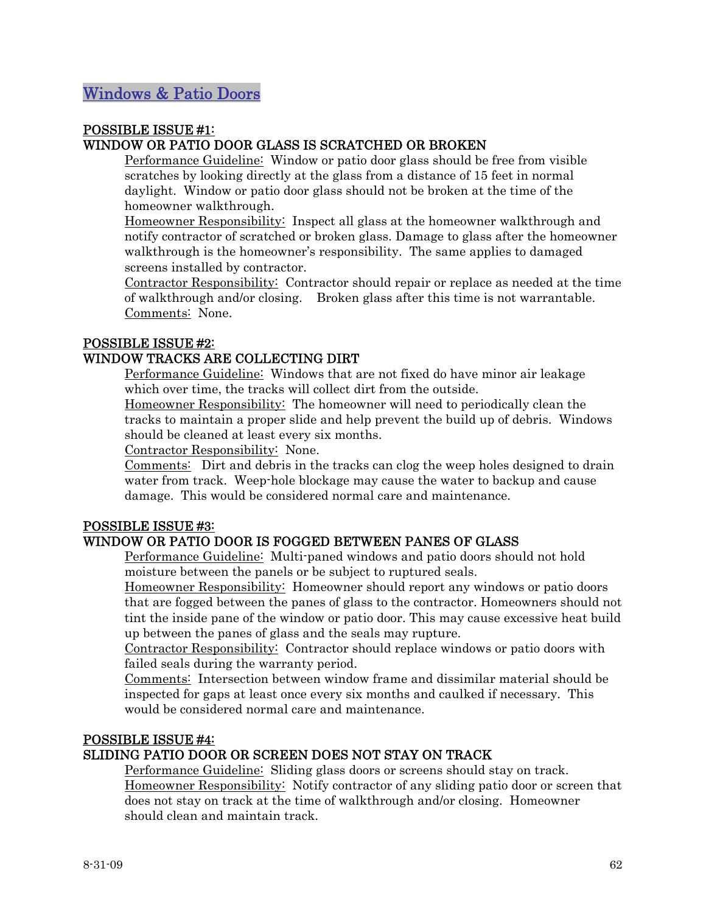## Windows & Patio Doors

**POSSIBLE ISSUE #1:**
**WINDOW OR PATIO DOOR GLASS IS SCRATCHED OR BROKEN**

Performance Guideline: Window or patio door glass should be free from visible scratches by looking directly at the glass from a distance of 15 feet in normal daylight. Window or patio door glass should not be broken at the time of the homeowner walkthrough.
Homeowner Responsibility: Inspect all glass at the homeowner walkthrough and notify contractor of scratched or broken glass. Damage to glass after the homeowner walkthrough is the homeowner's responsibility. The same applies to damaged screens installed by contractor.
Contractor Responsibility: Contractor should repair or replace as needed at the time of walkthrough and/or closing. Broken glass after this time is not warrantable.
Comments: None.

**POSSIBLE ISSUE #2:**
**WINDOW TRACKS ARE COLLECTING DIRT**

Performance Guideline: Windows that are not fixed do have minor air leakage which over time, the tracks will collect dirt from the outside.
Homeowner Responsibility: The homeowner will need to periodically clean the tracks to maintain a proper slide and help prevent the build up of debris. Windows should be cleaned at least every six months.
Contractor Responsibility: None.
Comments: Dirt and debris in the tracks can clog the weep holes designed to drain water from track. Weep-hole blockage may cause the water to backup and cause damage. This would be considered normal care and maintenance.

**POSSIBLE ISSUE #3:**
**WINDOW OR PATIO DOOR IS FOGGED BETWEEN PANES OF GLASS**

Performance Guideline: Multi-paned windows and patio doors should not hold moisture between the panels or be subject to ruptured seals.
Homeowner Responsibility: Homeowner should report any windows or patio doors that are fogged between the panes of glass to the contractor. Homeowners should not tint the inside pane of the window or patio door. This may cause excessive heat build up between the panes of glass and the seals may rupture.
Contractor Responsibility: Contractor should replace windows or patio doors with failed seals during the warranty period.
Comments: Intersection between window frame and dissimilar material should be inspected for gaps at least once every six months and caulked if necessary. This would be considered normal care and maintenance.

**POSSIBLE ISSUE #4:**
**SLIDING PATIO DOOR OR SCREEN DOES NOT STAY ON TRACK**

Performance Guideline: Sliding glass doors or screens should stay on track.
Homeowner Responsibility: Notify contractor of any sliding patio door or screen that does not stay on track at the time of walkthrough and/or closing. Homeowner should clean and maintain track.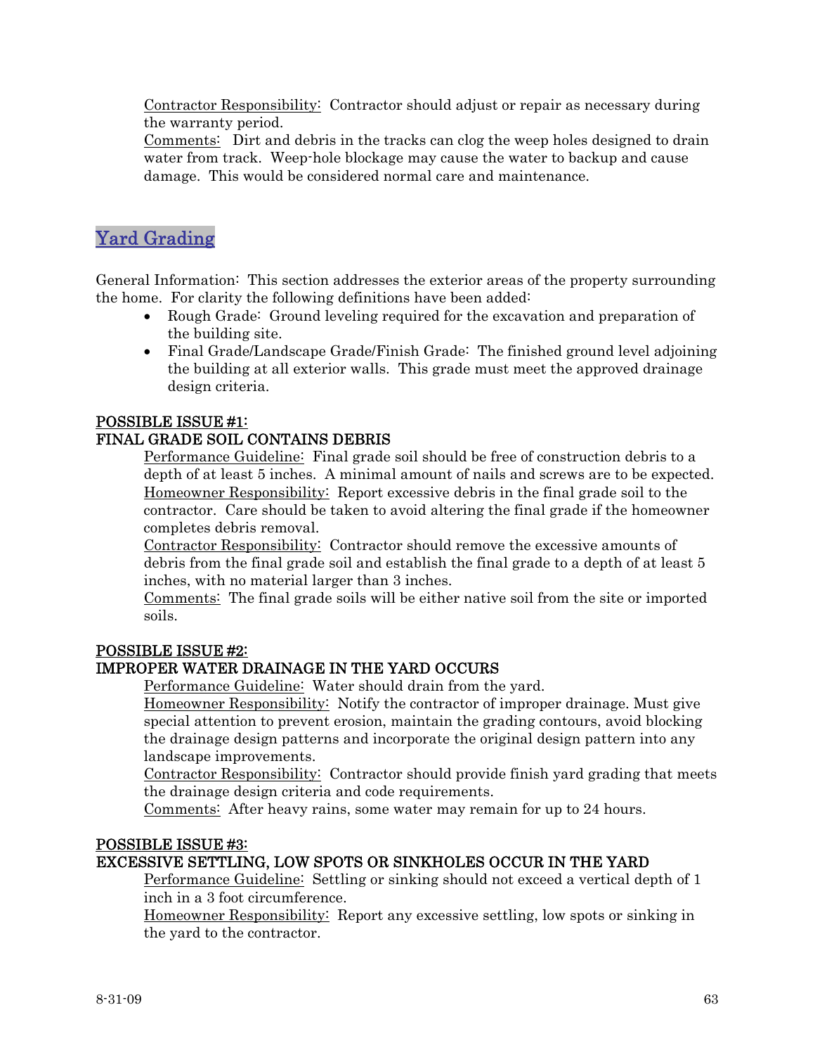Contractor Responsibility: Contractor should adjust or repair as necessary during the warranty period.
Comments: Dirt and debris in the tracks can clog the weep holes designed to drain water from track. Weep-hole blockage may cause the water to backup and cause damage. This would be considered normal care and maintenance.

## Yard Grading

General Information: This section addresses the exterior areas of the property surrounding the home. For clarity the following definitions have been added:

- Rough Grade: Ground leveling required for the excavation and preparation of the building site.
- Final Grade/Landscape Grade/Finish Grade: The finished ground level adjoining the building at all exterior walls. This grade must meet the approved drainage design criteria.

### POSSIBLE ISSUE #1:
### FINAL GRADE SOIL CONTAINS DEBRIS

Performance Guideline: Final grade soil should be free of construction debris to a depth of at least 5 inches. A minimal amount of nails and screws are to be expected.
Homeowner Responsibility: Report excessive debris in the final grade soil to the contractor. Care should be taken to avoid altering the final grade if the homeowner completes debris removal.
Contractor Responsibility: Contractor should remove the excessive amounts of debris from the final grade soil and establish the final grade to a depth of at least 5 inches, with no material larger than 3 inches.
Comments: The final grade soils will be either native soil from the site or imported soils.

### POSSIBLE ISSUE #2:
### IMPROPER WATER DRAINAGE IN THE YARD OCCURS

Performance Guideline: Water should drain from the yard.
Homeowner Responsibility: Notify the contractor of improper drainage. Must give special attention to prevent erosion, maintain the grading contours, avoid blocking the drainage design patterns and incorporate the original design pattern into any landscape improvements.
Contractor Responsibility: Contractor should provide finish yard grading that meets the drainage design criteria and code requirements.
Comments: After heavy rains, some water may remain for up to 24 hours.

### POSSIBLE ISSUE #3:
### EXCESSIVE SETTLING, LOW SPOTS OR SINKHOLES OCCUR IN THE YARD

Performance Guideline: Settling or sinking should not exceed a vertical depth of 1 inch in a 3 foot circumference.
Homeowner Responsibility: Report any excessive settling, low spots or sinking in the yard to the contractor.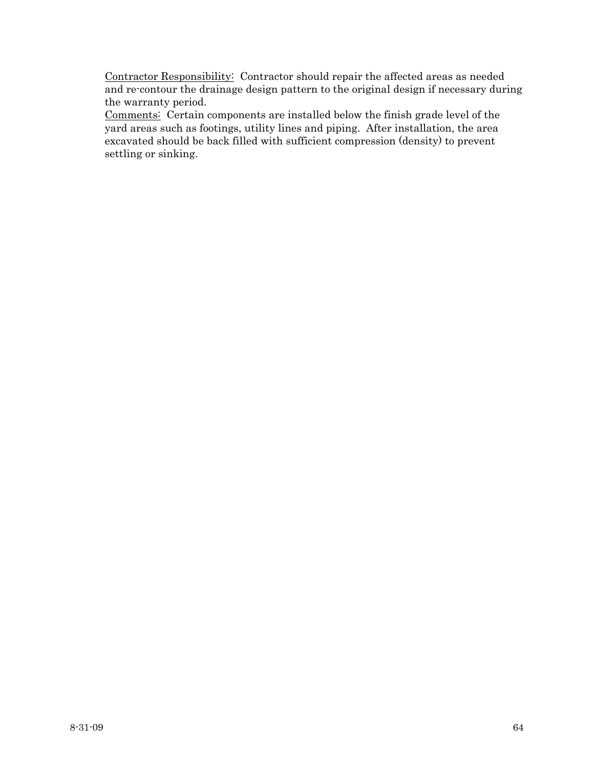Contractor Responsibility: Contractor should repair the affected areas as needed and re-contour the drainage design pattern to the original design if necessary during the warranty period.

Comments: Certain components are installed below the finish grade level of the yard areas such as footings, utility lines and piping. After installation, the area excavated should be back filled with sufficient compression (density) to prevent settling or sinking.